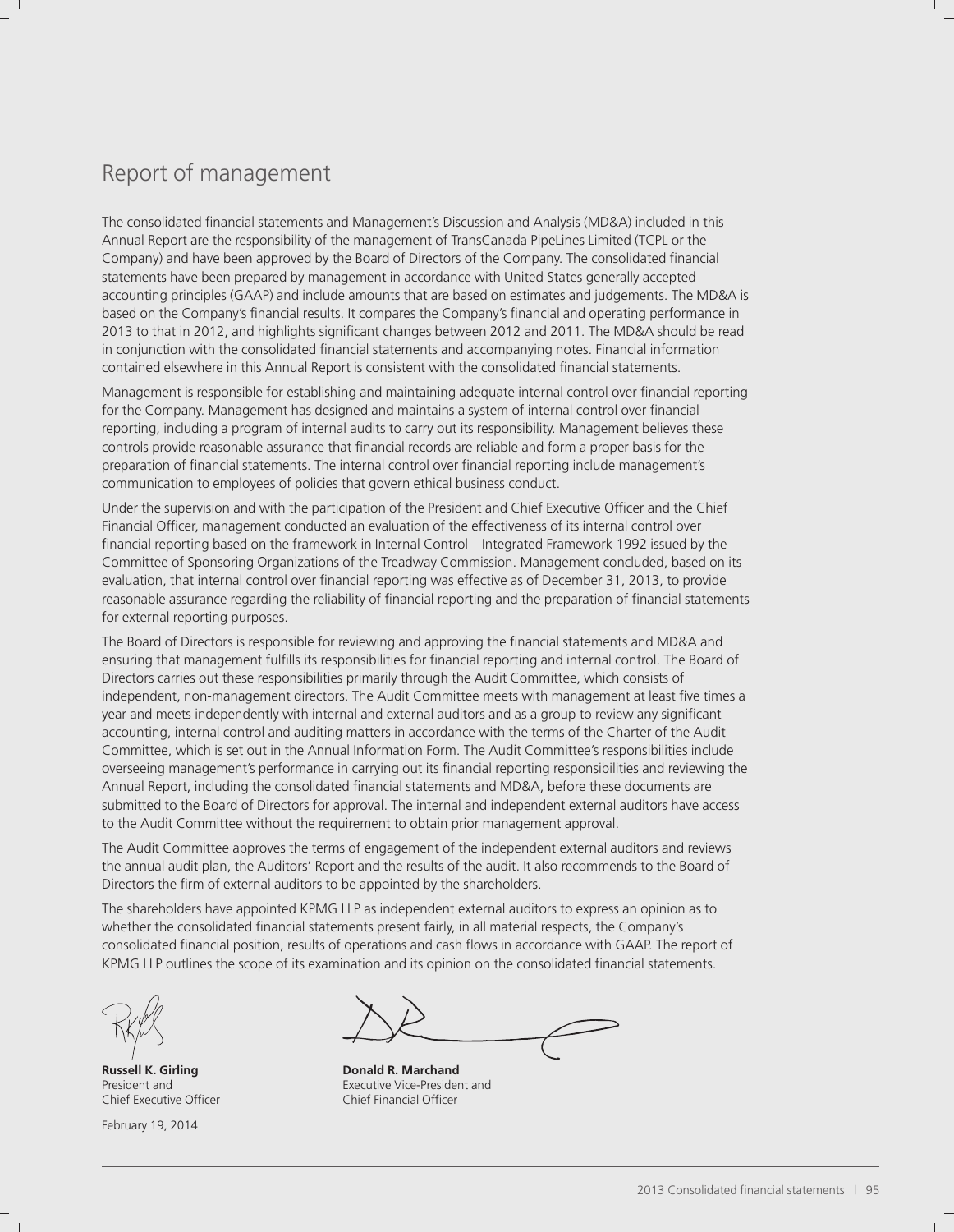# Report of management

The consolidated financial statements and Management's Discussion and Analysis (MD&A) included in this Annual Report are the responsibility of the management of TransCanada PipeLines Limited (TCPL or the Company) and have been approved by the Board of Directors of the Company. The consolidated financial statements have been prepared by management in accordance with United States generally accepted accounting principles (GAAP) and include amounts that are based on estimates and judgements. The MD&A is based on the Company's financial results. It compares the Company's financial and operating performance in 2013 to that in 2012, and highlights significant changes between 2012 and 2011. The MD&A should be read in conjunction with the consolidated financial statements and accompanying notes. Financial information contained elsewhere in this Annual Report is consistent with the consolidated financial statements.

Management is responsible for establishing and maintaining adequate internal control over financial reporting for the Company. Management has designed and maintains a system of internal control over financial reporting, including a program of internal audits to carry out its responsibility. Management believes these controls provide reasonable assurance that financial records are reliable and form a proper basis for the preparation of financial statements. The internal control over financial reporting include management's communication to employees of policies that govern ethical business conduct.

Under the supervision and with the participation of the President and Chief Executive Officer and the Chief Financial Officer, management conducted an evaluation of the effectiveness of its internal control over financial reporting based on the framework in Internal Control – Integrated Framework 1992 issued by the Committee of Sponsoring Organizations of the Treadway Commission. Management concluded, based on its evaluation, that internal control over financial reporting was effective as of December 31, 2013, to provide reasonable assurance regarding the reliability of financial reporting and the preparation of financial statements for external reporting purposes.

The Board of Directors is responsible for reviewing and approving the financial statements and MD&A and ensuring that management fulfills its responsibilities for financial reporting and internal control. The Board of Directors carries out these responsibilities primarily through the Audit Committee, which consists of independent, non-management directors. The Audit Committee meets with management at least five times a year and meets independently with internal and external auditors and as a group to review any significant accounting, internal control and auditing matters in accordance with the terms of the Charter of the Audit Committee, which is set out in the Annual Information Form. The Audit Committee's responsibilities include overseeing management's performance in carrying out its financial reporting responsibilities and reviewing the Annual Report, including the consolidated financial statements and MD&A, before these documents are submitted to the Board of Directors for approval. The internal and independent external auditors have access to the Audit Committee without the requirement to obtain prior management approval.

The Audit Committee approves the terms of engagement of the independent external auditors and reviews the annual audit plan, the Auditors' Report and the results of the audit. It also recommends to the Board of Directors the firm of external auditors to be appointed by the shareholders.

The shareholders have appointed KPMG LLP as independent external auditors to express an opinion as to whether the consolidated financial statements present fairly, in all material respects, the Company's consolidated financial position, results of operations and cash flows in accordance with GAAP. The report of KPMG LLP outlines the scope of its examination and its opinion on the consolidated financial statements.

**Russell K. Girling**
President and
Chief Executive Officer

**Donald R. Marchand**
Executive Vice-President and
Chief Financial Officer

February 19, 2014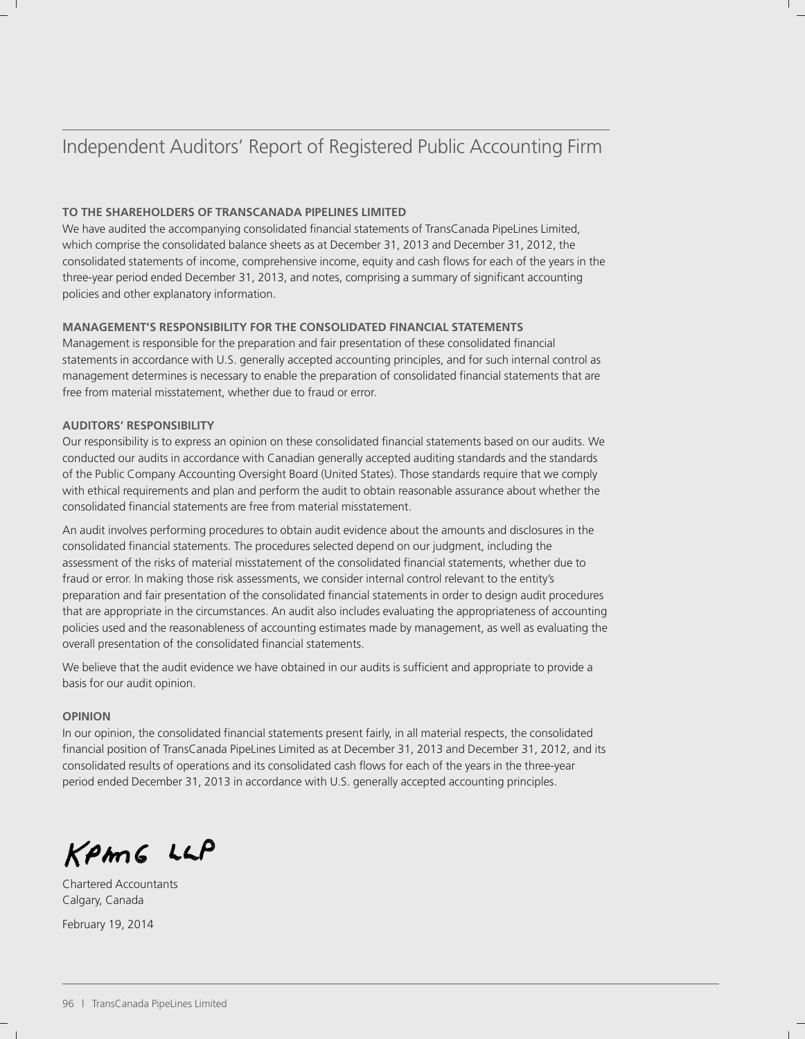# Independent Auditors' Report of Registered Public Accounting Firm

**TO THE SHAREHOLDERS OF TRANSCANADA PIPELINES LIMITED**

We have audited the accompanying consolidated financial statements of TransCanada PipeLines Limited, which comprise the consolidated balance sheets as at December 31, 2013 and December 31, 2012, the consolidated statements of income, comprehensive income, equity and cash flows for each of the years in the three-year period ended December 31, 2013, and notes, comprising a summary of significant accounting policies and other explanatory information.

**MANAGEMENT'S RESPONSIBILITY FOR THE CONSOLIDATED FINANCIAL STATEMENTS**

Management is responsible for the preparation and fair presentation of these consolidated financial statements in accordance with U.S. generally accepted accounting principles, and for such internal control as management determines is necessary to enable the preparation of consolidated financial statements that are free from material misstatement, whether due to fraud or error.

**AUDITORS' RESPONSIBILITY**

Our responsibility is to express an opinion on these consolidated financial statements based on our audits. We conducted our audits in accordance with Canadian generally accepted auditing standards and the standards of the Public Company Accounting Oversight Board (United States). Those standards require that we comply with ethical requirements and plan and perform the audit to obtain reasonable assurance about whether the consolidated financial statements are free from material misstatement.

An audit involves performing procedures to obtain audit evidence about the amounts and disclosures in the consolidated financial statements. The procedures selected depend on our judgment, including the assessment of the risks of material misstatement of the consolidated financial statements, whether due to fraud or error. In making those risk assessments, we consider internal control relevant to the entity's preparation and fair presentation of the consolidated financial statements in order to design audit procedures that are appropriate in the circumstances. An audit also includes evaluating the appropriateness of accounting policies used and the reasonableness of accounting estimates made by management, as well as evaluating the overall presentation of the consolidated financial statements.

We believe that the audit evidence we have obtained in our audits is sufficient and appropriate to provide a basis for our audit opinion.

**OPINION**

In our opinion, the consolidated financial statements present fairly, in all material respects, the consolidated financial position of TransCanada PipeLines Limited as at December 31, 2013 and December 31, 2012, and its consolidated results of operations and its consolidated cash flows for each of the years in the three-year period ended December 31, 2013 in accordance with U.S. generally accepted accounting principles.

KPMG LLP

Chartered Accountants
Calgary, Canada

February 19, 2014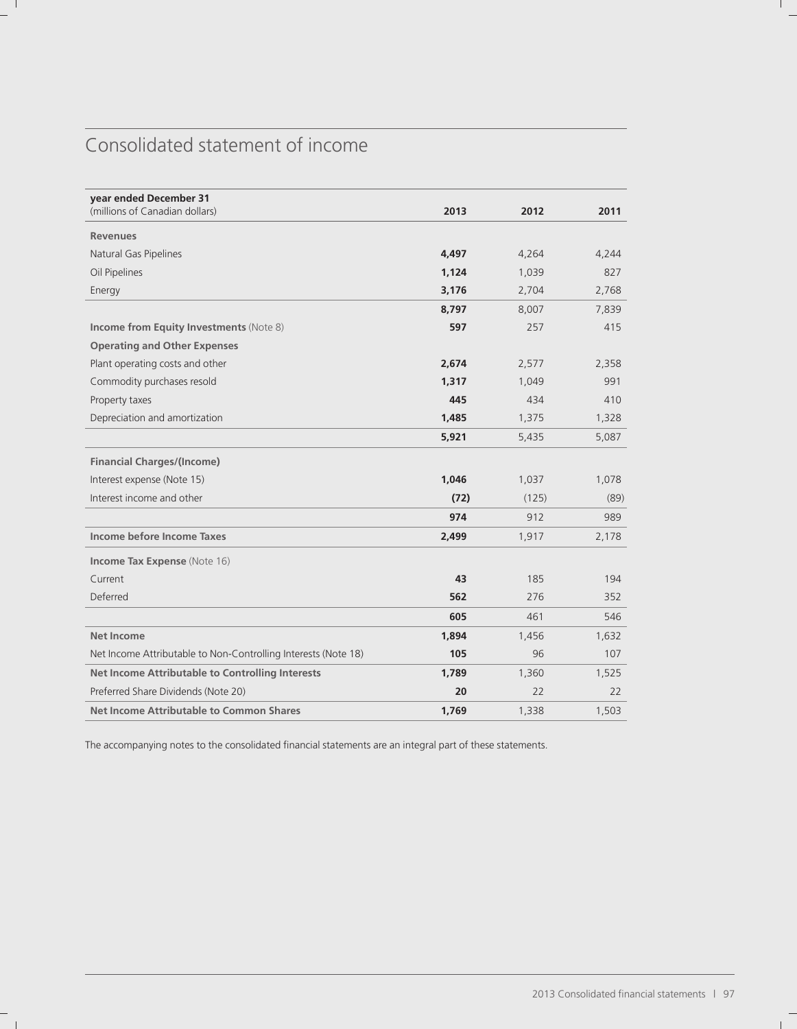# Consolidated statement of income

| **year ended December 31**<br>(millions of Canadian dollars) | **2013** | **2012** | **2011** |
|---|---|---|---|
| **Revenues** | | | |
| Natural Gas Pipelines | **4,497** | 4,264 | 4,244 |
| Oil Pipelines | **1,124** | 1,039 | 827 |
| Energy | **3,176** | 2,704 | 2,768 |
| | **8,797** | 8,007 | 7,839 |
| **Income from Equity Investments** (Note 8) | **597** | 257 | 415 |
| **Operating and Other Expenses** | | | |
| Plant operating costs and other | **2,674** | 2,577 | 2,358 |
| Commodity purchases resold | **1,317** | 1,049 | 991 |
| Property taxes | **445** | 434 | 410 |
| Depreciation and amortization | **1,485** | 1,375 | 1,328 |
| | **5,921** | 5,435 | 5,087 |
| **Financial Charges/(Income)** | | | |
| Interest expense (Note 15) | **1,046** | 1,037 | 1,078 |
| Interest income and other | **(72)** | (125) | (89) |
| | **974** | 912 | 989 |
| **Income before Income Taxes** | **2,499** | 1,917 | 2,178 |
| **Income Tax Expense** (Note 16) | | | |
| Current | **43** | 185 | 194 |
| Deferred | **562** | 276 | 352 |
| | **605** | 461 | 546 |
| **Net Income** | **1,894** | 1,456 | 1,632 |
| Net Income Attributable to Non-Controlling Interests (Note 18) | **105** | 96 | 107 |
| **Net Income Attributable to Controlling Interests** | **1,789** | 1,360 | 1,525 |
| Preferred Share Dividends (Note 20) | **20** | 22 | 22 |
| **Net Income Attributable to Common Shares** | **1,769** | 1,338 | 1,503 |

The accompanying notes to the consolidated financial statements are an integral part of these statements.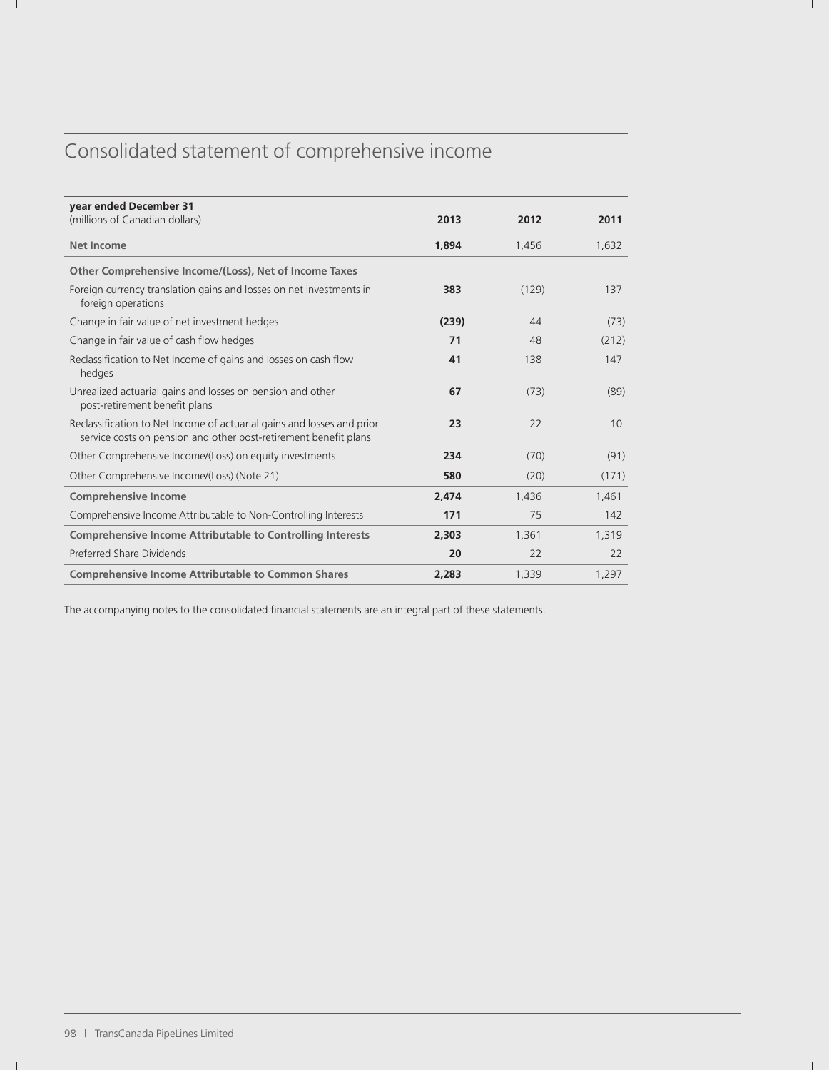# Consolidated statement of comprehensive income

| **year ended December 31**<br>(millions of Canadian dollars) | **2013** | **2012** | **2011** |
|---|---|---|---|
| **Net Income** | **1,894** | 1,456 | 1,632 |
| **Other Comprehensive Income/(Loss), Net of Income Taxes** | | | |
| Foreign currency translation gains and losses on net investments in foreign operations | **383** | (129) | 137 |
| Change in fair value of net investment hedges | **(239)** | 44 | (73) |
| Change in fair value of cash flow hedges | **71** | 48 | (212) |
| Reclassification to Net Income of gains and losses on cash flow hedges | **41** | 138 | 147 |
| Unrealized actuarial gains and losses on pension and other post-retirement benefit plans | **67** | (73) | (89) |
| Reclassification to Net Income of actuarial gains and losses and prior service costs on pension and other post-retirement benefit plans | **23** | 22 | 10 |
| Other Comprehensive Income/(Loss) on equity investments | **234** | (70) | (91) |
| Other Comprehensive Income/(Loss) (Note 21) | **580** | (20) | (171) |
| **Comprehensive Income** | **2,474** | 1,436 | 1,461 |
| Comprehensive Income Attributable to Non-Controlling Interests | **171** | 75 | 142 |
| **Comprehensive Income Attributable to Controlling Interests** | **2,303** | 1,361 | 1,319 |
| Preferred Share Dividends | **20** | 22 | 22 |
| **Comprehensive Income Attributable to Common Shares** | **2,283** | 1,339 | 1,297 |

The accompanying notes to the consolidated financial statements are an integral part of these statements.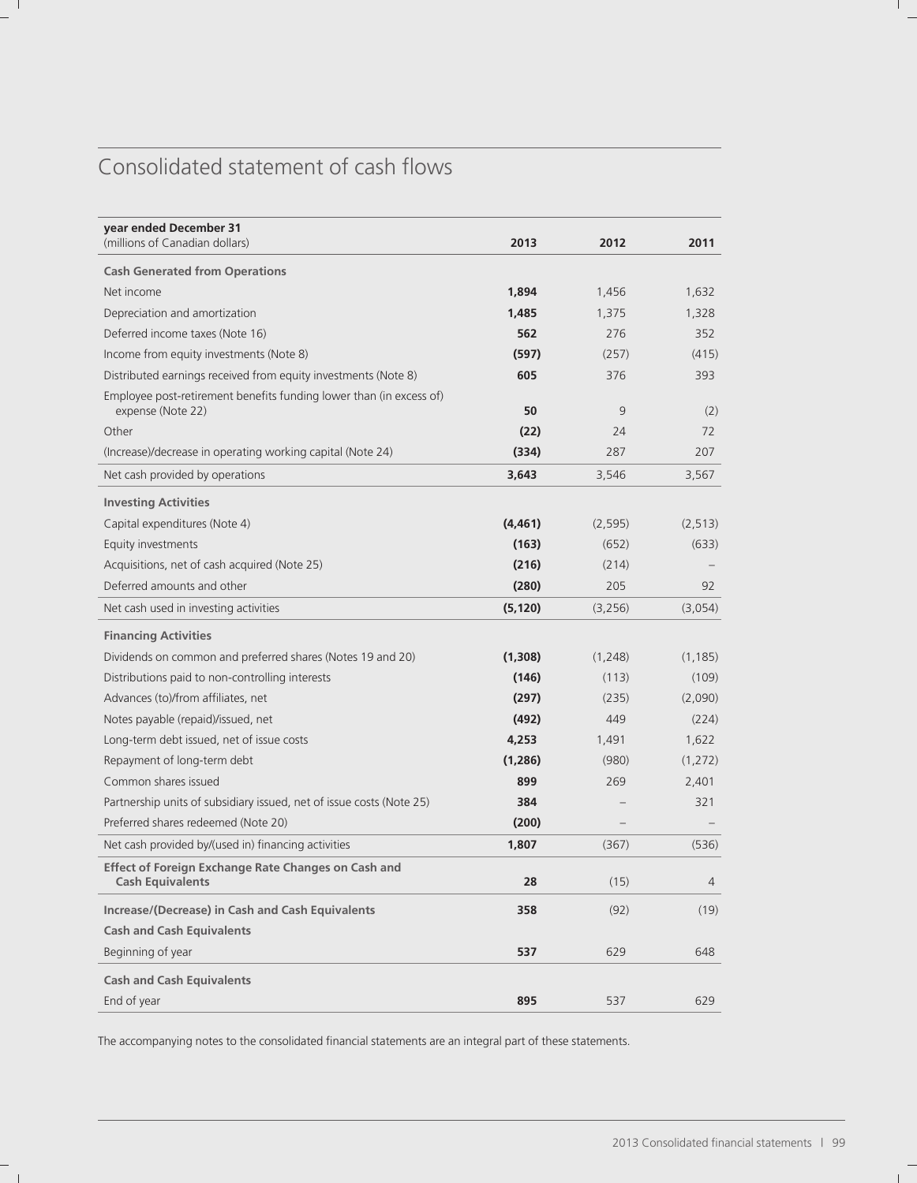# Consolidated statement of cash flows

| year ended December 31<br>(millions of Canadian dollars) | 2013 | 2012 | 2011 |
|---|---|---|---|
| **Cash Generated from Operations** | | | |
| Net income | **1,894** | 1,456 | 1,632 |
| Depreciation and amortization | **1,485** | 1,375 | 1,328 |
| Deferred income taxes (Note 16) | **562** | 276 | 352 |
| Income from equity investments (Note 8) | **(597)** | (257) | (415) |
| Distributed earnings received from equity investments (Note 8) | **605** | 376 | 393 |
| Employee post-retirement benefits funding lower than (in excess of) expense (Note 22) | **50** | 9 | (2) |
| Other | **(22)** | 24 | 72 |
| (Increase)/decrease in operating working capital (Note 24) | **(334)** | 287 | 207 |
| Net cash provided by operations | **3,643** | 3,546 | 3,567 |
| **Investing Activities** | | | |
| Capital expenditures (Note 4) | **(4,461)** | (2,595) | (2,513) |
| Equity investments | **(163)** | (652) | (633) |
| Acquisitions, net of cash acquired (Note 25) | **(216)** | (214) | – |
| Deferred amounts and other | **(280)** | 205 | 92 |
| Net cash used in investing activities | **(5,120)** | (3,256) | (3,054) |
| **Financing Activities** | | | |
| Dividends on common and preferred shares (Notes 19 and 20) | **(1,308)** | (1,248) | (1,185) |
| Distributions paid to non-controlling interests | **(146)** | (113) | (109) |
| Advances (to)/from affiliates, net | **(297)** | (235) | (2,090) |
| Notes payable (repaid)/issued, net | **(492)** | 449 | (224) |
| Long-term debt issued, net of issue costs | **4,253** | 1,491 | 1,622 |
| Repayment of long-term debt | **(1,286)** | (980) | (1,272) |
| Common shares issued | **899** | 269 | 2,401 |
| Partnership units of subsidiary issued, net of issue costs (Note 25) | **384** | – | 321 |
| Preferred shares redeemed (Note 20) | **(200)** | – | – |
| Net cash provided by/(used in) financing activities | **1,807** | (367) | (536) |
| **Effect of Foreign Exchange Rate Changes on Cash and Cash Equivalents** | **28** | (15) | 4 |
| **Increase/(Decrease) in Cash and Cash Equivalents** | **358** | (92) | (19) |
| **Cash and Cash Equivalents** | | | |
| Beginning of year | **537** | 629 | 648 |
| **Cash and Cash Equivalents** | | | |
| End of year | **895** | 537 | 629 |

The accompanying notes to the consolidated financial statements are an integral part of these statements.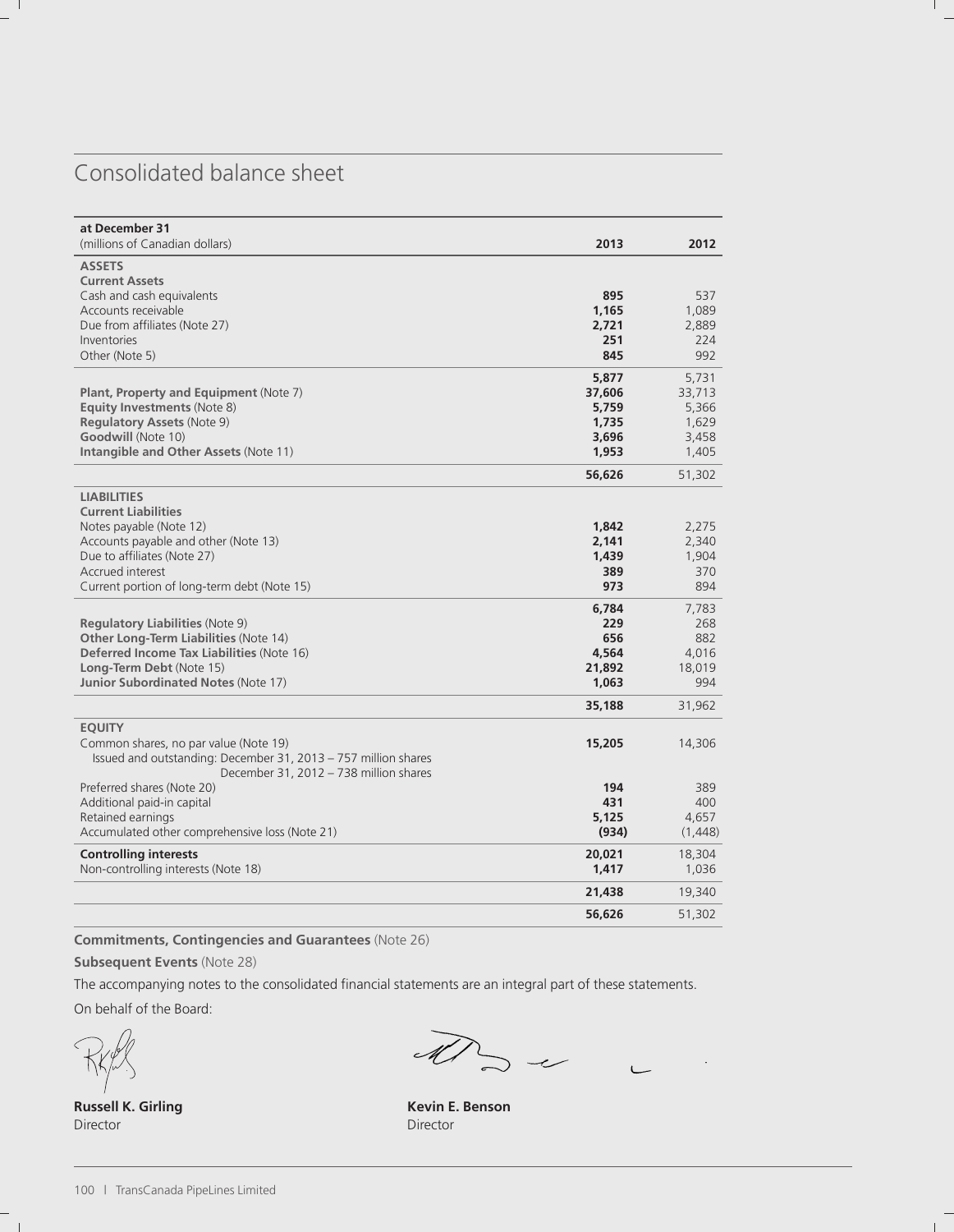# Consolidated balance sheet

| at December 31<br>(millions of Canadian dollars) | 2013 | 2012 |
|---|---|---|
| **ASSETS** | | |
| **Current Assets** | | |
| Cash and cash equivalents | **895** | 537 |
| Accounts receivable | **1,165** | 1,089 |
| Due from affiliates (Note 27) | **2,721** | 2,889 |
| Inventories | **251** | 224 |
| Other (Note 5) | **845** | 992 |
| | **5,877** | 5,731 |
| **Plant, Property and Equipment** (Note 7) | **37,606** | 33,713 |
| **Equity Investments** (Note 8) | **5,759** | 5,366 |
| **Regulatory Assets** (Note 9) | **1,735** | 1,629 |
| **Goodwill** (Note 10) | **3,696** | 3,458 |
| **Intangible and Other Assets** (Note 11) | **1,953** | 1,405 |
| | **56,626** | 51,302 |
| **LIABILITIES** | | |
| **Current Liabilities** | | |
| Notes payable (Note 12) | **1,842** | 2,275 |
| Accounts payable and other (Note 13) | **2,141** | 2,340 |
| Due to affiliates (Note 27) | **1,439** | 1,904 |
| Accrued interest | **389** | 370 |
| Current portion of long-term debt (Note 15) | **973** | 894 |
| | **6,784** | 7,783 |
| **Regulatory Liabilities** (Note 9) | **229** | 268 |
| **Other Long-Term Liabilities** (Note 14) | **656** | 882 |
| **Deferred Income Tax Liabilities** (Note 16) | **4,564** | 4,016 |
| **Long-Term Debt** (Note 15) | **21,892** | 18,019 |
| **Junior Subordinated Notes** (Note 17) | **1,063** | 994 |
| | **35,188** | 31,962 |
| **EQUITY** | | |
| Common shares, no par value (Note 19)<br>Issued and outstanding: December 31, 2013 – 757 million shares<br>December 31, 2012 – 738 million shares | **15,205** | 14,306 |
| Preferred shares (Note 20) | **194** | 389 |
| Additional paid-in capital | **431** | 400 |
| Retained earnings | **5,125** | 4,657 |
| Accumulated other comprehensive loss (Note 21) | **(934)** | (1,448) |
| **Controlling interests** | **20,021** | 18,304 |
| Non-controlling interests (Note 18) | **1,417** | 1,036 |
| | **21,438** | 19,340 |
| | **56,626** | 51,302 |

**Commitments, Contingencies and Guarantees** (Note 26)

**Subsequent Events** (Note 28)

The accompanying notes to the consolidated financial statements are an integral part of these statements.

On behalf of the Board:

**Russell K. Girling**
Director

**Kevin E. Benson**
Director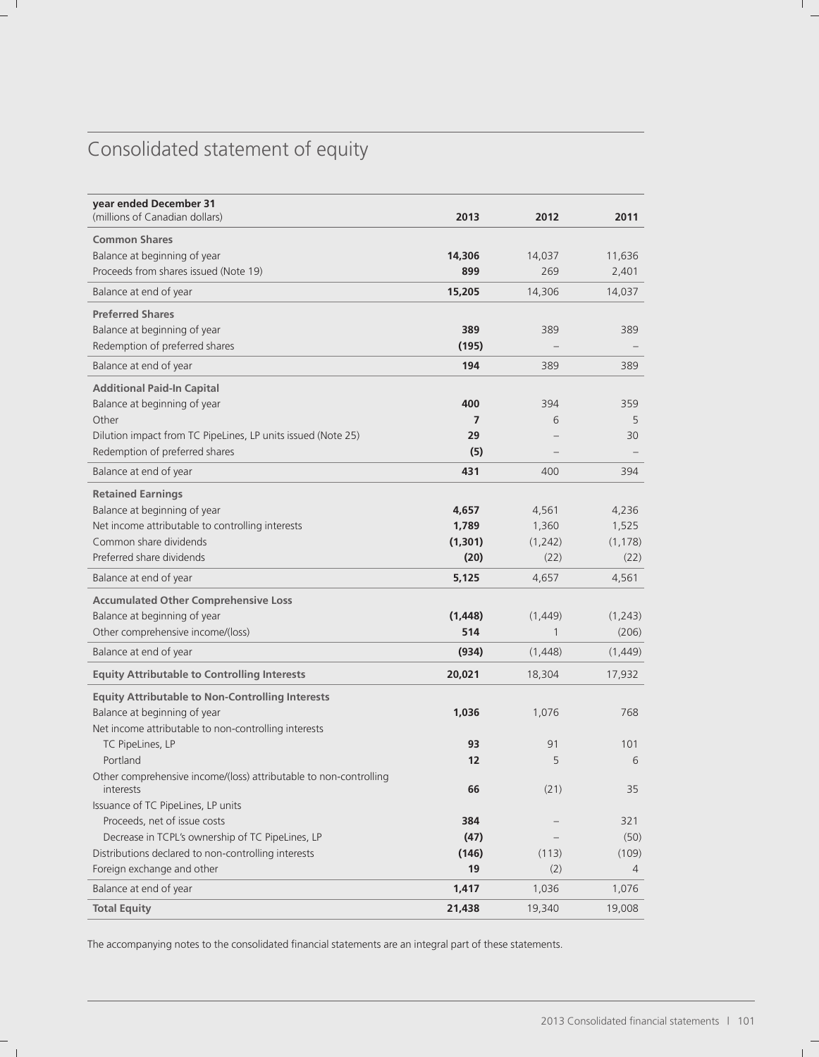# Consolidated statement of equity

| year ended December 31<br>(millions of Canadian dollars) | 2013 | 2012 | 2011 |
|---|---|---|---|
| **Common Shares** | | | |
| Balance at beginning of year | **14,306** | 14,037 | 11,636 |
| Proceeds from shares issued (Note 19) | **899** | 269 | 2,401 |
| Balance at end of year | **15,205** | 14,306 | 14,037 |
| **Preferred Shares** | | | |
| Balance at beginning of year | **389** | 389 | 389 |
| Redemption of preferred shares | **(195)** | – | – |
| Balance at end of year | **194** | 389 | 389 |
| **Additional Paid-In Capital** | | | |
| Balance at beginning of year | **400** | 394 | 359 |
| Other | **7** | 6 | 5 |
| Dilution impact from TC PipeLines, LP units issued (Note 25) | **29** | – | 30 |
| Redemption of preferred shares | **(5)** | – | – |
| Balance at end of year | **431** | 400 | 394 |
| **Retained Earnings** | | | |
| Balance at beginning of year | **4,657** | 4,561 | 4,236 |
| Net income attributable to controlling interests | **1,789** | 1,360 | 1,525 |
| Common share dividends | **(1,301)** | (1,242) | (1,178) |
| Preferred share dividends | **(20)** | (22) | (22) |
| Balance at end of year | **5,125** | 4,657 | 4,561 |
| **Accumulated Other Comprehensive Loss** | | | |
| Balance at beginning of year | **(1,448)** | (1,449) | (1,243) |
| Other comprehensive income/(loss) | **514** | 1 | (206) |
| Balance at end of year | **(934)** | (1,448) | (1,449) |
| **Equity Attributable to Controlling Interests** | **20,021** | 18,304 | 17,932 |
| **Equity Attributable to Non-Controlling Interests** | | | |
| Balance at beginning of year | **1,036** | 1,076 | 768 |
| Net income attributable to non-controlling interests | | | |
| TC PipeLines, LP | **93** | 91 | 101 |
| Portland | **12** | 5 | 6 |
| Other comprehensive income/(loss) attributable to non-controlling interests | **66** | (21) | 35 |
| Issuance of TC PipeLines, LP units | | | |
| Proceeds, net of issue costs | **384** | – | 321 |
| Decrease in TCPL's ownership of TC PipeLines, LP | **(47)** | – | (50) |
| Distributions declared to non-controlling interests | **(146)** | (113) | (109) |
| Foreign exchange and other | **19** | (2) | 4 |
| Balance at end of year | **1,417** | 1,036 | 1,076 |
| **Total Equity** | **21,438** | 19,340 | 19,008 |

The accompanying notes to the consolidated financial statements are an integral part of these statements.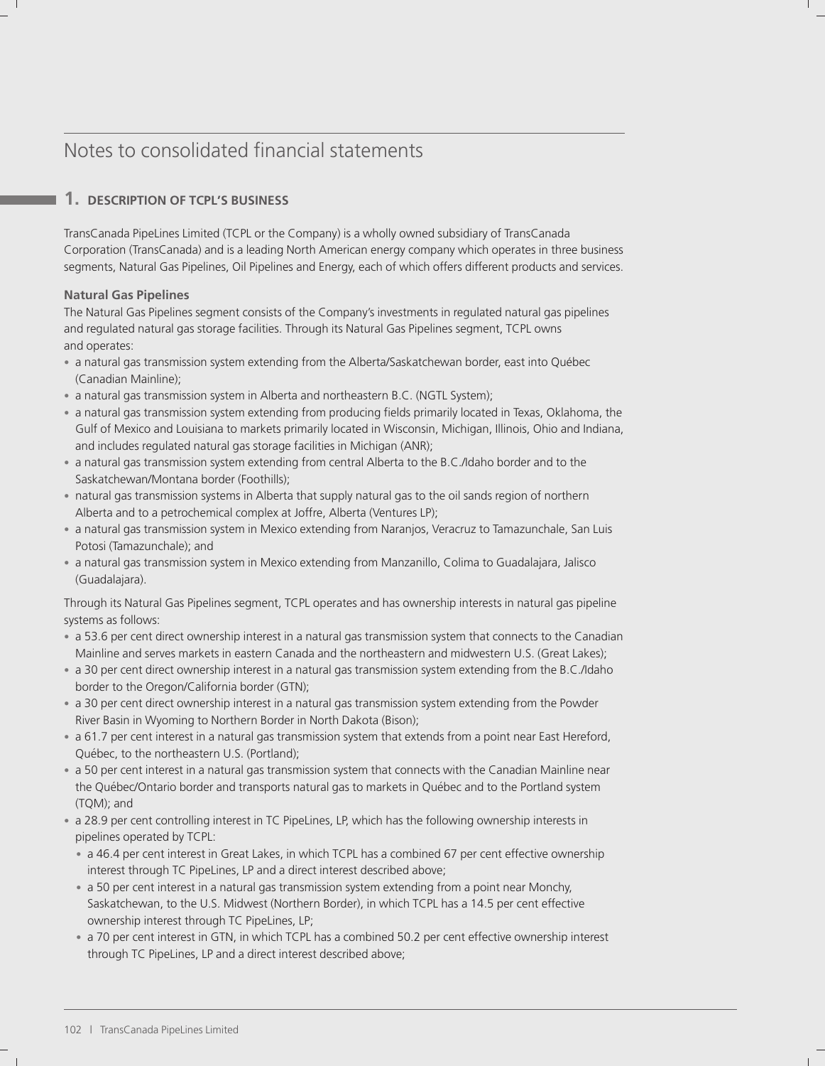# Notes to consolidated financial statements

## 1. DESCRIPTION OF TCPL'S BUSINESS

TransCanada PipeLines Limited (TCPL or the Company) is a wholly owned subsidiary of TransCanada Corporation (TransCanada) and is a leading North American energy company which operates in three business segments, Natural Gas Pipelines, Oil Pipelines and Energy, each of which offers different products and services.

**Natural Gas Pipelines**

The Natural Gas Pipelines segment consists of the Company's investments in regulated natural gas pipelines and regulated natural gas storage facilities. Through its Natural Gas Pipelines segment, TCPL owns and operates:

- a natural gas transmission system extending from the Alberta/Saskatchewan border, east into Québec (Canadian Mainline);
- a natural gas transmission system in Alberta and northeastern B.C. (NGTL System);
- a natural gas transmission system extending from producing fields primarily located in Texas, Oklahoma, the Gulf of Mexico and Louisiana to markets primarily located in Wisconsin, Michigan, Illinois, Ohio and Indiana, and includes regulated natural gas storage facilities in Michigan (ANR);
- a natural gas transmission system extending from central Alberta to the B.C./Idaho border and to the Saskatchewan/Montana border (Foothills);
- natural gas transmission systems in Alberta that supply natural gas to the oil sands region of northern Alberta and to a petrochemical complex at Joffre, Alberta (Ventures LP);
- a natural gas transmission system in Mexico extending from Naranjos, Veracruz to Tamazunchale, San Luis Potosi (Tamazunchale); and
- a natural gas transmission system in Mexico extending from Manzanillo, Colima to Guadalajara, Jalisco (Guadalajara).

Through its Natural Gas Pipelines segment, TCPL operates and has ownership interests in natural gas pipeline systems as follows:

- a 53.6 per cent direct ownership interest in a natural gas transmission system that connects to the Canadian Mainline and serves markets in eastern Canada and the northeastern and midwestern U.S. (Great Lakes);
- a 30 per cent direct ownership interest in a natural gas transmission system extending from the B.C./Idaho border to the Oregon/California border (GTN);
- a 30 per cent direct ownership interest in a natural gas transmission system extending from the Powder River Basin in Wyoming to Northern Border in North Dakota (Bison);
- a 61.7 per cent interest in a natural gas transmission system that extends from a point near East Hereford, Québec, to the northeastern U.S. (Portland);
- a 50 per cent interest in a natural gas transmission system that connects with the Canadian Mainline near the Québec/Ontario border and transports natural gas to markets in Québec and to the Portland system (TQM); and
- a 28.9 per cent controlling interest in TC PipeLines, LP, which has the following ownership interests in pipelines operated by TCPL:
  - a 46.4 per cent interest in Great Lakes, in which TCPL has a combined 67 per cent effective ownership interest through TC PipeLines, LP and a direct interest described above;
  - a 50 per cent interest in a natural gas transmission system extending from a point near Monchy, Saskatchewan, to the U.S. Midwest (Northern Border), in which TCPL has a 14.5 per cent effective ownership interest through TC PipeLines, LP;
  - a 70 per cent interest in GTN, in which TCPL has a combined 50.2 per cent effective ownership interest through TC PipeLines, LP and a direct interest described above;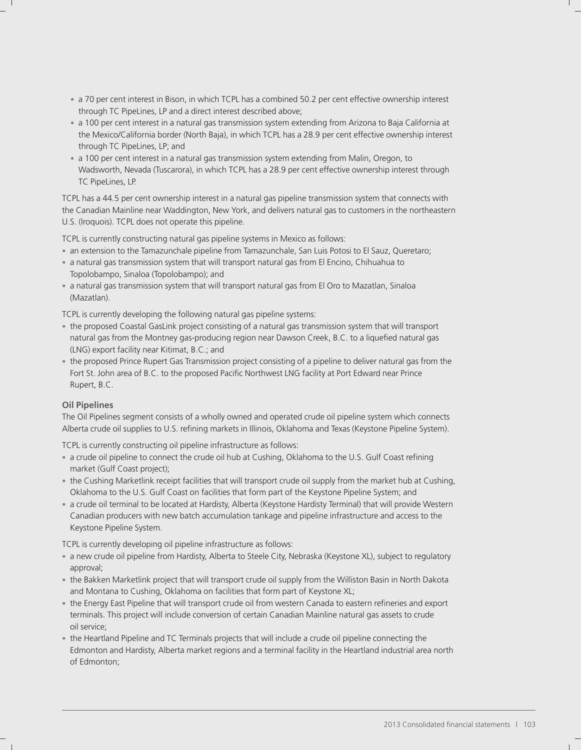- a 70 per cent interest in Bison, in which TCPL has a combined 50.2 per cent effective ownership interest through TC PipeLines, LP and a direct interest described above;
- a 100 per cent interest in a natural gas transmission system extending from Arizona to Baja California at the Mexico/California border (North Baja), in which TCPL has a 28.9 per cent effective ownership interest through TC PipeLines, LP; and
- a 100 per cent interest in a natural gas transmission system extending from Malin, Oregon, to Wadsworth, Nevada (Tuscarora), in which TCPL has a 28.9 per cent effective ownership interest through TC PipeLines, LP.

TCPL has a 44.5 per cent ownership interest in a natural gas pipeline transmission system that connects with the Canadian Mainline near Waddington, New York, and delivers natural gas to customers in the northeastern U.S. (Iroquois). TCPL does not operate this pipeline.

TCPL is currently constructing natural gas pipeline systems in Mexico as follows:

- an extension to the Tamazunchale pipeline from Tamazunchale, San Luis Potosi to El Sauz, Queretaro;
- a natural gas transmission system that will transport natural gas from El Encino, Chihuahua to Topolobampo, Sinaloa (Topolobampo); and
- a natural gas transmission system that will transport natural gas from El Oro to Mazatlan, Sinaloa (Mazatlan).

TCPL is currently developing the following natural gas pipeline systems:

- the proposed Coastal GasLink project consisting of a natural gas transmission system that will transport natural gas from the Montney gas-producing region near Dawson Creek, B.C. to a liquefied natural gas (LNG) export facility near Kitimat, B.C.; and
- the proposed Prince Rupert Gas Transmission project consisting of a pipeline to deliver natural gas from the Fort St. John area of B.C. to the proposed Pacific Northwest LNG facility at Port Edward near Prince Rupert, B.C.

**Oil Pipelines**

The Oil Pipelines segment consists of a wholly owned and operated crude oil pipeline system which connects Alberta crude oil supplies to U.S. refining markets in Illinois, Oklahoma and Texas (Keystone Pipeline System).

TCPL is currently constructing oil pipeline infrastructure as follows:

- a crude oil pipeline to connect the crude oil hub at Cushing, Oklahoma to the U.S. Gulf Coast refining market (Gulf Coast project);
- the Cushing Marketlink receipt facilities that will transport crude oil supply from the market hub at Cushing, Oklahoma to the U.S. Gulf Coast on facilities that form part of the Keystone Pipeline System; and
- a crude oil terminal to be located at Hardisty, Alberta (Keystone Hardisty Terminal) that will provide Western Canadian producers with new batch accumulation tankage and pipeline infrastructure and access to the Keystone Pipeline System.

TCPL is currently developing oil pipeline infrastructure as follows:

- a new crude oil pipeline from Hardisty, Alberta to Steele City, Nebraska (Keystone XL), subject to regulatory approval;
- the Bakken Marketlink project that will transport crude oil supply from the Williston Basin in North Dakota and Montana to Cushing, Oklahoma on facilities that form part of Keystone XL;
- the Energy East Pipeline that will transport crude oil from western Canada to eastern refineries and export terminals. This project will include conversion of certain Canadian Mainline natural gas assets to crude oil service;
- the Heartland Pipeline and TC Terminals projects that will include a crude oil pipeline connecting the Edmonton and Hardisty, Alberta market regions and a terminal facility in the Heartland industrial area north of Edmonton;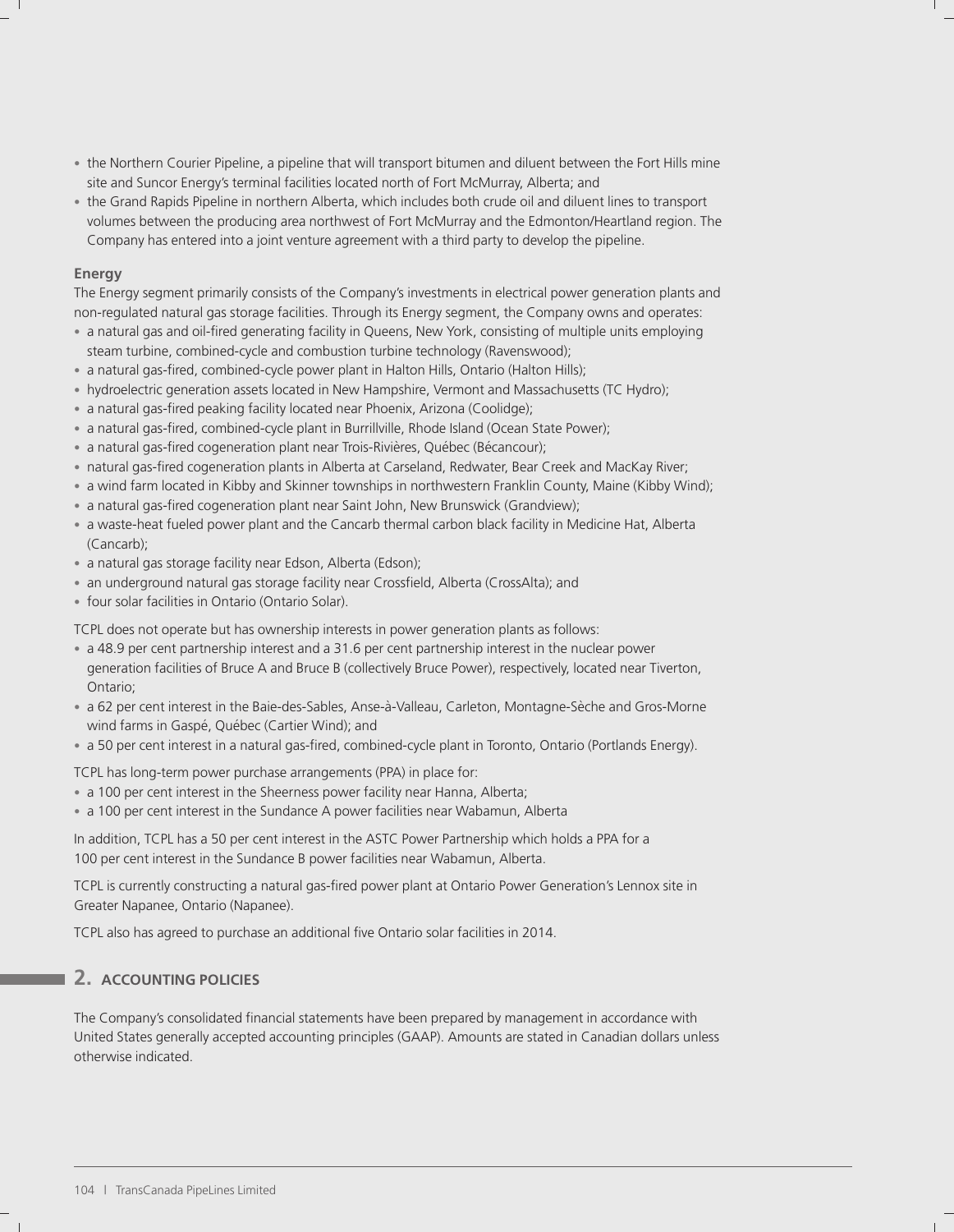- the Northern Courier Pipeline, a pipeline that will transport bitumen and diluent between the Fort Hills mine site and Suncor Energy's terminal facilities located north of Fort McMurray, Alberta; and
- the Grand Rapids Pipeline in northern Alberta, which includes both crude oil and diluent lines to transport volumes between the producing area northwest of Fort McMurray and the Edmonton/Heartland region. The Company has entered into a joint venture agreement with a third party to develop the pipeline.

**Energy**

The Energy segment primarily consists of the Company's investments in electrical power generation plants and non-regulated natural gas storage facilities. Through its Energy segment, the Company owns and operates:

- a natural gas and oil-fired generating facility in Queens, New York, consisting of multiple units employing steam turbine, combined-cycle and combustion turbine technology (Ravenswood);
- a natural gas-fired, combined-cycle power plant in Halton Hills, Ontario (Halton Hills);
- hydroelectric generation assets located in New Hampshire, Vermont and Massachusetts (TC Hydro);
- a natural gas-fired peaking facility located near Phoenix, Arizona (Coolidge);
- a natural gas-fired, combined-cycle plant in Burrillville, Rhode Island (Ocean State Power);
- a natural gas-fired cogeneration plant near Trois-Rivières, Québec (Bécancour);
- natural gas-fired cogeneration plants in Alberta at Carseland, Redwater, Bear Creek and MacKay River;
- a wind farm located in Kibby and Skinner townships in northwestern Franklin County, Maine (Kibby Wind);
- a natural gas-fired cogeneration plant near Saint John, New Brunswick (Grandview);
- a waste-heat fueled power plant and the Cancarb thermal carbon black facility in Medicine Hat, Alberta (Cancarb);
- a natural gas storage facility near Edson, Alberta (Edson);
- an underground natural gas storage facility near Crossfield, Alberta (CrossAlta); and
- four solar facilities in Ontario (Ontario Solar).

TCPL does not operate but has ownership interests in power generation plants as follows:

- a 48.9 per cent partnership interest and a 31.6 per cent partnership interest in the nuclear power generation facilities of Bruce A and Bruce B (collectively Bruce Power), respectively, located near Tiverton, Ontario;
- a 62 per cent interest in the Baie-des-Sables, Anse-à-Valleau, Carleton, Montagne-Sèche and Gros-Morne wind farms in Gaspé, Québec (Cartier Wind); and
- a 50 per cent interest in a natural gas-fired, combined-cycle plant in Toronto, Ontario (Portlands Energy).

TCPL has long-term power purchase arrangements (PPA) in place for:

- a 100 per cent interest in the Sheerness power facility near Hanna, Alberta;
- a 100 per cent interest in the Sundance A power facilities near Wabamun, Alberta

In addition, TCPL has a 50 per cent interest in the ASTC Power Partnership which holds a PPA for a 100 per cent interest in the Sundance B power facilities near Wabamun, Alberta.

TCPL is currently constructing a natural gas-fired power plant at Ontario Power Generation's Lennox site in Greater Napanee, Ontario (Napanee).

TCPL also has agreed to purchase an additional five Ontario solar facilities in 2014.

## 2. ACCOUNTING POLICIES

The Company's consolidated financial statements have been prepared by management in accordance with United States generally accepted accounting principles (GAAP). Amounts are stated in Canadian dollars unless otherwise indicated.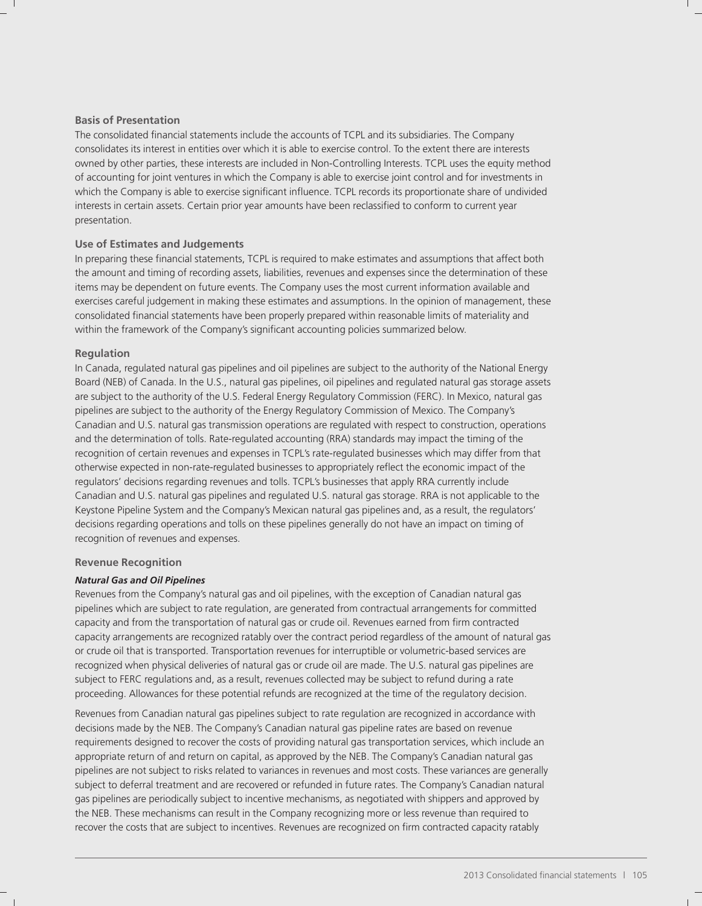### Basis of Presentation

The consolidated financial statements include the accounts of TCPL and its subsidiaries. The Company consolidates its interest in entities over which it is able to exercise control. To the extent there are interests owned by other parties, these interests are included in Non-Controlling Interests. TCPL uses the equity method of accounting for joint ventures in which the Company is able to exercise joint control and for investments in which the Company is able to exercise significant influence. TCPL records its proportionate share of undivided interests in certain assets. Certain prior year amounts have been reclassified to conform to current year presentation.

### Use of Estimates and Judgements

In preparing these financial statements, TCPL is required to make estimates and assumptions that affect both the amount and timing of recording assets, liabilities, revenues and expenses since the determination of these items may be dependent on future events. The Company uses the most current information available and exercises careful judgement in making these estimates and assumptions. In the opinion of management, these consolidated financial statements have been properly prepared within reasonable limits of materiality and within the framework of the Company's significant accounting policies summarized below.

### Regulation

In Canada, regulated natural gas pipelines and oil pipelines are subject to the authority of the National Energy Board (NEB) of Canada. In the U.S., natural gas pipelines, oil pipelines and regulated natural gas storage assets are subject to the authority of the U.S. Federal Energy Regulatory Commission (FERC). In Mexico, natural gas pipelines are subject to the authority of the Energy Regulatory Commission of Mexico. The Company's Canadian and U.S. natural gas transmission operations are regulated with respect to construction, operations and the determination of tolls. Rate-regulated accounting (RRA) standards may impact the timing of the recognition of certain revenues and expenses in TCPL's rate-regulated businesses which may differ from that otherwise expected in non-rate-regulated businesses to appropriately reflect the economic impact of the regulators' decisions regarding revenues and tolls. TCPL's businesses that apply RRA currently include Canadian and U.S. natural gas pipelines and regulated U.S. natural gas storage. RRA is not applicable to the Keystone Pipeline System and the Company's Mexican natural gas pipelines and, as a result, the regulators' decisions regarding operations and tolls on these pipelines generally do not have an impact on timing of recognition of revenues and expenses.

### Revenue Recognition

#### *Natural Gas and Oil Pipelines*

Revenues from the Company's natural gas and oil pipelines, with the exception of Canadian natural gas pipelines which are subject to rate regulation, are generated from contractual arrangements for committed capacity and from the transportation of natural gas or crude oil. Revenues earned from firm contracted capacity arrangements are recognized ratably over the contract period regardless of the amount of natural gas or crude oil that is transported. Transportation revenues for interruptible or volumetric-based services are recognized when physical deliveries of natural gas or crude oil are made. The U.S. natural gas pipelines are subject to FERC regulations and, as a result, revenues collected may be subject to refund during a rate proceeding. Allowances for these potential refunds are recognized at the time of the regulatory decision.

Revenues from Canadian natural gas pipelines subject to rate regulation are recognized in accordance with decisions made by the NEB. The Company's Canadian natural gas pipeline rates are based on revenue requirements designed to recover the costs of providing natural gas transportation services, which include an appropriate return of and return on capital, as approved by the NEB. The Company's Canadian natural gas pipelines are not subject to risks related to variances in revenues and most costs. These variances are generally subject to deferral treatment and are recovered or refunded in future rates. The Company's Canadian natural gas pipelines are periodically subject to incentive mechanisms, as negotiated with shippers and approved by the NEB. These mechanisms can result in the Company recognizing more or less revenue than required to recover the costs that are subject to incentives. Revenues are recognized on firm contracted capacity ratably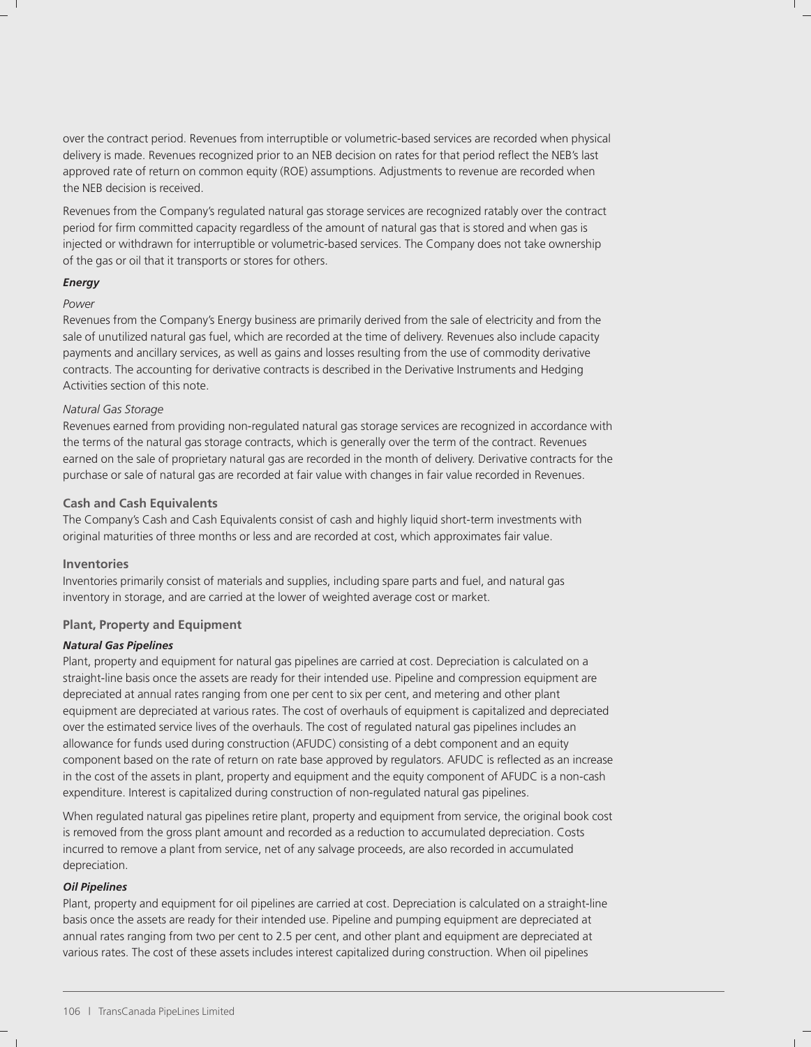over the contract period. Revenues from interruptible or volumetric-based services are recorded when physical delivery is made. Revenues recognized prior to an NEB decision on rates for that period reflect the NEB's last approved rate of return on common equity (ROE) assumptions. Adjustments to revenue are recorded when the NEB decision is received.

Revenues from the Company's regulated natural gas storage services are recognized ratably over the contract period for firm committed capacity regardless of the amount of natural gas that is stored and when gas is injected or withdrawn for interruptible or volumetric-based services. The Company does not take ownership of the gas or oil that it transports or stores for others.

***Energy***

*Power*

Revenues from the Company's Energy business are primarily derived from the sale of electricity and from the sale of unutilized natural gas fuel, which are recorded at the time of delivery. Revenues also include capacity payments and ancillary services, as well as gains and losses resulting from the use of commodity derivative contracts. The accounting for derivative contracts is described in the Derivative Instruments and Hedging Activities section of this note.

*Natural Gas Storage*

Revenues earned from providing non-regulated natural gas storage services are recognized in accordance with the terms of the natural gas storage contracts, which is generally over the term of the contract. Revenues earned on the sale of proprietary natural gas are recorded in the month of delivery. Derivative contracts for the purchase or sale of natural gas are recorded at fair value with changes in fair value recorded in Revenues.

### Cash and Cash Equivalents

The Company's Cash and Cash Equivalents consist of cash and highly liquid short-term investments with original maturities of three months or less and are recorded at cost, which approximates fair value.

### Inventories

Inventories primarily consist of materials and supplies, including spare parts and fuel, and natural gas inventory in storage, and are carried at the lower of weighted average cost or market.

### Plant, Property and Equipment

***Natural Gas Pipelines***

Plant, property and equipment for natural gas pipelines are carried at cost. Depreciation is calculated on a straight-line basis once the assets are ready for their intended use. Pipeline and compression equipment are depreciated at annual rates ranging from one per cent to six per cent, and metering and other plant equipment are depreciated at various rates. The cost of overhauls of equipment is capitalized and depreciated over the estimated service lives of the overhauls. The cost of regulated natural gas pipelines includes an allowance for funds used during construction (AFUDC) consisting of a debt component and an equity component based on the rate of return on rate base approved by regulators. AFUDC is reflected as an increase in the cost of the assets in plant, property and equipment and the equity component of AFUDC is a non-cash expenditure. Interest is capitalized during construction of non-regulated natural gas pipelines.

When regulated natural gas pipelines retire plant, property and equipment from service, the original book cost is removed from the gross plant amount and recorded as a reduction to accumulated depreciation. Costs incurred to remove a plant from service, net of any salvage proceeds, are also recorded in accumulated depreciation.

***Oil Pipelines***

Plant, property and equipment for oil pipelines are carried at cost. Depreciation is calculated on a straight-line basis once the assets are ready for their intended use. Pipeline and pumping equipment are depreciated at annual rates ranging from two per cent to 2.5 per cent, and other plant and equipment are depreciated at various rates. The cost of these assets includes interest capitalized during construction. When oil pipelines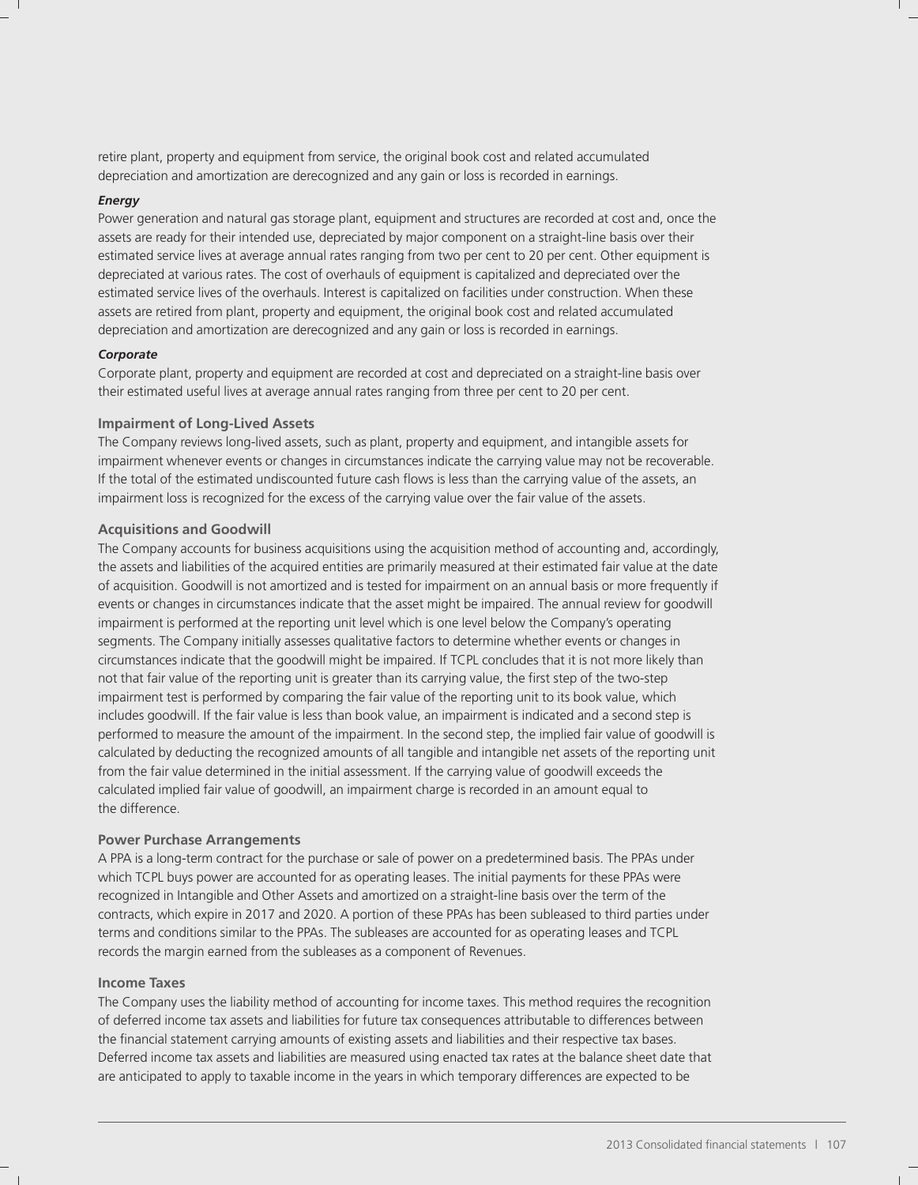retire plant, property and equipment from service, the original book cost and related accumulated depreciation and amortization are derecognized and any gain or loss is recorded in earnings.

***Energy***

Power generation and natural gas storage plant, equipment and structures are recorded at cost and, once the assets are ready for their intended use, depreciated by major component on a straight-line basis over their estimated service lives at average annual rates ranging from two per cent to 20 per cent. Other equipment is depreciated at various rates. The cost of overhauls of equipment is capitalized and depreciated over the estimated service lives of the overhauls. Interest is capitalized on facilities under construction. When these assets are retired from plant, property and equipment, the original book cost and related accumulated depreciation and amortization are derecognized and any gain or loss is recorded in earnings.

***Corporate***

Corporate plant, property and equipment are recorded at cost and depreciated on a straight-line basis over their estimated useful lives at average annual rates ranging from three per cent to 20 per cent.

### Impairment of Long-Lived Assets

The Company reviews long-lived assets, such as plant, property and equipment, and intangible assets for impairment whenever events or changes in circumstances indicate the carrying value may not be recoverable. If the total of the estimated undiscounted future cash flows is less than the carrying value of the assets, an impairment loss is recognized for the excess of the carrying value over the fair value of the assets.

### Acquisitions and Goodwill

The Company accounts for business acquisitions using the acquisition method of accounting and, accordingly, the assets and liabilities of the acquired entities are primarily measured at their estimated fair value at the date of acquisition. Goodwill is not amortized and is tested for impairment on an annual basis or more frequently if events or changes in circumstances indicate that the asset might be impaired. The annual review for goodwill impairment is performed at the reporting unit level which is one level below the Company's operating segments. The Company initially assesses qualitative factors to determine whether events or changes in circumstances indicate that the goodwill might be impaired. If TCPL concludes that it is not more likely than not that fair value of the reporting unit is greater than its carrying value, the first step of the two-step impairment test is performed by comparing the fair value of the reporting unit to its book value, which includes goodwill. If the fair value is less than book value, an impairment is indicated and a second step is performed to measure the amount of the impairment. In the second step, the implied fair value of goodwill is calculated by deducting the recognized amounts of all tangible and intangible net assets of the reporting unit from the fair value determined in the initial assessment. If the carrying value of goodwill exceeds the calculated implied fair value of goodwill, an impairment charge is recorded in an amount equal to the difference.

### Power Purchase Arrangements

A PPA is a long-term contract for the purchase or sale of power on a predetermined basis. The PPAs under which TCPL buys power are accounted for as operating leases. The initial payments for these PPAs were recognized in Intangible and Other Assets and amortized on a straight-line basis over the term of the contracts, which expire in 2017 and 2020. A portion of these PPAs has been subleased to third parties under terms and conditions similar to the PPAs. The subleases are accounted for as operating leases and TCPL records the margin earned from the subleases as a component of Revenues.

### Income Taxes

The Company uses the liability method of accounting for income taxes. This method requires the recognition of deferred income tax assets and liabilities for future tax consequences attributable to differences between the financial statement carrying amounts of existing assets and liabilities and their respective tax bases. Deferred income tax assets and liabilities are measured using enacted tax rates at the balance sheet date that are anticipated to apply to taxable income in the years in which temporary differences are expected to be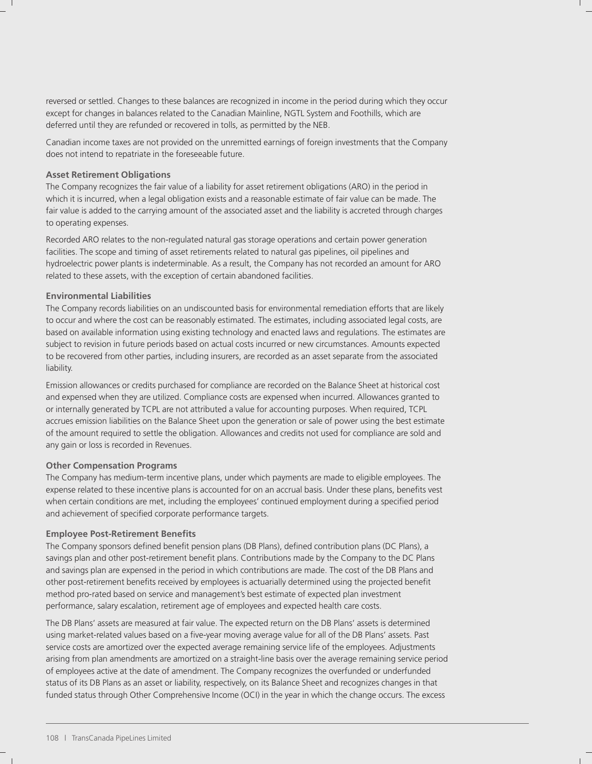reversed or settled. Changes to these balances are recognized in income in the period during which they occur except for changes in balances related to the Canadian Mainline, NGTL System and Foothills, which are deferred until they are refunded or recovered in tolls, as permitted by the NEB.

Canadian income taxes are not provided on the unremitted earnings of foreign investments that the Company does not intend to repatriate in the foreseeable future.

**Asset Retirement Obligations**

The Company recognizes the fair value of a liability for asset retirement obligations (ARO) in the period in which it is incurred, when a legal obligation exists and a reasonable estimate of fair value can be made. The fair value is added to the carrying amount of the associated asset and the liability is accreted through charges to operating expenses.

Recorded ARO relates to the non-regulated natural gas storage operations and certain power generation facilities. The scope and timing of asset retirements related to natural gas pipelines, oil pipelines and hydroelectric power plants is indeterminable. As a result, the Company has not recorded an amount for ARO related to these assets, with the exception of certain abandoned facilities.

**Environmental Liabilities**

The Company records liabilities on an undiscounted basis for environmental remediation efforts that are likely to occur and where the cost can be reasonably estimated. The estimates, including associated legal costs, are based on available information using existing technology and enacted laws and regulations. The estimates are subject to revision in future periods based on actual costs incurred or new circumstances. Amounts expected to be recovered from other parties, including insurers, are recorded as an asset separate from the associated liability.

Emission allowances or credits purchased for compliance are recorded on the Balance Sheet at historical cost and expensed when they are utilized. Compliance costs are expensed when incurred. Allowances granted to or internally generated by TCPL are not attributed a value for accounting purposes. When required, TCPL accrues emission liabilities on the Balance Sheet upon the generation or sale of power using the best estimate of the amount required to settle the obligation. Allowances and credits not used for compliance are sold and any gain or loss is recorded in Revenues.

**Other Compensation Programs**

The Company has medium-term incentive plans, under which payments are made to eligible employees. The expense related to these incentive plans is accounted for on an accrual basis. Under these plans, benefits vest when certain conditions are met, including the employees' continued employment during a specified period and achievement of specified corporate performance targets.

**Employee Post-Retirement Benefits**

The Company sponsors defined benefit pension plans (DB Plans), defined contribution plans (DC Plans), a savings plan and other post-retirement benefit plans. Contributions made by the Company to the DC Plans and savings plan are expensed in the period in which contributions are made. The cost of the DB Plans and other post-retirement benefits received by employees is actuarially determined using the projected benefit method pro-rated based on service and management's best estimate of expected plan investment performance, salary escalation, retirement age of employees and expected health care costs.

The DB Plans' assets are measured at fair value. The expected return on the DB Plans' assets is determined using market-related values based on a five-year moving average value for all of the DB Plans' assets. Past service costs are amortized over the expected average remaining service life of the employees. Adjustments arising from plan amendments are amortized on a straight-line basis over the average remaining service period of employees active at the date of amendment. The Company recognizes the overfunded or underfunded status of its DB Plans as an asset or liability, respectively, on its Balance Sheet and recognizes changes in that funded status through Other Comprehensive Income (OCI) in the year in which the change occurs. The excess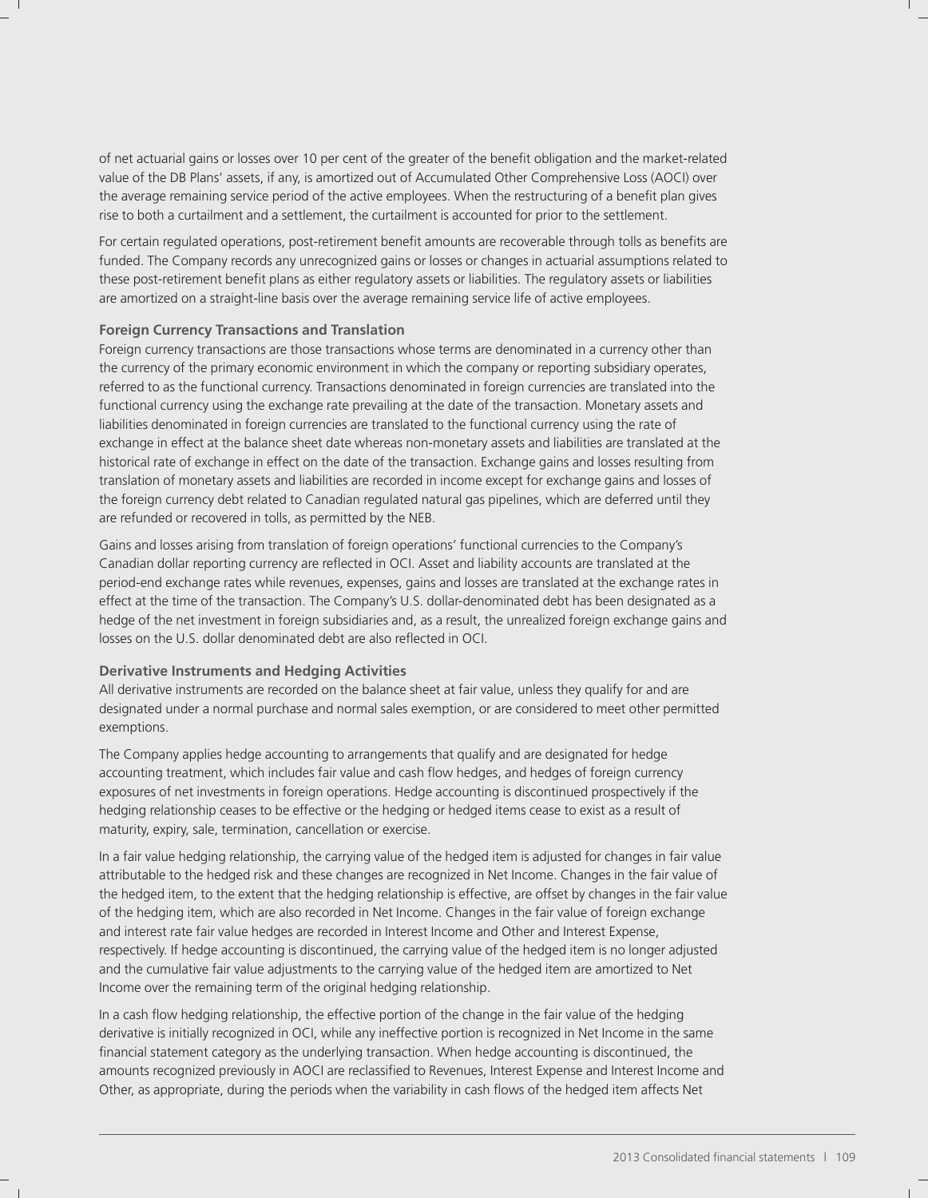of net actuarial gains or losses over 10 per cent of the greater of the benefit obligation and the market-related value of the DB Plans' assets, if any, is amortized out of Accumulated Other Comprehensive Loss (AOCI) over the average remaining service period of the active employees. When the restructuring of a benefit plan gives rise to both a curtailment and a settlement, the curtailment is accounted for prior to the settlement.

For certain regulated operations, post-retirement benefit amounts are recoverable through tolls as benefits are funded. The Company records any unrecognized gains or losses or changes in actuarial assumptions related to these post-retirement benefit plans as either regulatory assets or liabilities. The regulatory assets or liabilities are amortized on a straight-line basis over the average remaining service life of active employees.

**Foreign Currency Transactions and Translation**

Foreign currency transactions are those transactions whose terms are denominated in a currency other than the currency of the primary economic environment in which the company or reporting subsidiary operates, referred to as the functional currency. Transactions denominated in foreign currencies are translated into the functional currency using the exchange rate prevailing at the date of the transaction. Monetary assets and liabilities denominated in foreign currencies are translated to the functional currency using the rate of exchange in effect at the balance sheet date whereas non-monetary assets and liabilities are translated at the historical rate of exchange in effect on the date of the transaction. Exchange gains and losses resulting from translation of monetary assets and liabilities are recorded in income except for exchange gains and losses of the foreign currency debt related to Canadian regulated natural gas pipelines, which are deferred until they are refunded or recovered in tolls, as permitted by the NEB.

Gains and losses arising from translation of foreign operations' functional currencies to the Company's Canadian dollar reporting currency are reflected in OCI. Asset and liability accounts are translated at the period-end exchange rates while revenues, expenses, gains and losses are translated at the exchange rates in effect at the time of the transaction. The Company's U.S. dollar-denominated debt has been designated as a hedge of the net investment in foreign subsidiaries and, as a result, the unrealized foreign exchange gains and losses on the U.S. dollar denominated debt are also reflected in OCI.

**Derivative Instruments and Hedging Activities**

All derivative instruments are recorded on the balance sheet at fair value, unless they qualify for and are designated under a normal purchase and normal sales exemption, or are considered to meet other permitted exemptions.

The Company applies hedge accounting to arrangements that qualify and are designated for hedge accounting treatment, which includes fair value and cash flow hedges, and hedges of foreign currency exposures of net investments in foreign operations. Hedge accounting is discontinued prospectively if the hedging relationship ceases to be effective or the hedging or hedged items cease to exist as a result of maturity, expiry, sale, termination, cancellation or exercise.

In a fair value hedging relationship, the carrying value of the hedged item is adjusted for changes in fair value attributable to the hedged risk and these changes are recognized in Net Income. Changes in the fair value of the hedged item, to the extent that the hedging relationship is effective, are offset by changes in the fair value of the hedging item, which are also recorded in Net Income. Changes in the fair value of foreign exchange and interest rate fair value hedges are recorded in Interest Income and Other and Interest Expense, respectively. If hedge accounting is discontinued, the carrying value of the hedged item is no longer adjusted and the cumulative fair value adjustments to the carrying value of the hedged item are amortized to Net Income over the remaining term of the original hedging relationship.

In a cash flow hedging relationship, the effective portion of the change in the fair value of the hedging derivative is initially recognized in OCI, while any ineffective portion is recognized in Net Income in the same financial statement category as the underlying transaction. When hedge accounting is discontinued, the amounts recognized previously in AOCI are reclassified to Revenues, Interest Expense and Interest Income and Other, as appropriate, during the periods when the variability in cash flows of the hedged item affects Net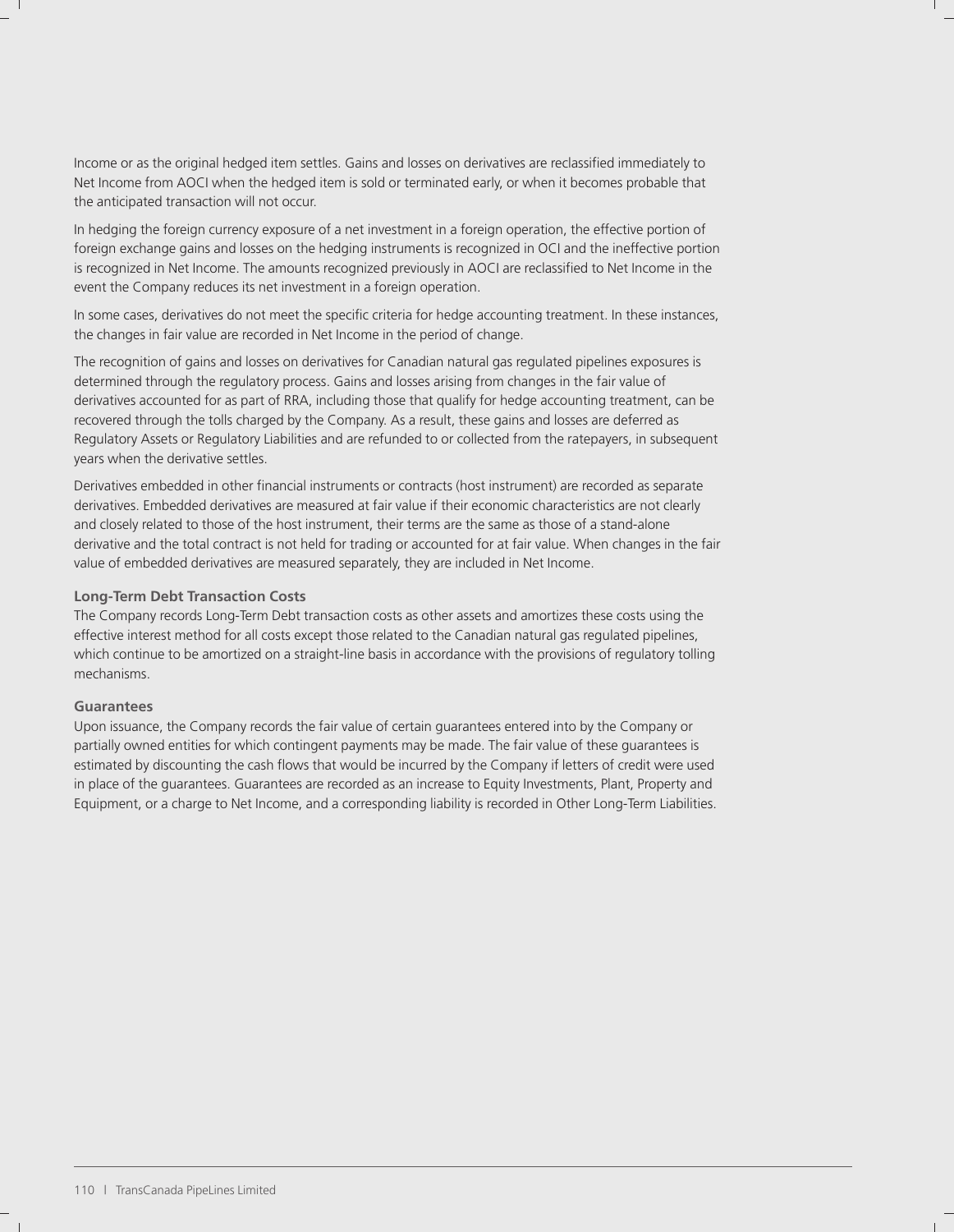Income or as the original hedged item settles. Gains and losses on derivatives are reclassified immediately to Net Income from AOCI when the hedged item is sold or terminated early, or when it becomes probable that the anticipated transaction will not occur.

In hedging the foreign currency exposure of a net investment in a foreign operation, the effective portion of foreign exchange gains and losses on the hedging instruments is recognized in OCI and the ineffective portion is recognized in Net Income. The amounts recognized previously in AOCI are reclassified to Net Income in the event the Company reduces its net investment in a foreign operation.

In some cases, derivatives do not meet the specific criteria for hedge accounting treatment. In these instances, the changes in fair value are recorded in Net Income in the period of change.

The recognition of gains and losses on derivatives for Canadian natural gas regulated pipelines exposures is determined through the regulatory process. Gains and losses arising from changes in the fair value of derivatives accounted for as part of RRA, including those that qualify for hedge accounting treatment, can be recovered through the tolls charged by the Company. As a result, these gains and losses are deferred as Regulatory Assets or Regulatory Liabilities and are refunded to or collected from the ratepayers, in subsequent years when the derivative settles.

Derivatives embedded in other financial instruments or contracts (host instrument) are recorded as separate derivatives. Embedded derivatives are measured at fair value if their economic characteristics are not clearly and closely related to those of the host instrument, their terms are the same as those of a stand-alone derivative and the total contract is not held for trading or accounted for at fair value. When changes in the fair value of embedded derivatives are measured separately, they are included in Net Income.

**Long-Term Debt Transaction Costs**

The Company records Long-Term Debt transaction costs as other assets and amortizes these costs using the effective interest method for all costs except those related to the Canadian natural gas regulated pipelines, which continue to be amortized on a straight-line basis in accordance with the provisions of regulatory tolling mechanisms.

**Guarantees**

Upon issuance, the Company records the fair value of certain guarantees entered into by the Company or partially owned entities for which contingent payments may be made. The fair value of these guarantees is estimated by discounting the cash flows that would be incurred by the Company if letters of credit were used in place of the guarantees. Guarantees are recorded as an increase to Equity Investments, Plant, Property and Equipment, or a charge to Net Income, and a corresponding liability is recorded in Other Long-Term Liabilities.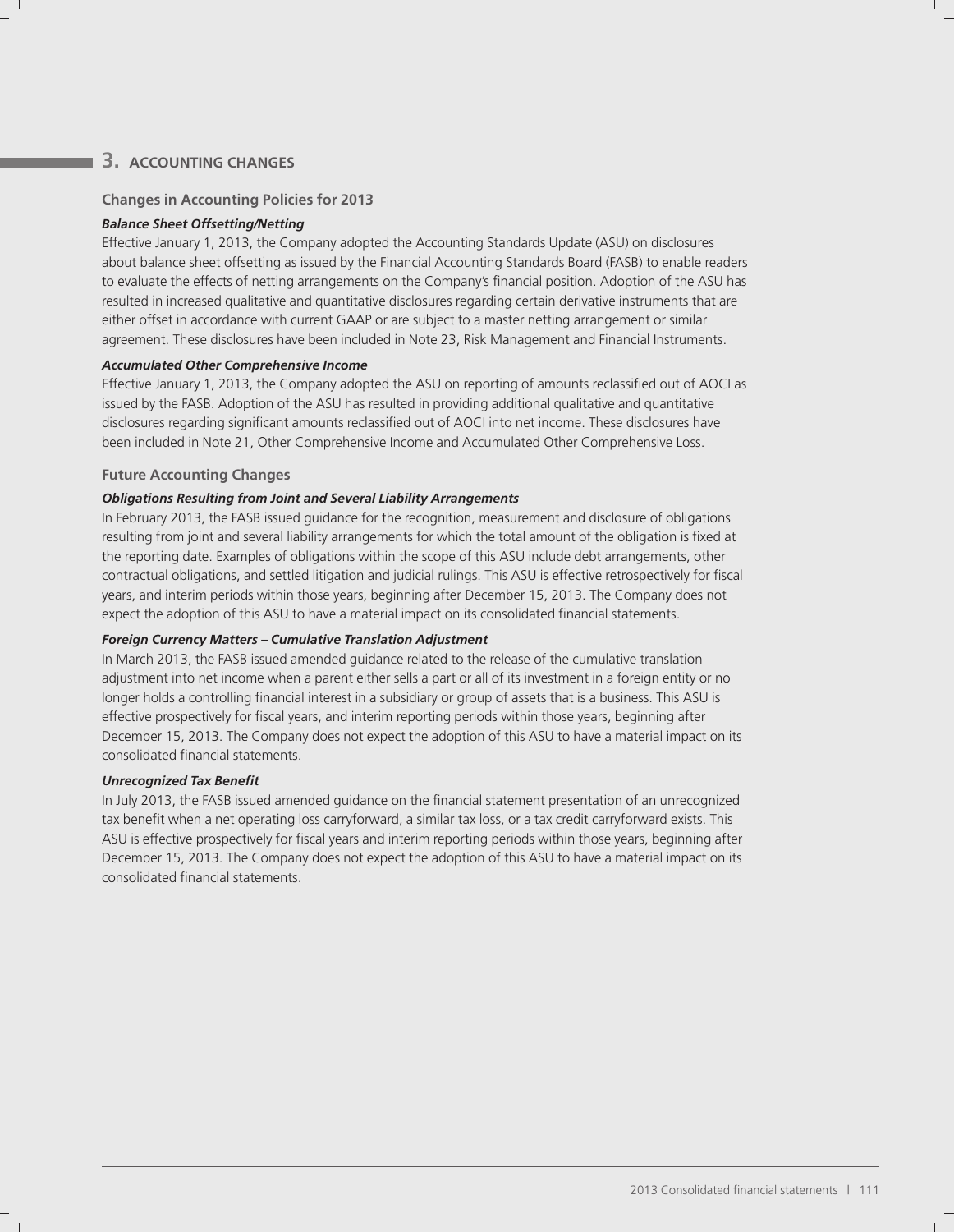## 3. ACCOUNTING CHANGES

### Changes in Accounting Policies for 2013

***Balance Sheet Offsetting/Netting***

Effective January 1, 2013, the Company adopted the Accounting Standards Update (ASU) on disclosures about balance sheet offsetting as issued by the Financial Accounting Standards Board (FASB) to enable readers to evaluate the effects of netting arrangements on the Company's financial position. Adoption of the ASU has resulted in increased qualitative and quantitative disclosures regarding certain derivative instruments that are either offset in accordance with current GAAP or are subject to a master netting arrangement or similar agreement. These disclosures have been included in Note 23, Risk Management and Financial Instruments.

***Accumulated Other Comprehensive Income***

Effective January 1, 2013, the Company adopted the ASU on reporting of amounts reclassified out of AOCI as issued by the FASB. Adoption of the ASU has resulted in providing additional qualitative and quantitative disclosures regarding significant amounts reclassified out of AOCI into net income. These disclosures have been included in Note 21, Other Comprehensive Income and Accumulated Other Comprehensive Loss.

### Future Accounting Changes

***Obligations Resulting from Joint and Several Liability Arrangements***

In February 2013, the FASB issued guidance for the recognition, measurement and disclosure of obligations resulting from joint and several liability arrangements for which the total amount of the obligation is fixed at the reporting date. Examples of obligations within the scope of this ASU include debt arrangements, other contractual obligations, and settled litigation and judicial rulings. This ASU is effective retrospectively for fiscal years, and interim periods within those years, beginning after December 15, 2013. The Company does not expect the adoption of this ASU to have a material impact on its consolidated financial statements.

***Foreign Currency Matters – Cumulative Translation Adjustment***

In March 2013, the FASB issued amended guidance related to the release of the cumulative translation adjustment into net income when a parent either sells a part or all of its investment in a foreign entity or no longer holds a controlling financial interest in a subsidiary or group of assets that is a business. This ASU is effective prospectively for fiscal years, and interim reporting periods within those years, beginning after December 15, 2013. The Company does not expect the adoption of this ASU to have a material impact on its consolidated financial statements.

***Unrecognized Tax Benefit***

In July 2013, the FASB issued amended guidance on the financial statement presentation of an unrecognized tax benefit when a net operating loss carryforward, a similar tax loss, or a tax credit carryforward exists. This ASU is effective prospectively for fiscal years and interim reporting periods within those years, beginning after December 15, 2013. The Company does not expect the adoption of this ASU to have a material impact on its consolidated financial statements.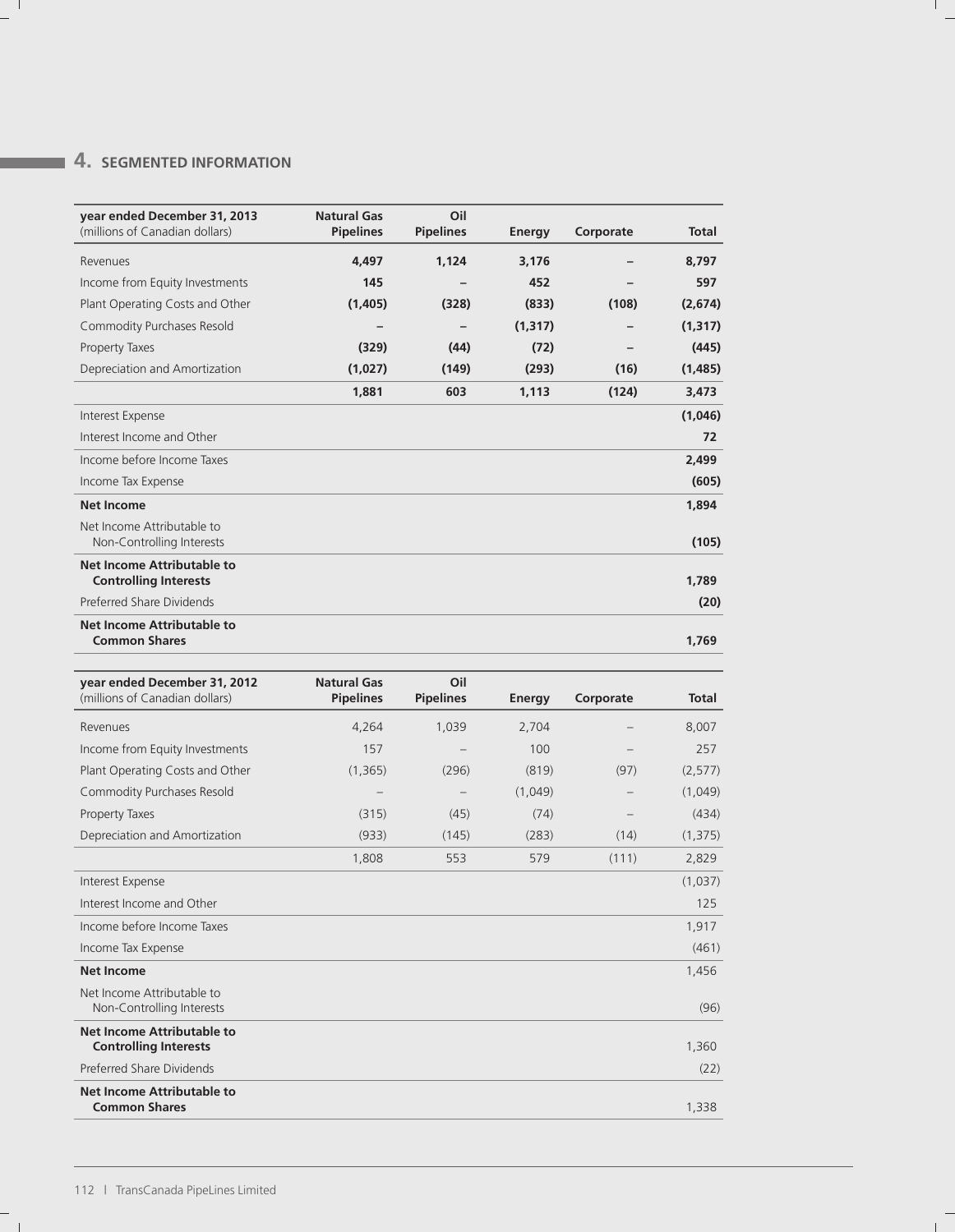## 4. SEGMENTED INFORMATION

| year ended December 31, 2013 (millions of Canadian dollars) | Natural Gas Pipelines | Oil Pipelines | Energy | Corporate | Total |
|---|---|---|---|---|---|
| Revenues | **4,497** | **1,124** | **3,176** | **–** | **8,797** |
| Income from Equity Investments | **145** | **–** | **452** | **–** | **597** |
| Plant Operating Costs and Other | **(1,405)** | **(328)** | **(833)** | **(108)** | **(2,674)** |
| Commodity Purchases Resold | **–** | **–** | **(1,317)** | **–** | **(1,317)** |
| Property Taxes | **(329)** | **(44)** | **(72)** | **–** | **(445)** |
| Depreciation and Amortization | **(1,027)** | **(149)** | **(293)** | **(16)** | **(1,485)** |
| | **1,881** | **603** | **1,113** | **(124)** | **3,473** |
| Interest Expense | | | | | **(1,046)** |
| Interest Income and Other | | | | | **72** |
| Income before Income Taxes | | | | | **2,499** |
| Income Tax Expense | | | | | **(605)** |
| **Net Income** | | | | | **1,894** |
| Net Income Attributable to Non-Controlling Interests | | | | | **(105)** |
| **Net Income Attributable to Controlling Interests** | | | | | **1,789** |
| Preferred Share Dividends | | | | | **(20)** |
| **Net Income Attributable to Common Shares** | | | | | **1,769** |

| year ended December 31, 2012 (millions of Canadian dollars) | Natural Gas Pipelines | Oil Pipelines | Energy | Corporate | Total |
|---|---|---|---|---|---|
| Revenues | 4,264 | 1,039 | 2,704 | – | 8,007 |
| Income from Equity Investments | 157 | – | 100 | – | 257 |
| Plant Operating Costs and Other | (1,365) | (296) | (819) | (97) | (2,577) |
| Commodity Purchases Resold | – | – | (1,049) | – | (1,049) |
| Property Taxes | (315) | (45) | (74) | – | (434) |
| Depreciation and Amortization | (933) | (145) | (283) | (14) | (1,375) |
| | 1,808 | 553 | 579 | (111) | 2,829 |
| Interest Expense | | | | | (1,037) |
| Interest Income and Other | | | | | 125 |
| Income before Income Taxes | | | | | 1,917 |
| Income Tax Expense | | | | | (461) |
| **Net Income** | | | | | 1,456 |
| Net Income Attributable to Non-Controlling Interests | | | | | (96) |
| **Net Income Attributable to Controlling Interests** | | | | | 1,360 |
| Preferred Share Dividends | | | | | (22) |
| **Net Income Attributable to Common Shares** | | | | | 1,338 |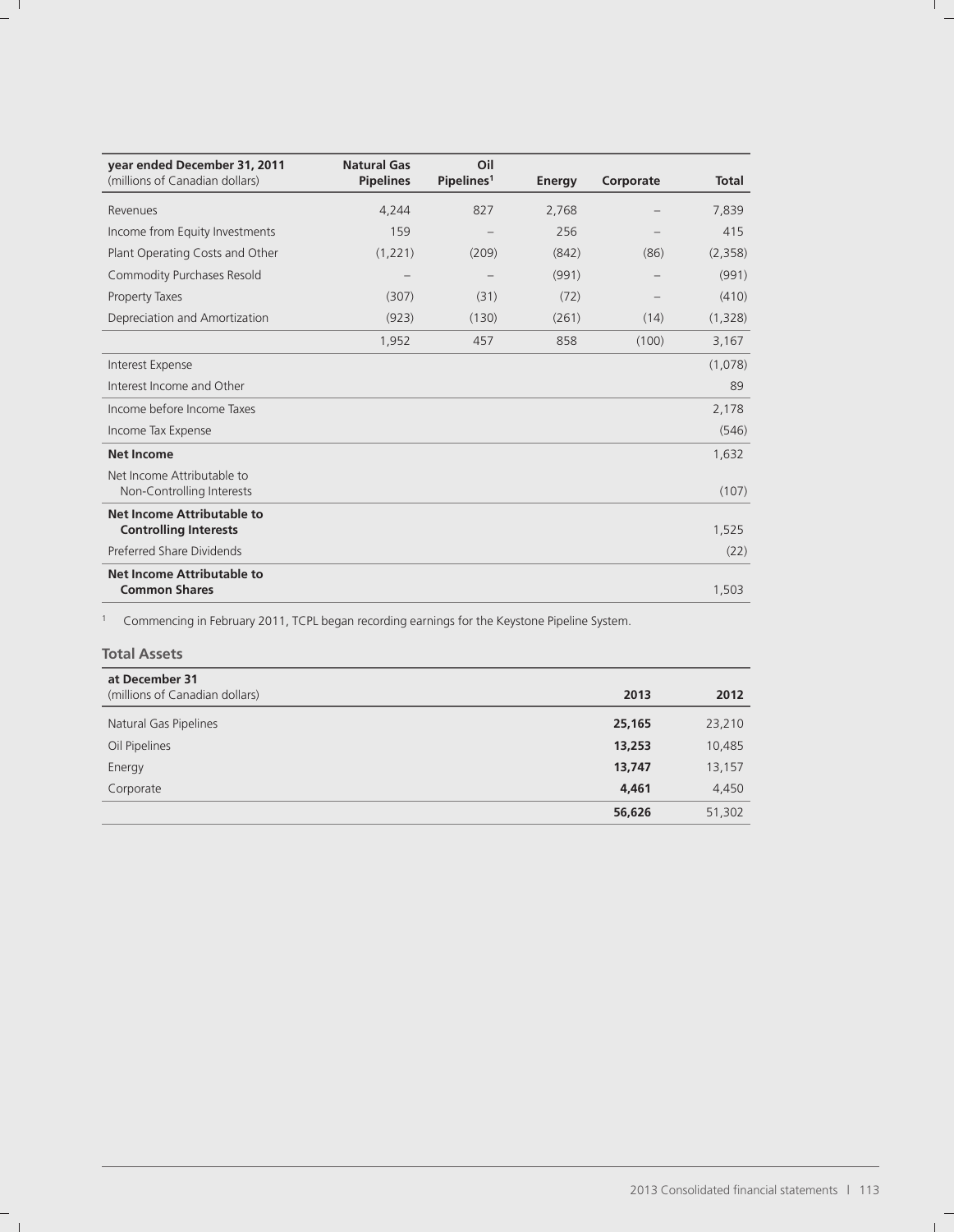| year ended December 31, 2011 (millions of Canadian dollars) | Natural Gas Pipelines | Oil Pipelines[1] | Energy | Corporate | Total |
|---|---|---|---|---|---|
| Revenues | 4,244 | 827 | 2,768 | – | 7,839 |
| Income from Equity Investments | 159 | – | 256 | – | 415 |
| Plant Operating Costs and Other | (1,221) | (209) | (842) | (86) | (2,358) |
| Commodity Purchases Resold | – | – | (991) | – | (991) |
| Property Taxes | (307) | (31) | (72) | – | (410) |
| Depreciation and Amortization | (923) | (130) | (261) | (14) | (1,328) |
| | 1,952 | 457 | 858 | (100) | 3,167 |
| Interest Expense | | | | | (1,078) |
| Interest Income and Other | | | | | 89 |
| Income before Income Taxes | | | | | 2,178 |
| Income Tax Expense | | | | | (546) |
| **Net Income** | | | | | 1,632 |
| Net Income Attributable to Non-Controlling Interests | | | | | (107) |
| **Net Income Attributable to Controlling Interests** | | | | | 1,525 |
| Preferred Share Dividends | | | | | (22) |
| **Net Income Attributable to Common Shares** | | | | | 1,503 |

[1] Commencing in February 2011, TCPL began recording earnings for the Keystone Pipeline System.

### Total Assets

| at December 31 (millions of Canadian dollars) | 2013 | 2012 |
|---|---|---|
| Natural Gas Pipelines | **25,165** | 23,210 |
| Oil Pipelines | **13,253** | 10,485 |
| Energy | **13,747** | 13,157 |
| Corporate | **4,461** | 4,450 |
| | **56,626** | 51,302 |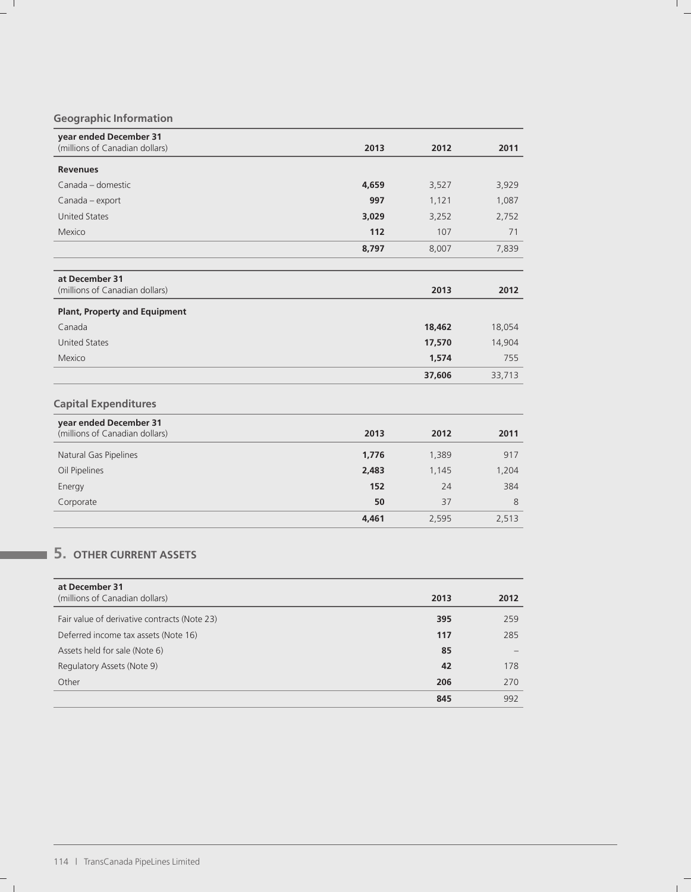## Geographic Information

| year ended December 31<br>(millions of Canadian dollars) | 2013 | 2012 | 2011 |
|---|---|---|---|
| **Revenues** | | | |
| Canada – domestic | **4,659** | 3,527 | 3,929 |
| Canada – export | **997** | 1,121 | 1,087 |
| United States | **3,029** | 3,252 | 2,752 |
| Mexico | **112** | 107 | 71 |
| | **8,797** | 8,007 | 7,839 |

| at December 31<br>(millions of Canadian dollars) | 2013 | 2012 |
|---|---|---|
| **Plant, Property and Equipment** | | |
| Canada | **18,462** | 18,054 |
| United States | **17,570** | 14,904 |
| Mexico | **1,574** | 755 |
| | **37,606** | 33,713 |

## Capital Expenditures

| year ended December 31<br>(millions of Canadian dollars) | 2013 | 2012 | 2011 |
|---|---|---|---|
| Natural Gas Pipelines | **1,776** | 1,389 | 917 |
| Oil Pipelines | **2,483** | 1,145 | 1,204 |
| Energy | **152** | 24 | 384 |
| Corporate | **50** | 37 | 8 |
| | **4,461** | 2,595 | 2,513 |

# 5. OTHER CURRENT ASSETS

| at December 31<br>(millions of Canadian dollars) | 2013 | 2012 |
|---|---|---|
| Fair value of derivative contracts (Note 23) | **395** | 259 |
| Deferred income tax assets (Note 16) | **117** | 285 |
| Assets held for sale (Note 6) | **85** | – |
| Regulatory Assets (Note 9) | **42** | 178 |
| Other | **206** | 270 |
| | **845** | 992 |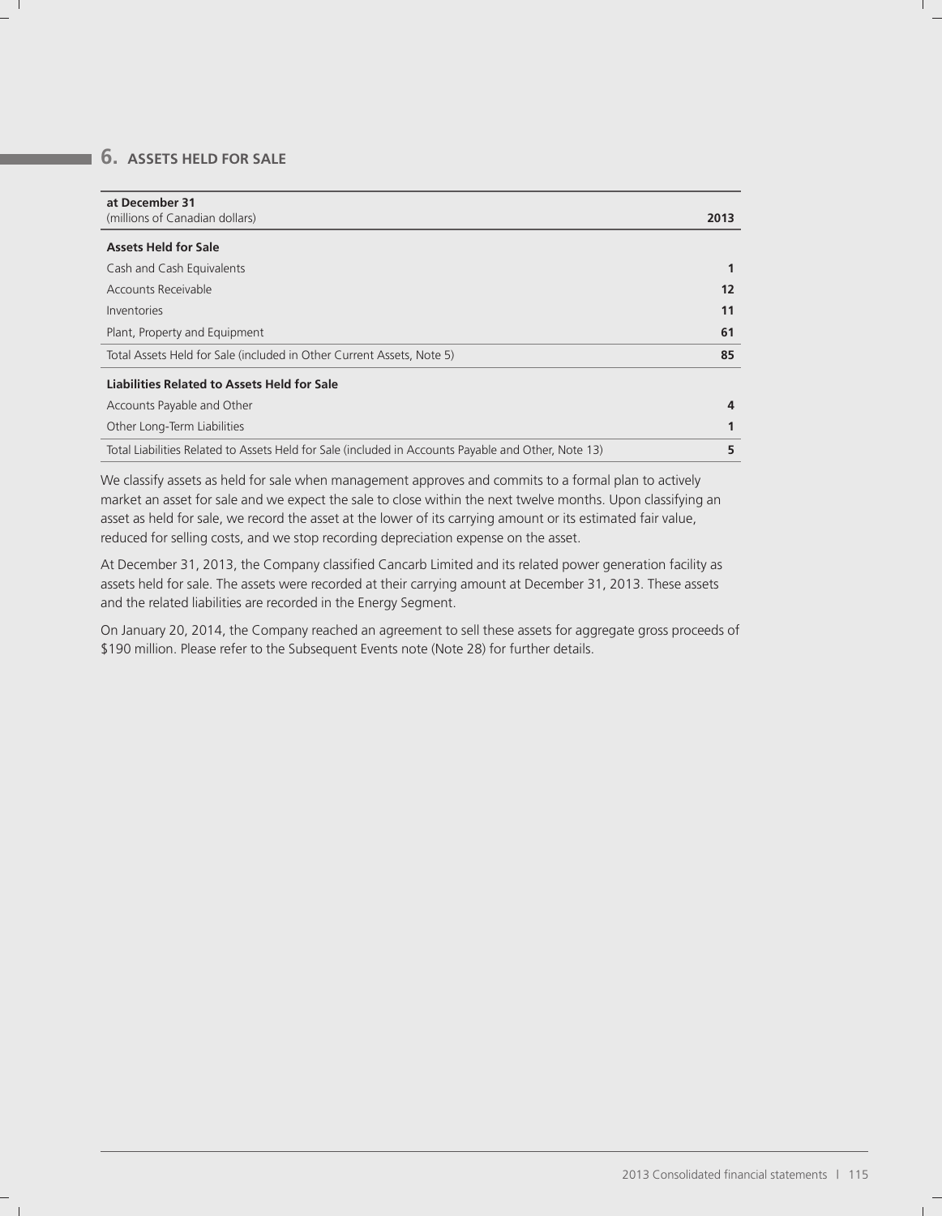## 6. ASSETS HELD FOR SALE

| at December 31<br>(millions of Canadian dollars) | 2013 |
|---|---|
| **Assets Held for Sale** | |
| Cash and Cash Equivalents | **1** |
| Accounts Receivable | **12** |
| Inventories | **11** |
| Plant, Property and Equipment | **61** |
| Total Assets Held for Sale (included in Other Current Assets, Note 5) | **85** |
| **Liabilities Related to Assets Held for Sale** | |
| Accounts Payable and Other | **4** |
| Other Long-Term Liabilities | **1** |
| Total Liabilities Related to Assets Held for Sale (included in Accounts Payable and Other, Note 13) | **5** |

We classify assets as held for sale when management approves and commits to a formal plan to actively market an asset for sale and we expect the sale to close within the next twelve months. Upon classifying an asset as held for sale, we record the asset at the lower of its carrying amount or its estimated fair value, reduced for selling costs, and we stop recording depreciation expense on the asset.

At December 31, 2013, the Company classified Cancarb Limited and its related power generation facility as assets held for sale. The assets were recorded at their carrying amount at December 31, 2013. These assets and the related liabilities are recorded in the Energy Segment.

On January 20, 2014, the Company reached an agreement to sell these assets for aggregate gross proceeds of $190 million. Please refer to the Subsequent Events note (Note 28) for further details.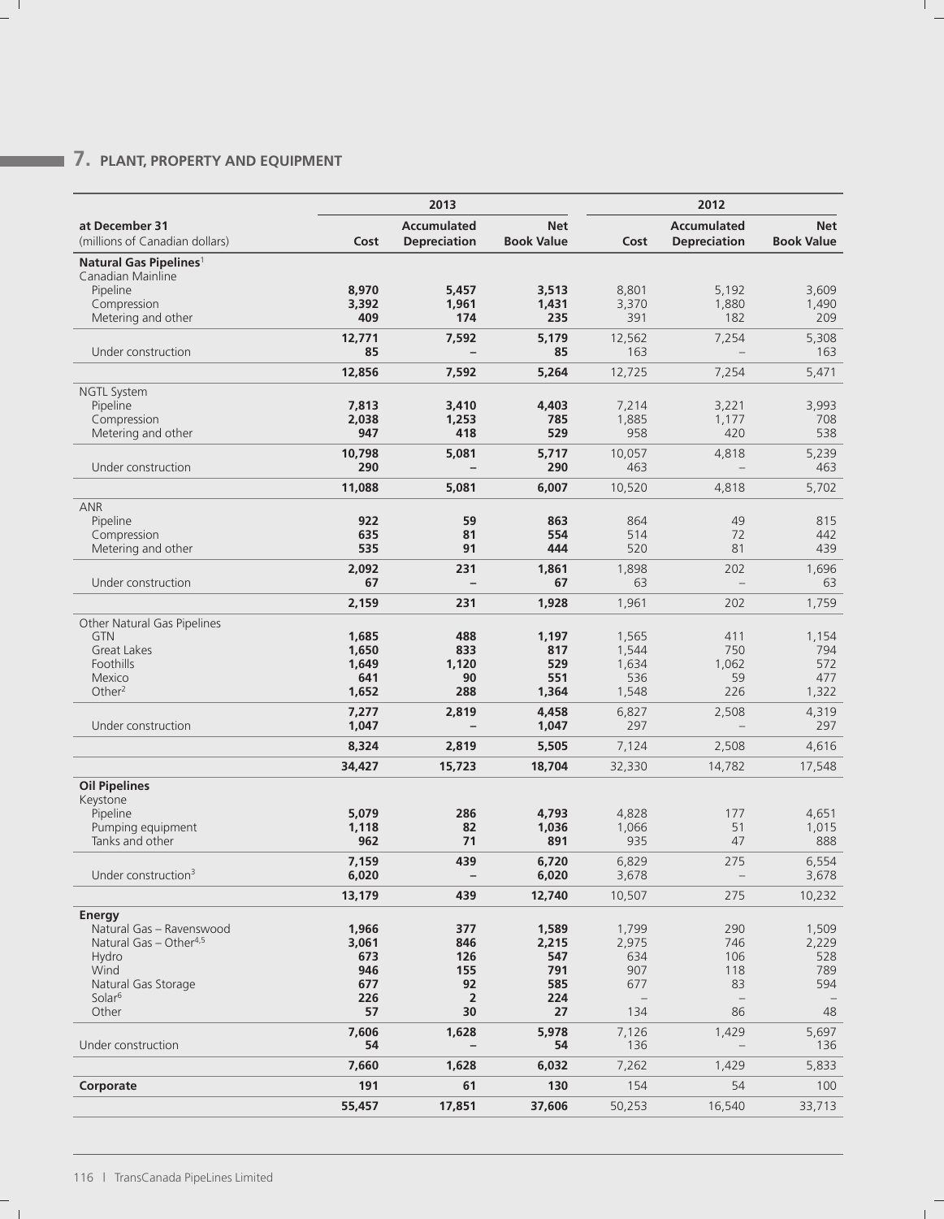## 7. PLANT, PROPERTY AND EQUIPMENT

| at December 31 (millions of Canadian dollars) | 2013 Cost | 2013 Accumulated Depreciation | 2013 Net Book Value | 2012 Cost | 2012 Accumulated Depreciation | 2012 Net Book Value |
|---|---|---|---|---|---|---|
| **Natural Gas Pipelines**[1] | | | | | | |
| Canadian Mainline | | | | | | |
| Pipeline | **8,970** | **5,457** | **3,513** | 8,801 | 5,192 | 3,609 |
| Compression | **3,392** | **1,961** | **1,431** | 3,370 | 1,880 | 1,490 |
| Metering and other | **409** | **174** | **235** | 391 | 182 | 209 |
| | **12,771** | **7,592** | **5,179** | 12,562 | 7,254 | 5,308 |
| Under construction | **85** | **–** | **85** | 163 | – | 163 |
| | **12,856** | **7,592** | **5,264** | 12,725 | 7,254 | 5,471 |
| NGTL System | | | | | | |
| Pipeline | **7,813** | **3,410** | **4,403** | 7,214 | 3,221 | 3,993 |
| Compression | **2,038** | **1,253** | **785** | 1,885 | 1,177 | 708 |
| Metering and other | **947** | **418** | **529** | 958 | 420 | 538 |
| | **10,798** | **5,081** | **5,717** | 10,057 | 4,818 | 5,239 |
| Under construction | **290** | **–** | **290** | 463 | – | 463 |
| | **11,088** | **5,081** | **6,007** | 10,520 | 4,818 | 5,702 |
| ANR | | | | | | |
| Pipeline | **922** | **59** | **863** | 864 | 49 | 815 |
| Compression | **635** | **81** | **554** | 514 | 72 | 442 |
| Metering and other | **535** | **91** | **444** | 520 | 81 | 439 |
| | **2,092** | **231** | **1,861** | 1,898 | 202 | 1,696 |
| Under construction | **67** | **–** | **67** | 63 | – | 63 |
| | **2,159** | **231** | **1,928** | 1,961 | 202 | 1,759 |
| Other Natural Gas Pipelines | | | | | | |
| GTN | **1,685** | **488** | **1,197** | 1,565 | 411 | 1,154 |
| Great Lakes | **1,650** | **833** | **817** | 1,544 | 750 | 794 |
| Foothills | **1,649** | **1,120** | **529** | 1,634 | 1,062 | 572 |
| Mexico | **641** | **90** | **551** | 536 | 59 | 477 |
| Other[2] | **1,652** | **288** | **1,364** | 1,548 | 226 | 1,322 |
| | **7,277** | **2,819** | **4,458** | 6,827 | 2,508 | 4,319 |
| Under construction | **1,047** | **–** | **1,047** | 297 | – | 297 |
| | **8,324** | **2,819** | **5,505** | 7,124 | 2,508 | 4,616 |
| | **34,427** | **15,723** | **18,704** | 32,330 | 14,782 | 17,548 |
| **Oil Pipelines** | | | | | | |
| Keystone | | | | | | |
| Pipeline | **5,079** | **286** | **4,793** | 4,828 | 177 | 4,651 |
| Pumping equipment | **1,118** | **82** | **1,036** | 1,066 | 51 | 1,015 |
| Tanks and other | **962** | **71** | **891** | 935 | 47 | 888 |
| | **7,159** | **439** | **6,720** | 6,829 | 275 | 6,554 |
| Under construction[3] | **6,020** | **–** | **6,020** | 3,678 | – | 3,678 |
| | **13,179** | **439** | **12,740** | 10,507 | 275 | 10,232 |
| **Energy** | | | | | | |
| Natural Gas – Ravenswood | **1,966** | **377** | **1,589** | 1,799 | 290 | 1,509 |
| Natural Gas – Other[4,5] | **3,061** | **846** | **2,215** | 2,975 | 746 | 2,229 |
| Hydro | **673** | **126** | **547** | 634 | 106 | 528 |
| Wind | **946** | **155** | **791** | 907 | 118 | 789 |
| Natural Gas Storage | **677** | **92** | **585** | 677 | 83 | 594 |
| Solar[6] | **226** | **2** | **224** | – | – | – |
| Other | **57** | **30** | **27** | 134 | 86 | 48 |
| | **7,606** | **1,628** | **5,978** | 7,126 | 1,429 | 5,697 |
| Under construction | **54** | **–** | **54** | 136 | – | 136 |
| | **7,660** | **1,628** | **6,032** | 7,262 | 1,429 | 5,833 |
| **Corporate** | **191** | **61** | **130** | 154 | 54 | 100 |
| | **55,457** | **17,851** | **37,606** | 50,253 | 16,540 | 33,713 |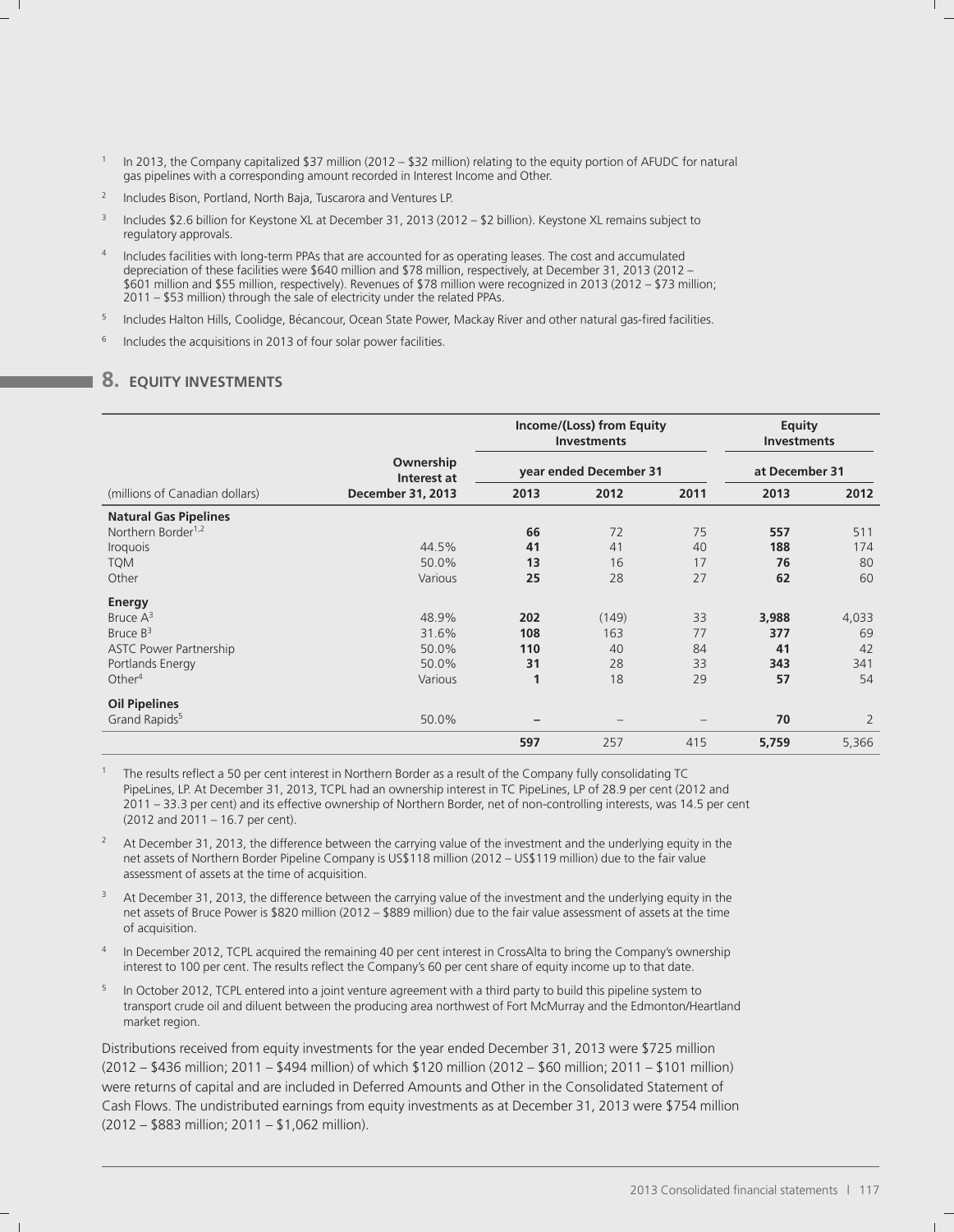1. In 2013, the Company capitalized $37 million (2012 – $32 million) relating to the equity portion of AFUDC for natural gas pipelines with a corresponding amount recorded in Interest Income and Other.
2. Includes Bison, Portland, North Baja, Tuscarora and Ventures LP.
3. Includes $2.6 billion for Keystone XL at December 31, 2013 (2012 – $2 billion). Keystone XL remains subject to regulatory approvals.
4. Includes facilities with long-term PPAs that are accounted for as operating leases. The cost and accumulated depreciation of these facilities were $640 million and $78 million, respectively, at December 31, 2013 (2012 – $601 million and $55 million, respectively). Revenues of $78 million were recognized in 2013 (2012 – $73 million; 2011 – $53 million) through the sale of electricity under the related PPAs.
5. Includes Halton Hills, Coolidge, Bécancour, Ocean State Power, Mackay River and other natural gas-fired facilities.
6. Includes the acquisitions in 2013 of four solar power facilities.

## 8. EQUITY INVESTMENTS

| | | Income/(Loss) from Equity Investments | | | Equity Investments | |
|---|---|---|---|---|---|---|
| | Ownership Interest at | year ended December 31 | | | at December 31 | |
| (millions of Canadian dollars) | December 31, 2013 | 2013 | 2012 | 2011 | 2013 | 2012 |
| **Natural Gas Pipelines** | | | | | | |
| Northern Border[1,2] | | **66** | 72 | 75 | **557** | 511 |
| Iroquois | 44.5% | **41** | 41 | 40 | **188** | 174 |
| TQM | 50.0% | **13** | 16 | 17 | **76** | 80 |
| Other | Various | **25** | 28 | 27 | **62** | 60 |
| **Energy** | | | | | | |
| Bruce A[3] | 48.9% | **202** | (149) | 33 | **3,988** | 4,033 |
| Bruce B[3] | 31.6% | **108** | 163 | 77 | **377** | 69 |
| ASTC Power Partnership | 50.0% | **110** | 40 | 84 | **41** | 42 |
| Portlands Energy | 50.0% | **31** | 28 | 33 | **343** | 341 |
| Other[4] | Various | **1** | 18 | 29 | **57** | 54 |
| **Oil Pipelines** | | | | | | |
| Grand Rapids[5] | 50.0% | **–** | – | – | **70** | 2 |
| | | **597** | 257 | 415 | **5,759** | 5,366 |

1. The results reflect a 50 per cent interest in Northern Border as a result of the Company fully consolidating TC PipeLines, LP. At December 31, 2013, TCPL had an ownership interest in TC PipeLines, LP of 28.9 per cent (2012 and 2011 – 33.3 per cent) and its effective ownership of Northern Border, net of non-controlling interests, was 14.5 per cent (2012 and 2011 – 16.7 per cent).
2. At December 31, 2013, the difference between the carrying value of the investment and the underlying equity in the net assets of Northern Border Pipeline Company is US$118 million (2012 – US$119 million) due to the fair value assessment of assets at the time of acquisition.
3. At December 31, 2013, the difference between the carrying value of the investment and the underlying equity in the net assets of Bruce Power is $820 million (2012 – $889 million) due to the fair value assessment of assets at the time of acquisition.
4. In December 2012, TCPL acquired the remaining 40 per cent interest in CrossAlta to bring the Company's ownership interest to 100 per cent. The results reflect the Company's 60 per cent share of equity income up to that date.
5. In October 2012, TCPL entered into a joint venture agreement with a third party to build this pipeline system to transport crude oil and diluent between the producing area northwest of Fort McMurray and the Edmonton/Heartland market region.

Distributions received from equity investments for the year ended December 31, 2013 were $725 million (2012 – $436 million; 2011 – $494 million) of which $120 million (2012 – $60 million; 2011 – $101 million) were returns of capital and are included in Deferred Amounts and Other in the Consolidated Statement of Cash Flows. The undistributed earnings from equity investments as at December 31, 2013 were $754 million (2012 – $883 million; 2011 – $1,062 million).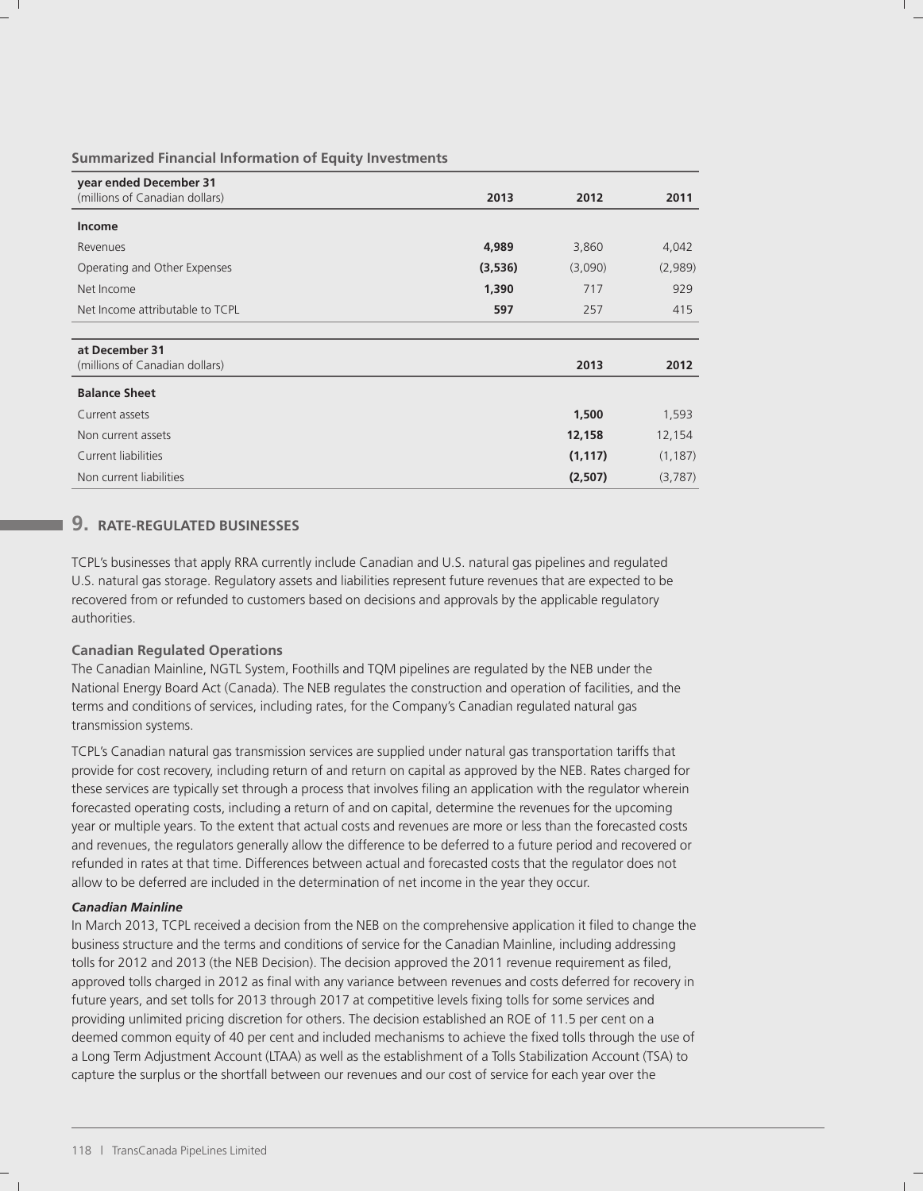**Summarized Financial Information of Equity Investments**

| year ended December 31<br>(millions of Canadian dollars) | 2013 | 2012 | 2011 |
|---|---|---|---|
| **Income** | | | |
| Revenues | **4,989** | 3,860 | 4,042 |
| Operating and Other Expenses | **(3,536)** | (3,090) | (2,989) |
| Net Income | **1,390** | 717 | 929 |
| Net Income attributable to TCPL | **597** | 257 | 415 |

| at December 31<br>(millions of Canadian dollars) | 2013 | 2012 |
|---|---|---|
| **Balance Sheet** | | |
| Current assets | **1,500** | 1,593 |
| Non current assets | **12,158** | 12,154 |
| Current liabilities | **(1,117)** | (1,187) |
| Non current liabilities | **(2,507)** | (3,787) |

## 9. RATE-REGULATED BUSINESSES

TCPL's businesses that apply RRA currently include Canadian and U.S. natural gas pipelines and regulated U.S. natural gas storage. Regulatory assets and liabilities represent future revenues that are expected to be recovered from or refunded to customers based on decisions and approvals by the applicable regulatory authorities.

### Canadian Regulated Operations

The Canadian Mainline, NGTL System, Foothills and TQM pipelines are regulated by the NEB under the National Energy Board Act (Canada). The NEB regulates the construction and operation of facilities, and the terms and conditions of services, including rates, for the Company's Canadian regulated natural gas transmission systems.

TCPL's Canadian natural gas transmission services are supplied under natural gas transportation tariffs that provide for cost recovery, including return of and return on capital as approved by the NEB. Rates charged for these services are typically set through a process that involves filing an application with the regulator wherein forecasted operating costs, including a return of and on capital, determine the revenues for the upcoming year or multiple years. To the extent that actual costs and revenues are more or less than the forecasted costs and revenues, the regulators generally allow the difference to be deferred to a future period and recovered or refunded in rates at that time. Differences between actual and forecasted costs that the regulator does not allow to be deferred are included in the determination of net income in the year they occur.

***Canadian Mainline***

In March 2013, TCPL received a decision from the NEB on the comprehensive application it filed to change the business structure and the terms and conditions of service for the Canadian Mainline, including addressing tolls for 2012 and 2013 (the NEB Decision). The decision approved the 2011 revenue requirement as filed, approved tolls charged in 2012 as final with any variance between revenues and costs deferred for recovery in future years, and set tolls for 2013 through 2017 at competitive levels fixing tolls for some services and providing unlimited pricing discretion for others. The decision established an ROE of 11.5 per cent on a deemed common equity of 40 per cent and included mechanisms to achieve the fixed tolls through the use of a Long Term Adjustment Account (LTAA) as well as the establishment of a Tolls Stabilization Account (TSA) to capture the surplus or the shortfall between our revenues and our cost of service for each year over the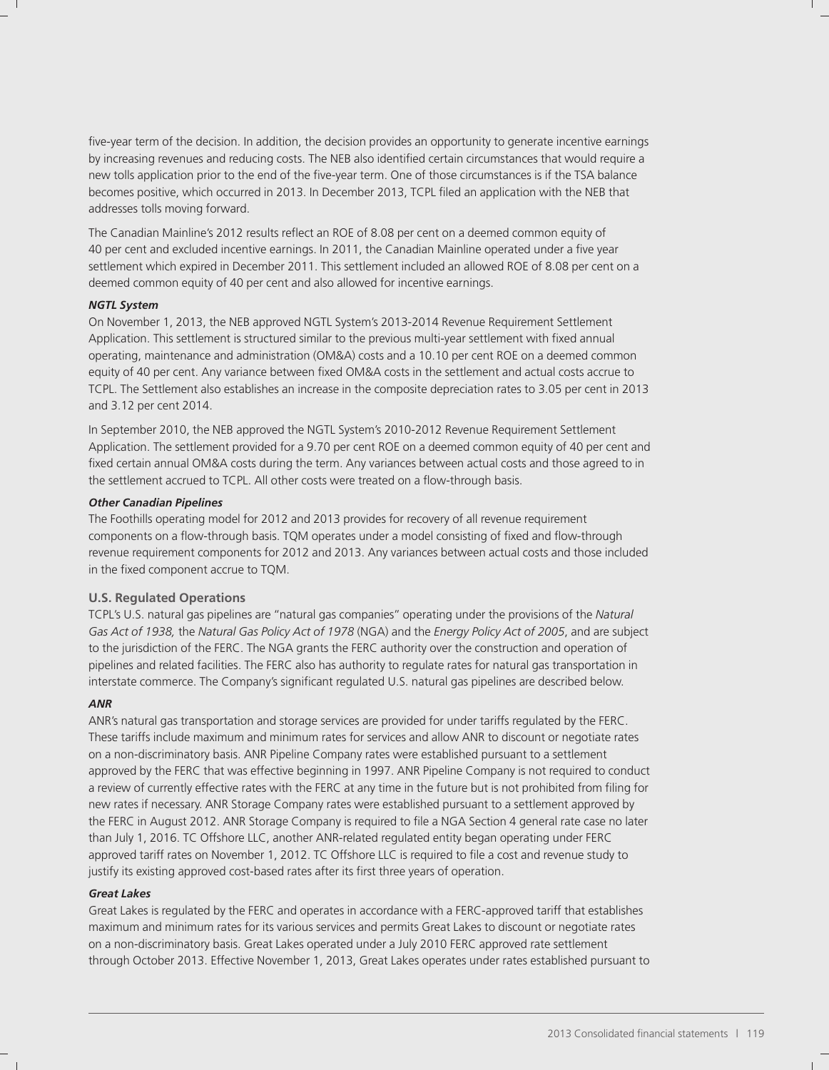five-year term of the decision. In addition, the decision provides an opportunity to generate incentive earnings by increasing revenues and reducing costs. The NEB also identified certain circumstances that would require a new tolls application prior to the end of the five-year term. One of those circumstances is if the TSA balance becomes positive, which occurred in 2013. In December 2013, TCPL filed an application with the NEB that addresses tolls moving forward.

The Canadian Mainline's 2012 results reflect an ROE of 8.08 per cent on a deemed common equity of 40 per cent and excluded incentive earnings. In 2011, the Canadian Mainline operated under a five year settlement which expired in December 2011. This settlement included an allowed ROE of 8.08 per cent on a deemed common equity of 40 per cent and also allowed for incentive earnings.

***NGTL System***

On November 1, 2013, the NEB approved NGTL System's 2013-2014 Revenue Requirement Settlement Application. This settlement is structured similar to the previous multi-year settlement with fixed annual operating, maintenance and administration (OM&A) costs and a 10.10 per cent ROE on a deemed common equity of 40 per cent. Any variance between fixed OM&A costs in the settlement and actual costs accrue to TCPL. The Settlement also establishes an increase in the composite depreciation rates to 3.05 per cent in 2013 and 3.12 per cent 2014.

In September 2010, the NEB approved the NGTL System's 2010-2012 Revenue Requirement Settlement Application. The settlement provided for a 9.70 per cent ROE on a deemed common equity of 40 per cent and fixed certain annual OM&A costs during the term. Any variances between actual costs and those agreed to in the settlement accrued to TCPL. All other costs were treated on a flow-through basis.

***Other Canadian Pipelines***

The Foothills operating model for 2012 and 2013 provides for recovery of all revenue requirement components on a flow-through basis. TQM operates under a model consisting of fixed and flow-through revenue requirement components for 2012 and 2013. Any variances between actual costs and those included in the fixed component accrue to TQM.

### U.S. Regulated Operations

TCPL's U.S. natural gas pipelines are "natural gas companies" operating under the provisions of the *Natural Gas Act of 1938,* the *Natural Gas Policy Act of 1978* (NGA) and the *Energy Policy Act of 2005*, and are subject to the jurisdiction of the FERC. The NGA grants the FERC authority over the construction and operation of pipelines and related facilities. The FERC also has authority to regulate rates for natural gas transportation in interstate commerce. The Company's significant regulated U.S. natural gas pipelines are described below.

***ANR***

ANR's natural gas transportation and storage services are provided for under tariffs regulated by the FERC. These tariffs include maximum and minimum rates for services and allow ANR to discount or negotiate rates on a non-discriminatory basis. ANR Pipeline Company rates were established pursuant to a settlement approved by the FERC that was effective beginning in 1997. ANR Pipeline Company is not required to conduct a review of currently effective rates with the FERC at any time in the future but is not prohibited from filing for new rates if necessary. ANR Storage Company rates were established pursuant to a settlement approved by the FERC in August 2012. ANR Storage Company is required to file a NGA Section 4 general rate case no later than July 1, 2016. TC Offshore LLC, another ANR-related regulated entity began operating under FERC approved tariff rates on November 1, 2012. TC Offshore LLC is required to file a cost and revenue study to justify its existing approved cost-based rates after its first three years of operation.

***Great Lakes***

Great Lakes is regulated by the FERC and operates in accordance with a FERC-approved tariff that establishes maximum and minimum rates for its various services and permits Great Lakes to discount or negotiate rates on a non-discriminatory basis. Great Lakes operated under a July 2010 FERC approved rate settlement through October 2013. Effective November 1, 2013, Great Lakes operates under rates established pursuant to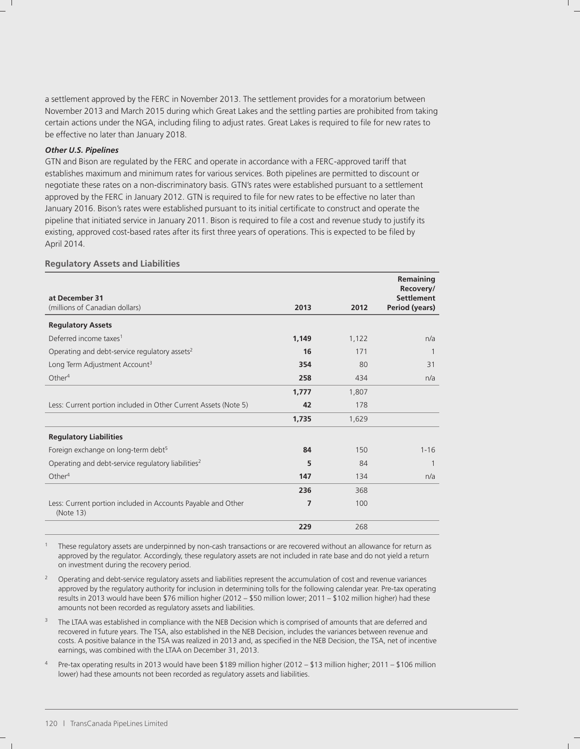a settlement approved by the FERC in November 2013. The settlement provides for a moratorium between November 2013 and March 2015 during which Great Lakes and the settling parties are prohibited from taking certain actions under the NGA, including filing to adjust rates. Great Lakes is required to file for new rates to be effective no later than January 2018.

***Other U.S. Pipelines***

GTN and Bison are regulated by the FERC and operate in accordance with a FERC-approved tariff that establishes maximum and minimum rates for various services. Both pipelines are permitted to discount or negotiate these rates on a non-discriminatory basis. GTN's rates were established pursuant to a settlement approved by the FERC in January 2012. GTN is required to file for new rates to be effective no later than January 2016. Bison's rates were established pursuant to its initial certificate to construct and operate the pipeline that initiated service in January 2011. Bison is required to file a cost and revenue study to justify its existing, approved cost-based rates after its first three years of operations. This is expected to be filed by April 2014.

### Regulatory Assets and Liabilities

| at December 31 (millions of Canadian dollars) | 2013 | 2012 | Remaining Recovery/ Settlement Period (years) |
|---|---|---|---|
| **Regulatory Assets** | | | |
| Deferred income taxes[1] | **1,149** | 1,122 | n/a |
| Operating and debt-service regulatory assets[2] | **16** | 171 | 1 |
| Long Term Adjustment Account[3] | **354** | 80 | 31 |
| Other[4] | **258** | 434 | n/a |
| | **1,777** | 1,807 | |
| Less: Current portion included in Other Current Assets (Note 5) | **42** | 178 | |
| | **1,735** | 1,629 | |
| **Regulatory Liabilities** | | | |
| Foreign exchange on long-term debt[5] | **84** | 150 | 1-16 |
| Operating and debt-service regulatory liabilities[2] | **5** | 84 | 1 |
| Other[4] | **147** | 134 | n/a |
| | **236** | 368 | |
| Less: Current portion included in Accounts Payable and Other (Note 13) | **7** | 100 | |
| | **229** | 268 | |

1. These regulatory assets are underpinned by non-cash transactions or are recovered without an allowance for return as approved by the regulator. Accordingly, these regulatory assets are not included in rate base and do not yield a return on investment during the recovery period.
2. Operating and debt-service regulatory assets and liabilities represent the accumulation of cost and revenue variances approved by the regulatory authority for inclusion in determining tolls for the following calendar year. Pre-tax operating results in 2013 would have been $76 million higher (2012 – $50 million lower; 2011 – $102 million higher) had these amounts not been recorded as regulatory assets and liabilities.
3. The LTAA was established in compliance with the NEB Decision which is comprised of amounts that are deferred and recovered in future years. The TSA, also established in the NEB Decision, includes the variances between revenue and costs. A positive balance in the TSA was realized in 2013 and, as specified in the NEB Decision, the TSA, net of incentive earnings, was combined with the LTAA on December 31, 2013.
4. Pre-tax operating results in 2013 would have been $189 million higher (2012 – $13 million higher; 2011 – $106 million lower) had these amounts not been recorded as regulatory assets and liabilities.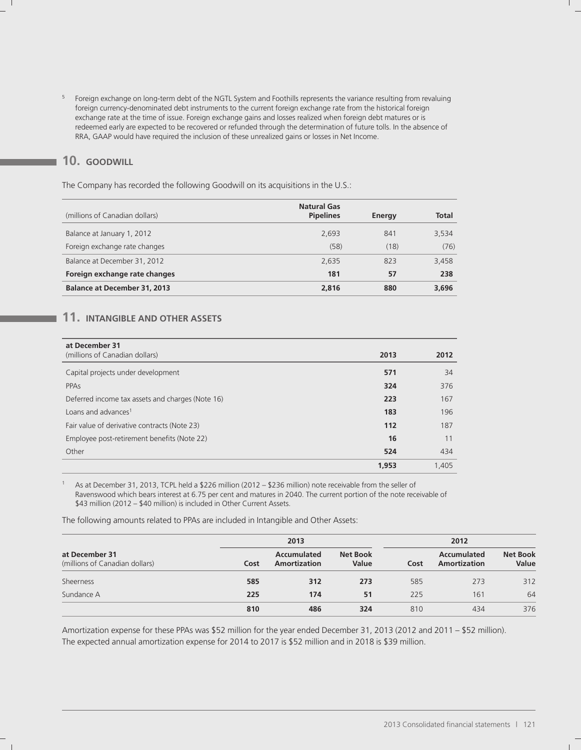[5] Foreign exchange on long-term debt of the NGTL System and Foothills represents the variance resulting from revaluing foreign currency-denominated debt instruments to the current foreign exchange rate from the historical foreign exchange rate at the time of issue. Foreign exchange gains and losses realized when foreign debt matures or is redeemed early are expected to be recovered or refunded through the determination of future tolls. In the absence of RRA, GAAP would have required the inclusion of these unrealized gains or losses in Net Income.

## 10. GOODWILL

The Company has recorded the following Goodwill on its acquisitions in the U.S.:

| (millions of Canadian dollars) | Natural Gas Pipelines | Energy | Total |
|---|---|---|---|
| Balance at January 1, 2012 | 2,693 | 841 | 3,534 |
| Foreign exchange rate changes | (58) | (18) | (76) |
| Balance at December 31, 2012 | 2,635 | 823 | 3,458 |
| **Foreign exchange rate changes** | **181** | **57** | **238** |
| **Balance at December 31, 2013** | **2,816** | **880** | **3,696** |

## 11. INTANGIBLE AND OTHER ASSETS

| at December 31<br>(millions of Canadian dollars) | 2013 | 2012 |
|---|---|---|
| Capital projects under development | **571** | 34 |
| PPAs | **324** | 376 |
| Deferred income tax assets and charges (Note 16) | **223** | 167 |
| Loans and advances[1] | **183** | 196 |
| Fair value of derivative contracts (Note 23) | **112** | 187 |
| Employee post-retirement benefits (Note 22) | **16** | 11 |
| Other | **524** | 434 |
| | **1,953** | 1,405 |

[1] As at December 31, 2013, TCPL held a $226 million (2012 – $236 million) note receivable from the seller of Ravenswood which bears interest at 6.75 per cent and matures in 2040. The current portion of the note receivable of $43 million (2012 – $40 million) is included in Other Current Assets.

The following amounts related to PPAs are included in Intangible and Other Assets:

| | 2013 | | | 2012 | | |
|---|---|---|---|---|---|---|
| at December 31<br>(millions of Canadian dollars) | Cost | Accumulated Amortization | Net Book Value | Cost | Accumulated Amortization | Net Book Value |
| Sheerness | **585** | **312** | **273** | 585 | 273 | 312 |
| Sundance A | **225** | **174** | **51** | 225 | 161 | 64 |
| | **810** | **486** | **324** | 810 | 434 | 376 |

Amortization expense for these PPAs was $52 million for the year ended December 31, 2013 (2012 and 2011 – $52 million). The expected annual amortization expense for 2014 to 2017 is $52 million and in 2018 is $39 million.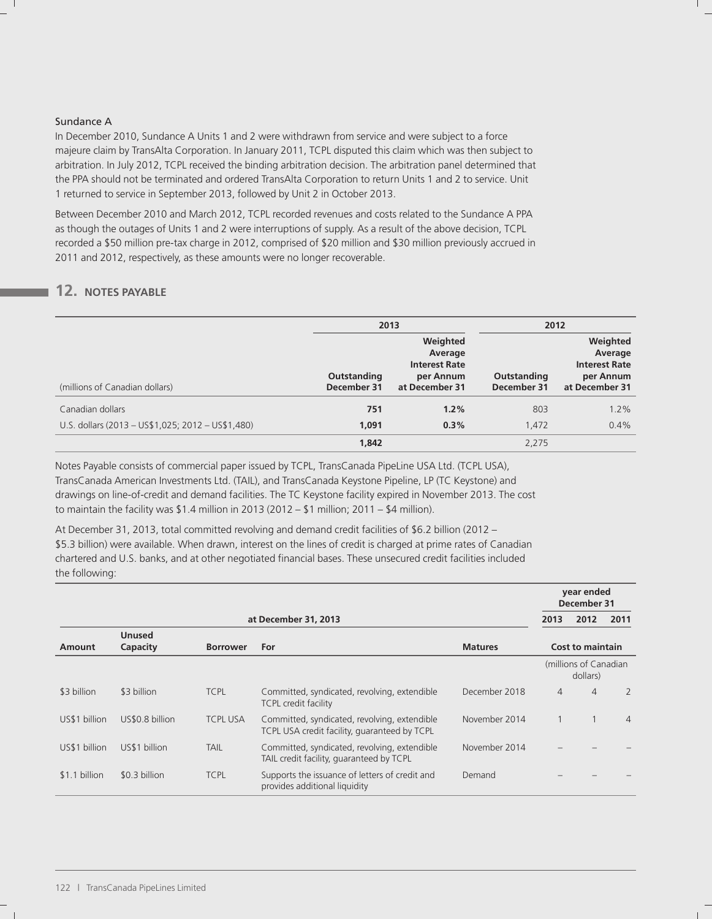### Sundance A

In December 2010, Sundance A Units 1 and 2 were withdrawn from service and were subject to a force majeure claim by TransAlta Corporation. In January 2011, TCPL disputed this claim which was then subject to arbitration. In July 2012, TCPL received the binding arbitration decision. The arbitration panel determined that the PPA should not be terminated and ordered TransAlta Corporation to return Units 1 and 2 to service. Unit 1 returned to service in September 2013, followed by Unit 2 in October 2013.

Between December 2010 and March 2012, TCPL recorded revenues and costs related to the Sundance A PPA as though the outages of Units 1 and 2 were interruptions of supply. As a result of the above decision, TCPL recorded a $50 million pre-tax charge in 2012, comprised of $20 million and $30 million previously accrued in 2011 and 2012, respectively, as these amounts were no longer recoverable.

## 12. NOTES PAYABLE

| | 2013 | | 2012 | |
|---|---|---|---|---|
| (millions of Canadian dollars) | Outstanding December 31 | Weighted Average Interest Rate per Annum at December 31 | Outstanding December 31 | Weighted Average Interest Rate per Annum at December 31 |
| Canadian dollars | **751** | **1.2%** | 803 | 1.2% |
| U.S. dollars (2013 – US$1,025; 2012 – US$1,480) | **1,091** | **0.3%** | 1,472 | 0.4% |
| | **1,842** | | 2,275 | |

Notes Payable consists of commercial paper issued by TCPL, TransCanada PipeLine USA Ltd. (TCPL USA), TransCanada American Investments Ltd. (TAIL), and TransCanada Keystone Pipeline, LP (TC Keystone) and drawings on line-of-credit and demand facilities. The TC Keystone facility expired in November 2013. The cost to maintain the facility was $1.4 million in 2013 (2012 – $1 million; 2011 – $4 million).

At December 31, 2013, total committed revolving and demand credit facilities of $6.2 billion (2012 – $5.3 billion) were available. When drawn, interest on the lines of credit is charged at prime rates of Canadian chartered and U.S. banks, and at other negotiated financial bases. These unsecured credit facilities included the following:

| at December 31, 2013 | | | | | year ended December 31 | | |
|---|---|---|---|---|---|---|---|
| | | | | | 2013 | 2012 | 2011 |
| Amount | Unused Capacity | Borrower | For | Matures | Cost to maintain | | |
| | | | | | (millions of Canadian dollars) | | |
| $3 billion | $3 billion | TCPL | Committed, syndicated, revolving, extendible TCPL credit facility | December 2018 | 4 | 4 | 2 |
| US$1 billion | US$0.8 billion | TCPL USA | Committed, syndicated, revolving, extendible TCPL USA credit facility, guaranteed by TCPL | November 2014 | 1 | 1 | 4 |
| US$1 billion | US$1 billion | TAIL | Committed, syndicated, revolving, extendible TAIL credit facility, guaranteed by TCPL | November 2014 | – | – | – |
| $1.1 billion | $0.3 billion | TCPL | Supports the issuance of letters of credit and provides additional liquidity | Demand | – | – | – |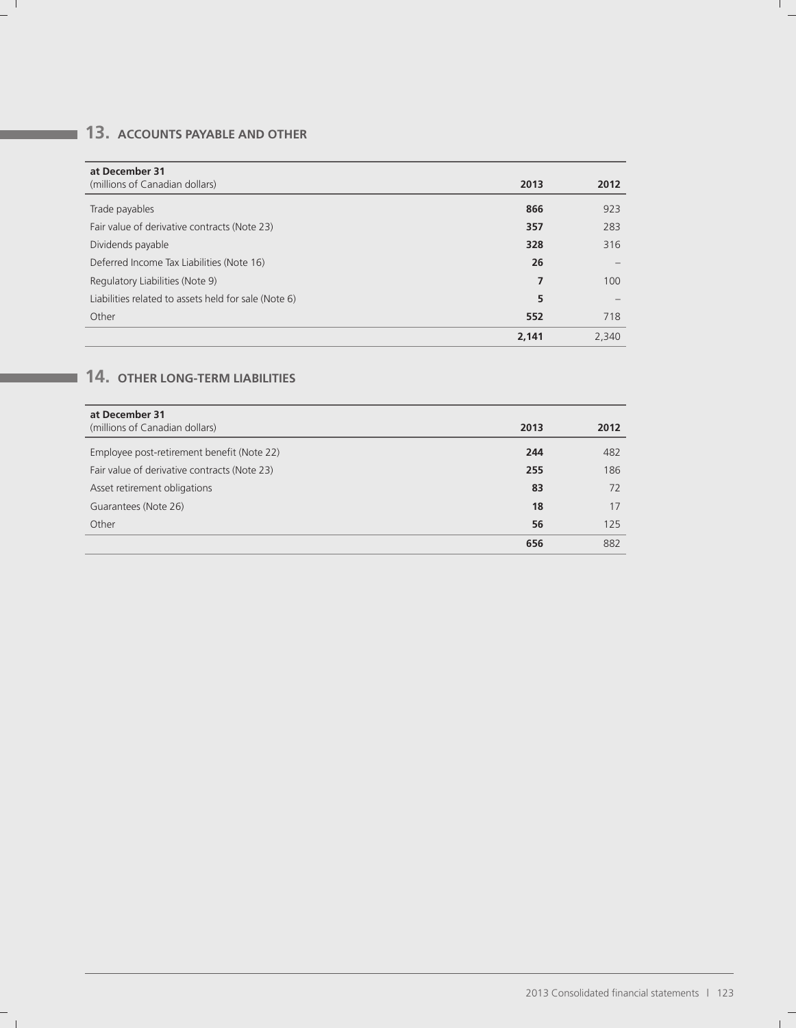## 13. ACCOUNTS PAYABLE AND OTHER

| at December 31 (millions of Canadian dollars) | 2013 | 2012 |
|---|---|---|
| Trade payables | **866** | 923 |
| Fair value of derivative contracts (Note 23) | **357** | 283 |
| Dividends payable | **328** | 316 |
| Deferred Income Tax Liabilities (Note 16) | **26** | – |
| Regulatory Liabilities (Note 9) | **7** | 100 |
| Liabilities related to assets held for sale (Note 6) | **5** | – |
| Other | **552** | 718 |
| | **2,141** | 2,340 |

## 14. OTHER LONG-TERM LIABILITIES

| at December 31 (millions of Canadian dollars) | 2013 | 2012 |
|---|---|---|
| Employee post-retirement benefit (Note 22) | **244** | 482 |
| Fair value of derivative contracts (Note 23) | **255** | 186 |
| Asset retirement obligations | **83** | 72 |
| Guarantees (Note 26) | **18** | 17 |
| Other | **56** | 125 |
| | **656** | 882 |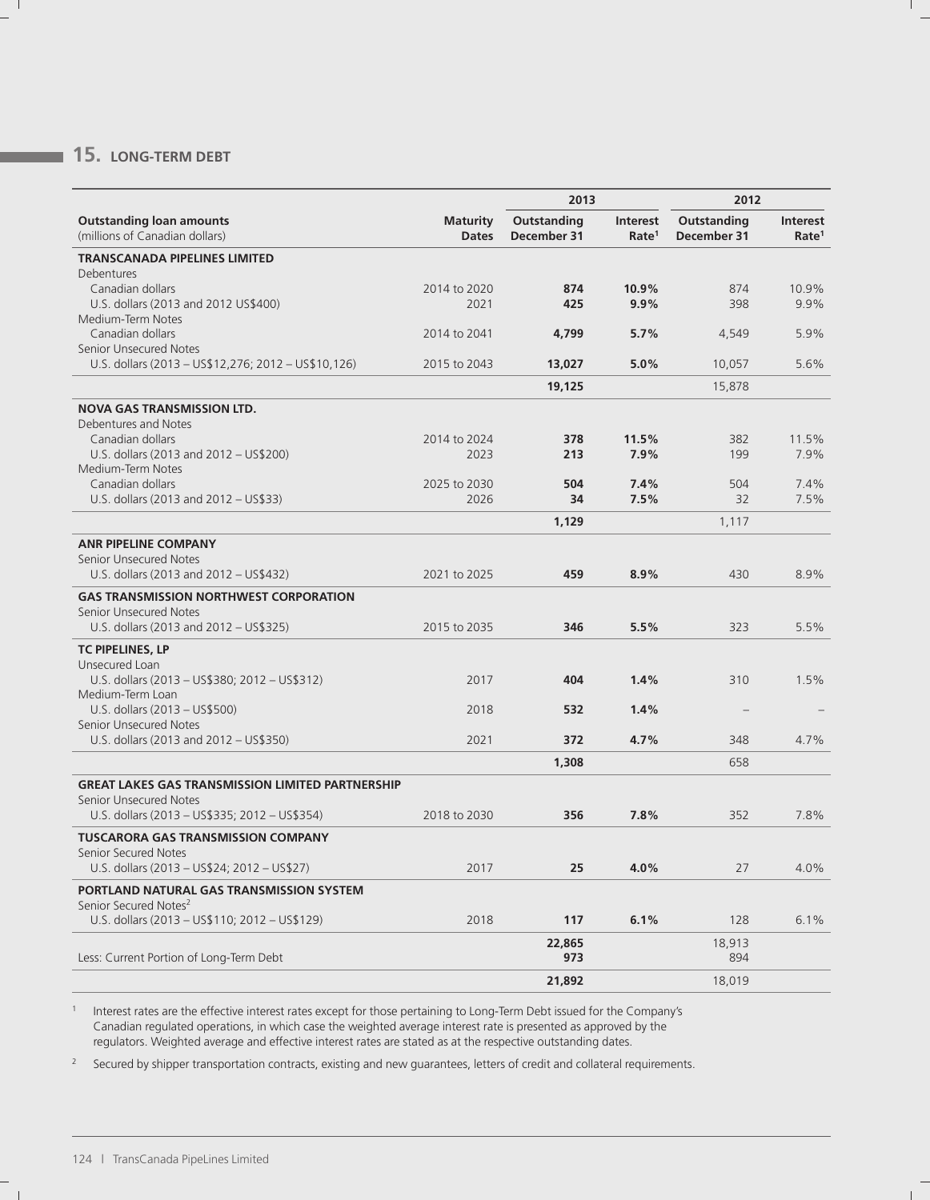## 15. LONG-TERM DEBT

| Outstanding loan amounts (millions of Canadian dollars) | Maturity Dates | 2013 Outstanding December 31 | 2013 Interest Rate[1] | 2012 Outstanding December 31 | 2012 Interest Rate[1] |
|---|---|---|---|---|---|
| **TRANSCANADA PIPELINES LIMITED** | | | | | |
| Debentures | | | | | |
| Canadian dollars | 2014 to 2020 | **874** | **10.9%** | 874 | 10.9% |
| U.S. dollars (2013 and 2012 US$400) | 2021 | **425** | **9.9%** | 398 | 9.9% |
| Medium-Term Notes | | | | | |
| Canadian dollars | 2014 to 2041 | **4,799** | **5.7%** | 4,549 | 5.9% |
| Senior Unsecured Notes | | | | | |
| U.S. dollars (2013 – US$12,276; 2012 – US$10,126) | 2015 to 2043 | **13,027** | **5.0%** | 10,057 | 5.6% |
| | | **19,125** | | 15,878 | |
| **NOVA GAS TRANSMISSION LTD.** | | | | | |
| Debentures and Notes | | | | | |
| Canadian dollars | 2014 to 2024 | **378** | **11.5%** | 382 | 11.5% |
| U.S. dollars (2013 and 2012 – US$200) | 2023 | **213** | **7.9%** | 199 | 7.9% |
| Medium-Term Notes | | | | | |
| Canadian dollars | 2025 to 2030 | **504** | **7.4%** | 504 | 7.4% |
| U.S. dollars (2013 and 2012 – US$33) | 2026 | **34** | **7.5%** | 32 | 7.5% |
| | | **1,129** | | 1,117 | |
| **ANR PIPELINE COMPANY** | | | | | |
| Senior Unsecured Notes | | | | | |
| U.S. dollars (2013 and 2012 – US$432) | 2021 to 2025 | **459** | **8.9%** | 430 | 8.9% |
| **GAS TRANSMISSION NORTHWEST CORPORATION** | | | | | |
| Senior Unsecured Notes | | | | | |
| U.S. dollars (2013 and 2012 – US$325) | 2015 to 2035 | **346** | **5.5%** | 323 | 5.5% |
| **TC PIPELINES, LP** | | | | | |
| Unsecured Loan | | | | | |
| U.S. dollars (2013 – US$380; 2012 – US$312) | 2017 | **404** | **1.4%** | 310 | 1.5% |
| Medium-Term Loan | | | | | |
| U.S. dollars (2013 – US$500) | 2018 | **532** | **1.4%** | – | – |
| Senior Unsecured Notes | | | | | |
| U.S. dollars (2013 and 2012 – US$350) | 2021 | **372** | **4.7%** | 348 | 4.7% |
| | | **1,308** | | 658 | |
| **GREAT LAKES GAS TRANSMISSION LIMITED PARTNERSHIP** | | | | | |
| Senior Unsecured Notes | | | | | |
| U.S. dollars (2013 – US$335; 2012 – US$354) | 2018 to 2030 | **356** | **7.8%** | 352 | 7.8% |
| **TUSCARORA GAS TRANSMISSION COMPANY** | | | | | |
| Senior Secured Notes | | | | | |
| U.S. dollars (2013 – US$24; 2012 – US$27) | 2017 | **25** | **4.0%** | 27 | 4.0% |
| **PORTLAND NATURAL GAS TRANSMISSION SYSTEM** | | | | | |
| Senior Secured Notes[2] | | | | | |
| U.S. dollars (2013 – US$110; 2012 – US$129) | 2018 | **117** | **6.1%** | 128 | 6.1% |
| | | **22,865** | | 18,913 | |
| Less: Current Portion of Long-Term Debt | | **973** | | 894 | |
| | | **21,892** | | 18,019 | |

1 Interest rates are the effective interest rates except for those pertaining to Long-Term Debt issued for the Company's Canadian regulated operations, in which case the weighted average interest rate is presented as approved by the regulators. Weighted average and effective interest rates are stated as at the respective outstanding dates.

2 Secured by shipper transportation contracts, existing and new guarantees, letters of credit and collateral requirements.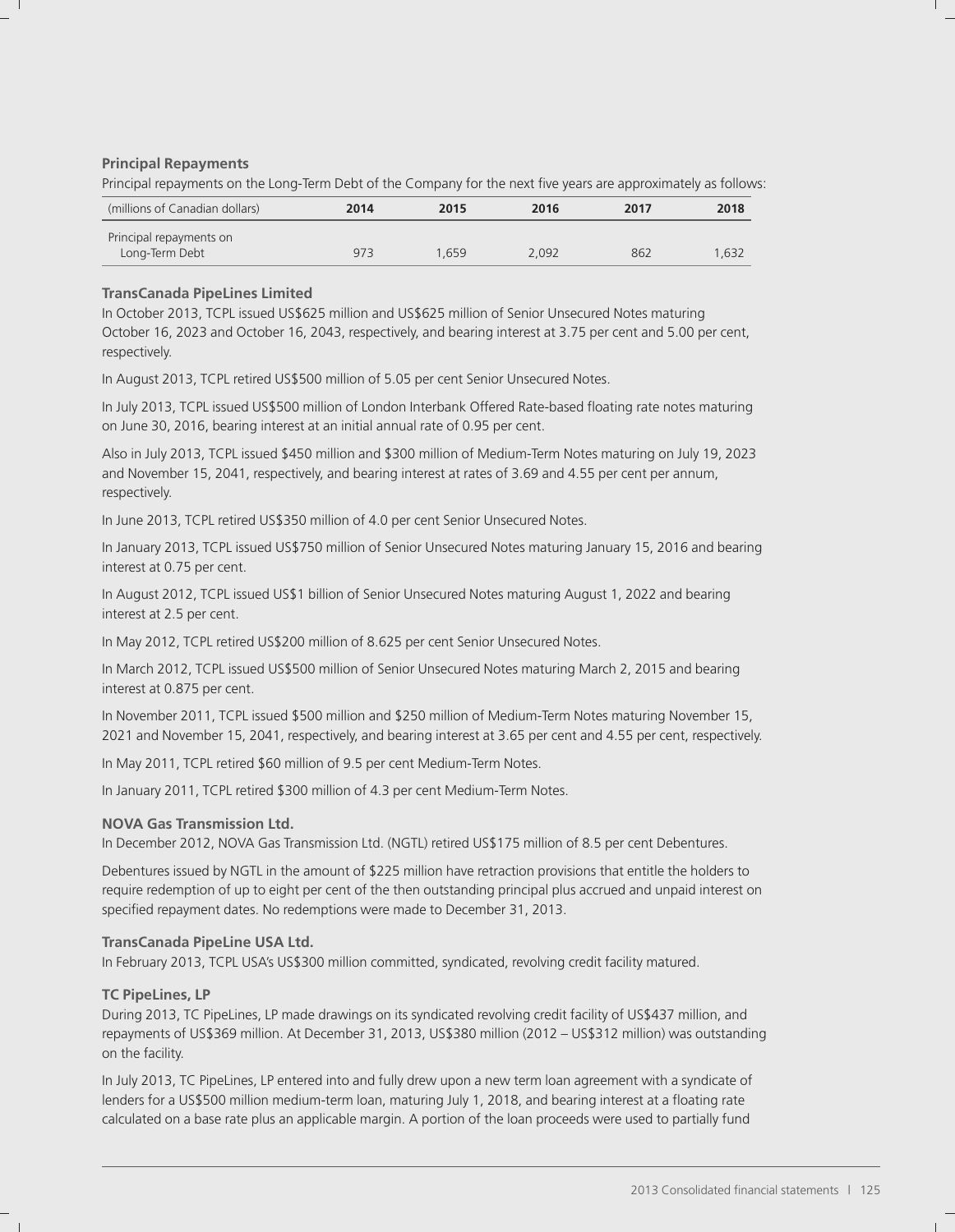**Principal Repayments**

Principal repayments on the Long-Term Debt of the Company for the next five years are approximately as follows:

| (millions of Canadian dollars) | 2014 | 2015 | 2016 | 2017 | 2018 |
|---|---|---|---|---|---|
| Principal repayments on Long-Term Debt | 973 | 1,659 | 2,092 | 862 | 1,632 |

**TransCanada PipeLines Limited**

In October 2013, TCPL issued US$625 million and US$625 million of Senior Unsecured Notes maturing October 16, 2023 and October 16, 2043, respectively, and bearing interest at 3.75 per cent and 5.00 per cent, respectively.

In August 2013, TCPL retired US$500 million of 5.05 per cent Senior Unsecured Notes.

In July 2013, TCPL issued US$500 million of London Interbank Offered Rate-based floating rate notes maturing on June 30, 2016, bearing interest at an initial annual rate of 0.95 per cent.

Also in July 2013, TCPL issued $450 million and $300 million of Medium-Term Notes maturing on July 19, 2023 and November 15, 2041, respectively, and bearing interest at rates of 3.69 and 4.55 per cent per annum, respectively.

In June 2013, TCPL retired US$350 million of 4.0 per cent Senior Unsecured Notes.

In January 2013, TCPL issued US$750 million of Senior Unsecured Notes maturing January 15, 2016 and bearing interest at 0.75 per cent.

In August 2012, TCPL issued US$1 billion of Senior Unsecured Notes maturing August 1, 2022 and bearing interest at 2.5 per cent.

In May 2012, TCPL retired US$200 million of 8.625 per cent Senior Unsecured Notes.

In March 2012, TCPL issued US$500 million of Senior Unsecured Notes maturing March 2, 2015 and bearing interest at 0.875 per cent.

In November 2011, TCPL issued $500 million and $250 million of Medium-Term Notes maturing November 15, 2021 and November 15, 2041, respectively, and bearing interest at 3.65 per cent and 4.55 per cent, respectively.

In May 2011, TCPL retired $60 million of 9.5 per cent Medium-Term Notes.

In January 2011, TCPL retired $300 million of 4.3 per cent Medium-Term Notes.

**NOVA Gas Transmission Ltd.**

In December 2012, NOVA Gas Transmission Ltd. (NGTL) retired US$175 million of 8.5 per cent Debentures.

Debentures issued by NGTL in the amount of $225 million have retraction provisions that entitle the holders to require redemption of up to eight per cent of the then outstanding principal plus accrued and unpaid interest on specified repayment dates. No redemptions were made to December 31, 2013.

**TransCanada PipeLine USA Ltd.**

In February 2013, TCPL USA's US$300 million committed, syndicated, revolving credit facility matured.

**TC PipeLines, LP**

During 2013, TC PipeLines, LP made drawings on its syndicated revolving credit facility of US$437 million, and repayments of US$369 million. At December 31, 2013, US$380 million (2012 – US$312 million) was outstanding on the facility.

In July 2013, TC PipeLines, LP entered into and fully drew upon a new term loan agreement with a syndicate of lenders for a US$500 million medium-term loan, maturing July 1, 2018, and bearing interest at a floating rate calculated on a base rate plus an applicable margin. A portion of the loan proceeds were used to partially fund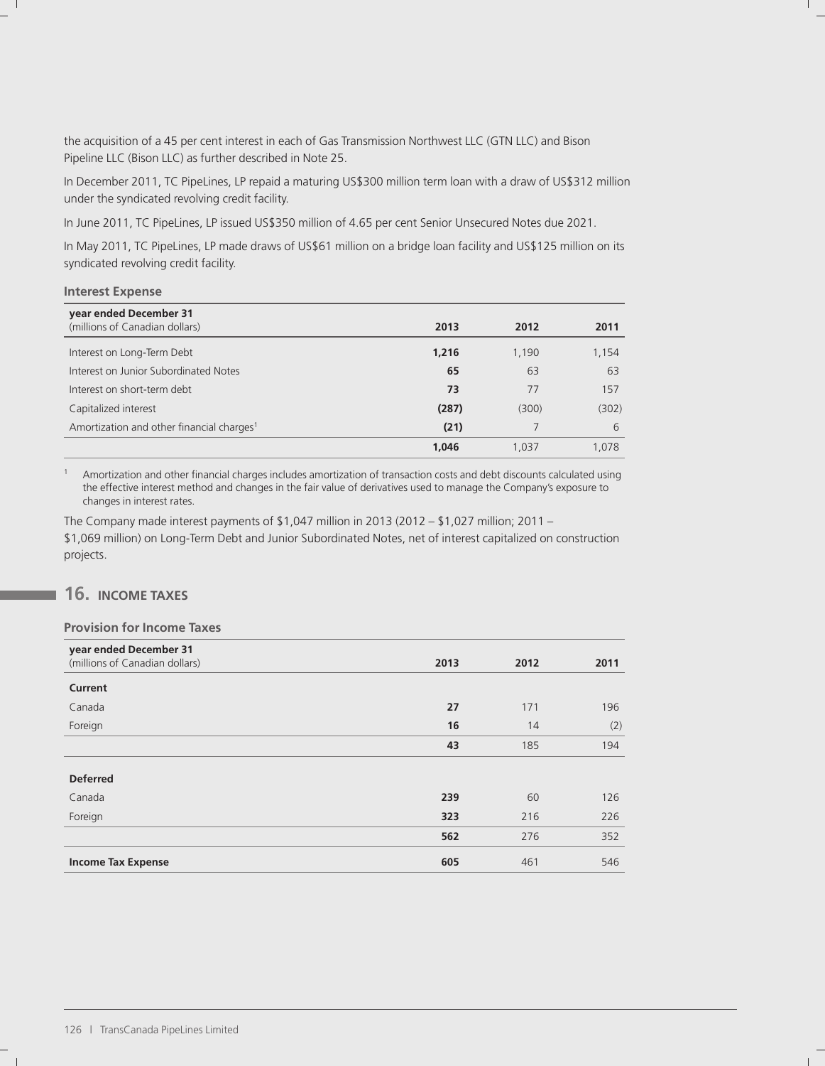the acquisition of a 45 per cent interest in each of Gas Transmission Northwest LLC (GTN LLC) and Bison Pipeline LLC (Bison LLC) as further described in Note 25.

In December 2011, TC PipeLines, LP repaid a maturing US$300 million term loan with a draw of US$312 million under the syndicated revolving credit facility.

In June 2011, TC PipeLines, LP issued US$350 million of 4.65 per cent Senior Unsecured Notes due 2021.

In May 2011, TC PipeLines, LP made draws of US$61 million on a bridge loan facility and US$125 million on its syndicated revolving credit facility.

### Interest Expense

| year ended December 31 (millions of Canadian dollars) | 2013 | 2012 | 2011 |
|---|---|---|---|
| Interest on Long-Term Debt | **1,216** | 1,190 | 1,154 |
| Interest on Junior Subordinated Notes | **65** | 63 | 63 |
| Interest on short-term debt | **73** | 77 | 157 |
| Capitalized interest | **(287)** | (300) | (302) |
| Amortization and other financial charges[1] | **(21)** | 7 | 6 |
| | **1,046** | 1,037 | 1,078 |

[1] Amortization and other financial charges includes amortization of transaction costs and debt discounts calculated using the effective interest method and changes in the fair value of derivatives used to manage the Company's exposure to changes in interest rates.

The Company made interest payments of $1,047 million in 2013 (2012 – $1,027 million; 2011 – $1,069 million) on Long-Term Debt and Junior Subordinated Notes, net of interest capitalized on construction projects.

## 16. INCOME TAXES

### Provision for Income Taxes

| year ended December 31 (millions of Canadian dollars) | 2013 | 2012 | 2011 |
|---|---|---|---|
| **Current** | | | |
| Canada | **27** | 171 | 196 |
| Foreign | **16** | 14 | (2) |
| | **43** | 185 | 194 |
| **Deferred** | | | |
| Canada | **239** | 60 | 126 |
| Foreign | **323** | 216 | 226 |
| | **562** | 276 | 352 |
| **Income Tax Expense** | **605** | 461 | 546 |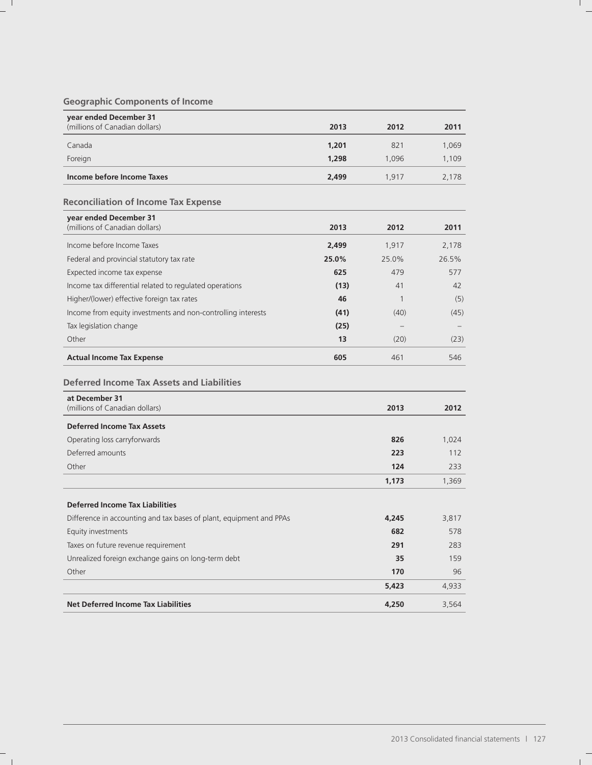### Geographic Components of Income

| year ended December 31<br>(millions of Canadian dollars) | 2013 | 2012 | 2011 |
|---|---|---|---|
| Canada | **1,201** | 821 | 1,069 |
| Foreign | **1,298** | 1,096 | 1,109 |
| **Income before Income Taxes** | **2,499** | 1,917 | 2,178 |

### Reconciliation of Income Tax Expense

| year ended December 31<br>(millions of Canadian dollars) | 2013 | 2012 | 2011 |
|---|---|---|---|
| Income before Income Taxes | **2,499** | 1,917 | 2,178 |
| Federal and provincial statutory tax rate | **25.0%** | 25.0% | 26.5% |
| Expected income tax expense | **625** | 479 | 577 |
| Income tax differential related to regulated operations | **(13)** | 41 | 42 |
| Higher/(lower) effective foreign tax rates | **46** | 1 | (5) |
| Income from equity investments and non-controlling interests | **(41)** | (40) | (45) |
| Tax legislation change | **(25)** | – | – |
| Other | **13** | (20) | (23) |
| **Actual Income Tax Expense** | **605** | 461 | 546 |

### Deferred Income Tax Assets and Liabilities

| at December 31<br>(millions of Canadian dollars) | 2013 | 2012 |
|---|---|---|
| **Deferred Income Tax Assets** | | |
| Operating loss carryforwards | **826** | 1,024 |
| Deferred amounts | **223** | 112 |
| Other | **124** | 233 |
| | **1,173** | 1,369 |
| **Deferred Income Tax Liabilities** | | |
| Difference in accounting and tax bases of plant, equipment and PPAs | **4,245** | 3,817 |
| Equity investments | **682** | 578 |
| Taxes on future revenue requirement | **291** | 283 |
| Unrealized foreign exchange gains on long-term debt | **35** | 159 |
| Other | **170** | 96 |
| | **5,423** | 4,933 |
| **Net Deferred Income Tax Liabilities** | **4,250** | 3,564 |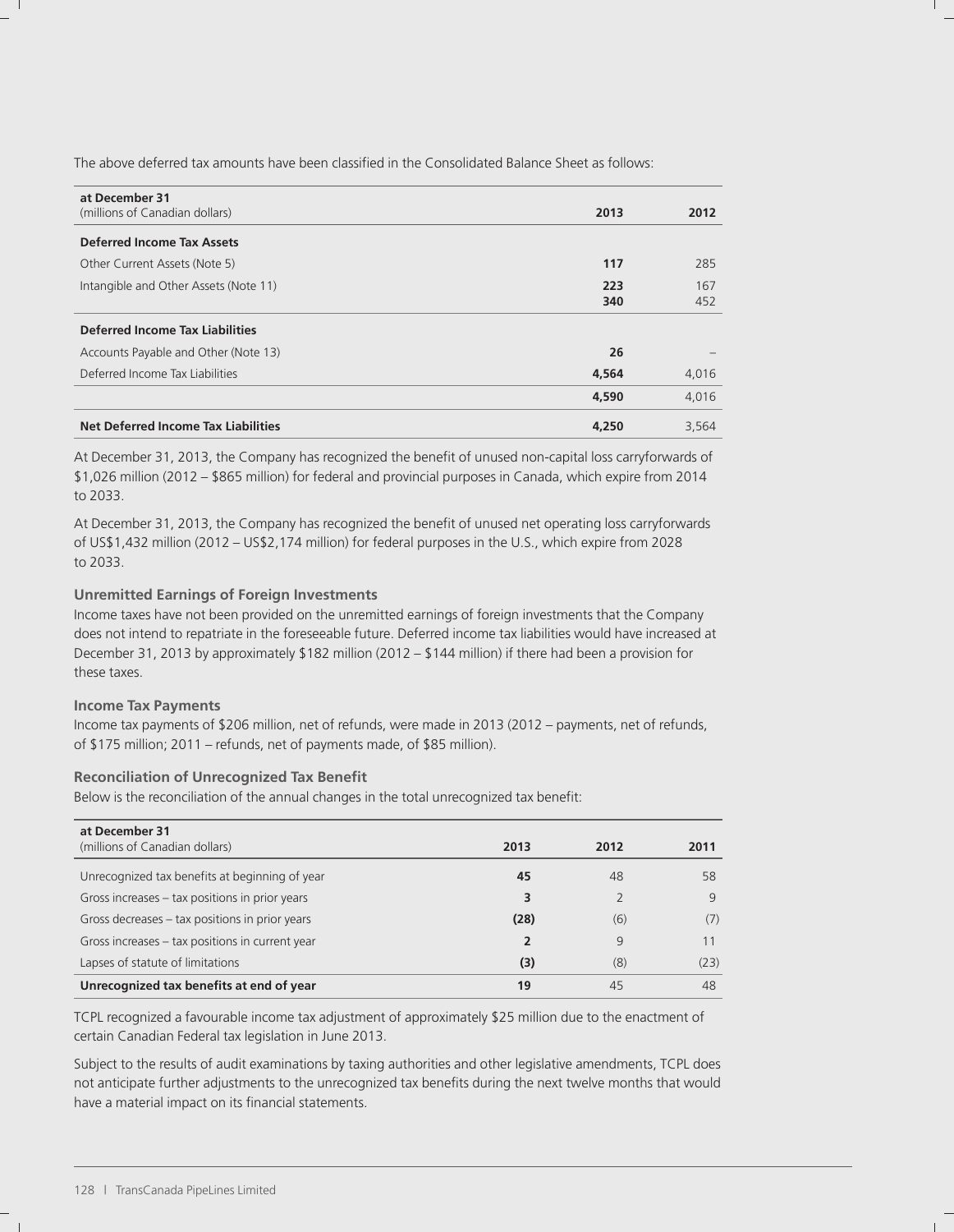The above deferred tax amounts have been classified in the Consolidated Balance Sheet as follows:

| at December 31 (millions of Canadian dollars) | 2013 | 2012 |
|---|---|---|
| **Deferred Income Tax Assets** | | |
| Other Current Assets (Note 5) | **117** | 285 |
| Intangible and Other Assets (Note 11) | **223** | 167 |
| | **340** | 452 |
| **Deferred Income Tax Liabilities** | | |
| Accounts Payable and Other (Note 13) | **26** | – |
| Deferred Income Tax Liabilities | **4,564** | 4,016 |
| | **4,590** | 4,016 |
| **Net Deferred Income Tax Liabilities** | **4,250** | 3,564 |

At December 31, 2013, the Company has recognized the benefit of unused non-capital loss carryforwards of $1,026 million (2012 – $865 million) for federal and provincial purposes in Canada, which expire from 2014 to 2033.

At December 31, 2013, the Company has recognized the benefit of unused net operating loss carryforwards of US$1,432 million (2012 – US$2,174 million) for federal purposes in the U.S., which expire from 2028 to 2033.

### Unremitted Earnings of Foreign Investments

Income taxes have not been provided on the unremitted earnings of foreign investments that the Company does not intend to repatriate in the foreseeable future. Deferred income tax liabilities would have increased at December 31, 2013 by approximately $182 million (2012 – $144 million) if there had been a provision for these taxes.

### Income Tax Payments

Income tax payments of $206 million, net of refunds, were made in 2013 (2012 – payments, net of refunds, of $175 million; 2011 – refunds, net of payments made, of $85 million).

### Reconciliation of Unrecognized Tax Benefit

Below is the reconciliation of the annual changes in the total unrecognized tax benefit:

| at December 31 (millions of Canadian dollars) | 2013 | 2012 | 2011 |
|---|---|---|---|
| Unrecognized tax benefits at beginning of year | **45** | 48 | 58 |
| Gross increases – tax positions in prior years | **3** | 2 | 9 |
| Gross decreases – tax positions in prior years | **(28)** | (6) | (7) |
| Gross increases – tax positions in current year | **2** | 9 | 11 |
| Lapses of statute of limitations | **(3)** | (8) | (23) |
| **Unrecognized tax benefits at end of year** | **19** | 45 | 48 |

TCPL recognized a favourable income tax adjustment of approximately $25 million due to the enactment of certain Canadian Federal tax legislation in June 2013.

Subject to the results of audit examinations by taxing authorities and other legislative amendments, TCPL does not anticipate further adjustments to the unrecognized tax benefits during the next twelve months that would have a material impact on its financial statements.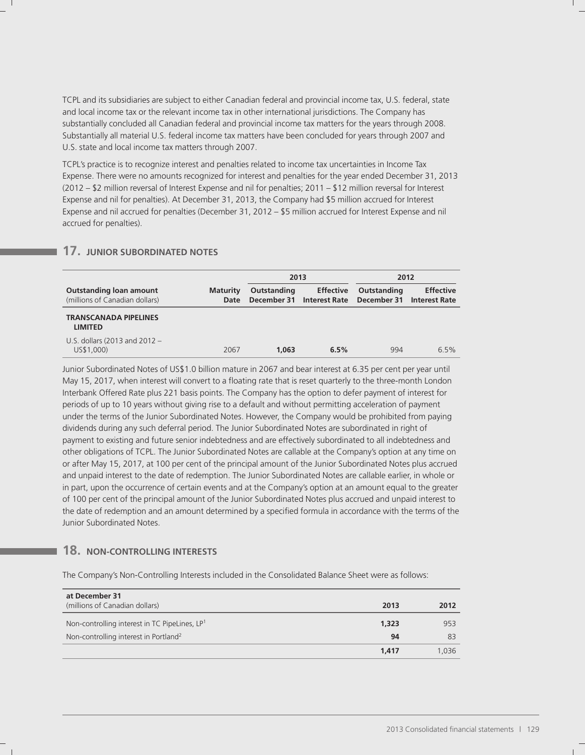TCPL and its subsidiaries are subject to either Canadian federal and provincial income tax, U.S. federal, state and local income tax or the relevant income tax in other international jurisdictions. The Company has substantially concluded all Canadian federal and provincial income tax matters for the years through 2008. Substantially all material U.S. federal income tax matters have been concluded for years through 2007 and U.S. state and local income tax matters through 2007.

TCPL's practice is to recognize interest and penalties related to income tax uncertainties in Income Tax Expense. There were no amounts recognized for interest and penalties for the year ended December 31, 2013 (2012 – $2 million reversal of Interest Expense and nil for penalties; 2011 – $12 million reversal for Interest Expense and nil for penalties). At December 31, 2013, the Company had $5 million accrued for Interest Expense and nil accrued for penalties (December 31, 2012 – $5 million accrued for Interest Expense and nil accrued for penalties).

## 17. JUNIOR SUBORDINATED NOTES

| | | 2013 | | 2012 | |
|---|---|---|---|---|---|
| **Outstanding loan amount** (millions of Canadian dollars) | **Maturity Date** | **Outstanding December 31** | **Effective Interest Rate** | **Outstanding December 31** | **Effective Interest Rate** |
| **TRANSCANADA PIPELINES LIMITED** | | | | | |
| U.S. dollars (2013 and 2012 – US$1,000) | 2067 | **1,063** | **6.5%** | 994 | 6.5% |

Junior Subordinated Notes of US$1.0 billion mature in 2067 and bear interest at 6.35 per cent per year until May 15, 2017, when interest will convert to a floating rate that is reset quarterly to the three-month London Interbank Offered Rate plus 221 basis points. The Company has the option to defer payment of interest for periods of up to 10 years without giving rise to a default and without permitting acceleration of payment under the terms of the Junior Subordinated Notes. However, the Company would be prohibited from paying dividends during any such deferral period. The Junior Subordinated Notes are subordinated in right of payment to existing and future senior indebtedness and are effectively subordinated to all indebtedness and other obligations of TCPL. The Junior Subordinated Notes are callable at the Company's option at any time on or after May 15, 2017, at 100 per cent of the principal amount of the Junior Subordinated Notes plus accrued and unpaid interest to the date of redemption. The Junior Subordinated Notes are callable earlier, in whole or in part, upon the occurrence of certain events and at the Company's option at an amount equal to the greater of 100 per cent of the principal amount of the Junior Subordinated Notes plus accrued and unpaid interest to the date of redemption and an amount determined by a specified formula in accordance with the terms of the Junior Subordinated Notes.

## 18. NON-CONTROLLING INTERESTS

The Company's Non-Controlling Interests included in the Consolidated Balance Sheet were as follows:

| **at December 31** (millions of Canadian dollars) | **2013** | **2012** |
|---|---|---|
| Non-controlling interest in TC PipeLines, LP[1] | **1,323** | 953 |
| Non-controlling interest in Portland[2] | **94** | 83 |
| | **1,417** | 1,036 |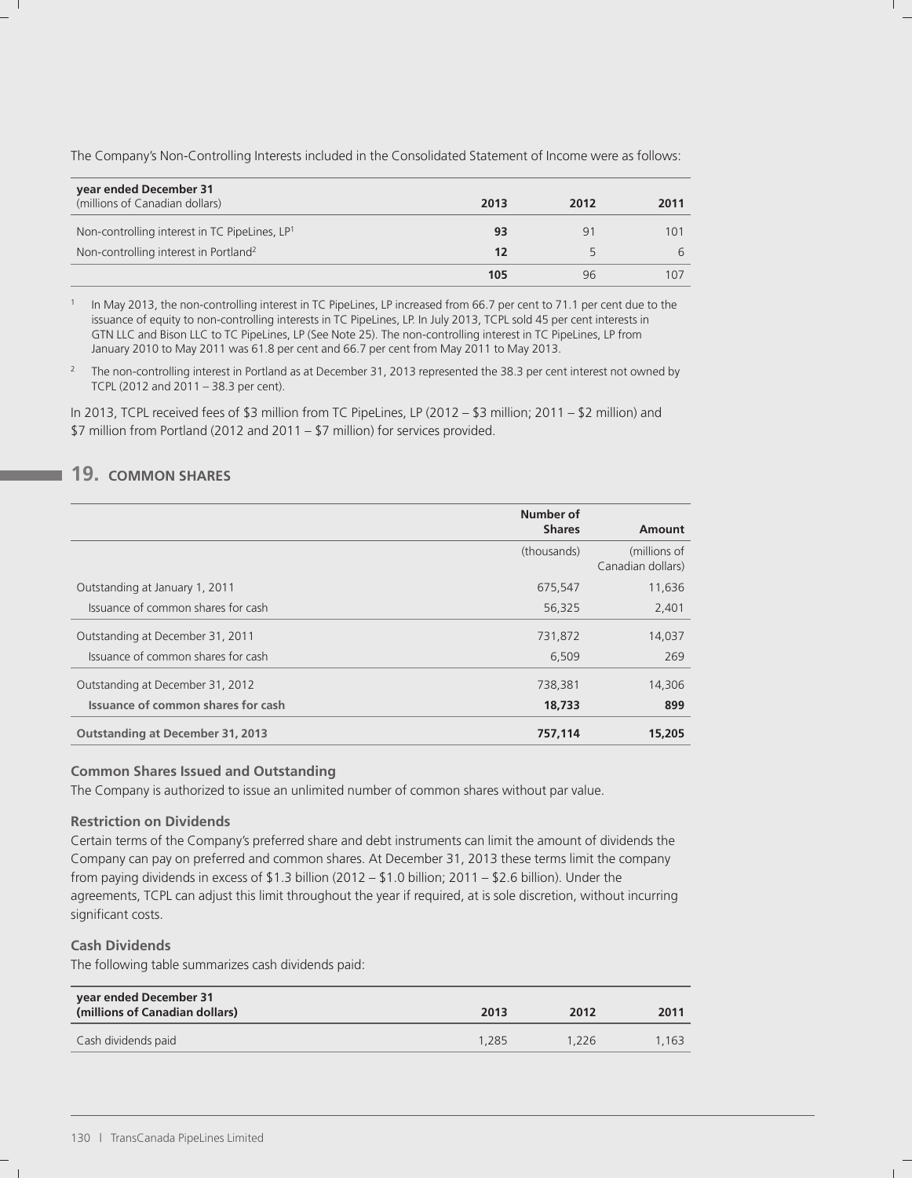The Company's Non-Controlling Interests included in the Consolidated Statement of Income were as follows:

| year ended December 31 (millions of Canadian dollars) | 2013 | 2012 | 2011 |
|---|---|---|---|
| Non-controlling interest in TC PipeLines, LP[1] | **93** | 91 | 101 |
| Non-controlling interest in Portland[2] | **12** | 5 | 6 |
| | **105** | 96 | 107 |

[1] In May 2013, the non-controlling interest in TC PipeLines, LP increased from 66.7 per cent to 71.1 per cent due to the issuance of equity to non-controlling interests in TC PipeLines, LP. In July 2013, TCPL sold 45 per cent interests in GTN LLC and Bison LLC to TC PipeLines, LP (See Note 25). The non-controlling interest in TC PipeLines, LP from January 2010 to May 2011 was 61.8 per cent and 66.7 per cent from May 2011 to May 2013.

[2] The non-controlling interest in Portland as at December 31, 2013 represented the 38.3 per cent interest not owned by TCPL (2012 and 2011 – 38.3 per cent).

In 2013, TCPL received fees of $3 million from TC PipeLines, LP (2012 – $3 million; 2011 – $2 million) and $7 million from Portland (2012 and 2011 – $7 million) for services provided.

## 19. COMMON SHARES

| | Number of Shares | Amount |
|---|---|---|
| | (thousands) | (millions of Canadian dollars) |
| Outstanding at January 1, 2011 | 675,547 | 11,636 |
| Issuance of common shares for cash | 56,325 | 2,401 |
| Outstanding at December 31, 2011 | 731,872 | 14,037 |
| Issuance of common shares for cash | 6,509 | 269 |
| Outstanding at December 31, 2012 | 738,381 | 14,306 |
| **Issuance of common shares for cash** | **18,733** | **899** |
| **Outstanding at December 31, 2013** | **757,114** | **15,205** |

### Common Shares Issued and Outstanding

The Company is authorized to issue an unlimited number of common shares without par value.

### Restriction on Dividends

Certain terms of the Company's preferred share and debt instruments can limit the amount of dividends the Company can pay on preferred and common shares. At December 31, 2013 these terms limit the company from paying dividends in excess of $1.3 billion (2012 – $1.0 billion; 2011 – $2.6 billion). Under the agreements, TCPL can adjust this limit throughout the year if required, at is sole discretion, without incurring significant costs.

### Cash Dividends

The following table summarizes cash dividends paid:

| year ended December 31 (millions of Canadian dollars) | 2013 | 2012 | 2011 |
|---|---|---|---|
| Cash dividends paid | 1,285 | 1,226 | 1,163 |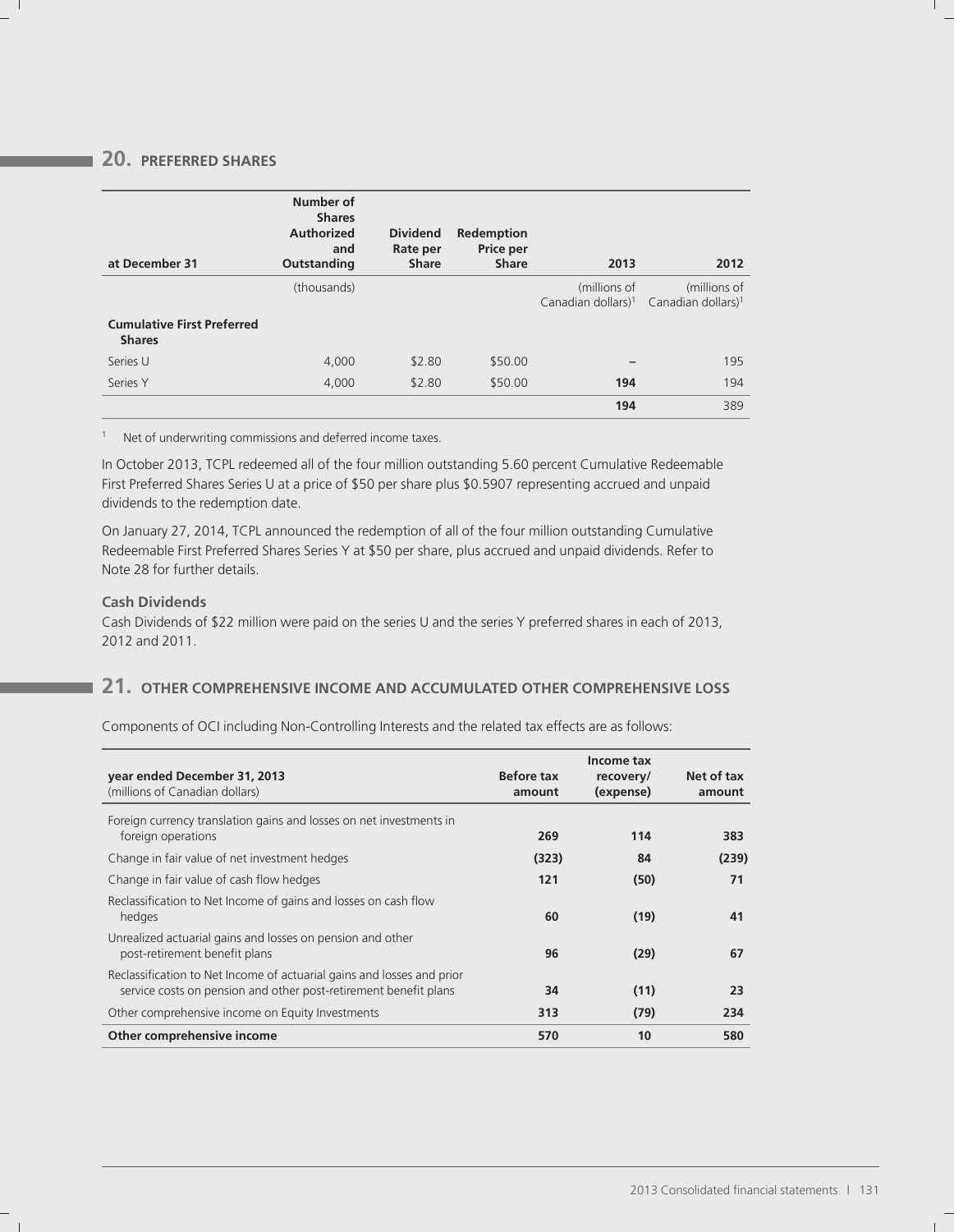## 20. PREFERRED SHARES

| at December 31 | Number of Shares Authorized and Outstanding | Dividend Rate per Share | Redemption Price per Share | 2013 | 2012 |
|---|---|---|---|---|---|
| | (thousands) | | | (millions of Canadian dollars)[1] | (millions of Canadian dollars)[1] |
| **Cumulative First Preferred Shares** | | | | | |
| Series U | 4,000 | $2.80 | $50.00 | – | 195 |
| Series Y | 4,000 | $2.80 | $50.00 | **194** | 194 |
| | | | | **194** | 389 |

[1] Net of underwriting commissions and deferred income taxes.

In October 2013, TCPL redeemed all of the four million outstanding 5.60 percent Cumulative Redeemable First Preferred Shares Series U at a price of $50 per share plus $0.5907 representing accrued and unpaid dividends to the redemption date.

On January 27, 2014, TCPL announced the redemption of all of the four million outstanding Cumulative Redeemable First Preferred Shares Series Y at $50 per share, plus accrued and unpaid dividends. Refer to Note 28 for further details.

### Cash Dividends

Cash Dividends of $22 million were paid on the series U and the series Y preferred shares in each of 2013, 2012 and 2011.

## 21. OTHER COMPREHENSIVE INCOME AND ACCUMULATED OTHER COMPREHENSIVE LOSS

Components of OCI including Non-Controlling Interests and the related tax effects are as follows:

| year ended December 31, 2013 (millions of Canadian dollars) | Before tax amount | Income tax recovery/ (expense) | Net of tax amount |
|---|---|---|---|
| Foreign currency translation gains and losses on net investments in foreign operations | **269** | **114** | **383** |
| Change in fair value of net investment hedges | **(323)** | **84** | **(239)** |
| Change in fair value of cash flow hedges | **121** | **(50)** | **71** |
| Reclassification to Net Income of gains and losses on cash flow hedges | **60** | **(19)** | **41** |
| Unrealized actuarial gains and losses on pension and other post-retirement benefit plans | **96** | **(29)** | **67** |
| Reclassification to Net Income of actuarial gains and losses and prior service costs on pension and other post-retirement benefit plans | **34** | **(11)** | **23** |
| Other comprehensive income on Equity Investments | **313** | **(79)** | **234** |
| **Other comprehensive income** | **570** | **10** | **580** |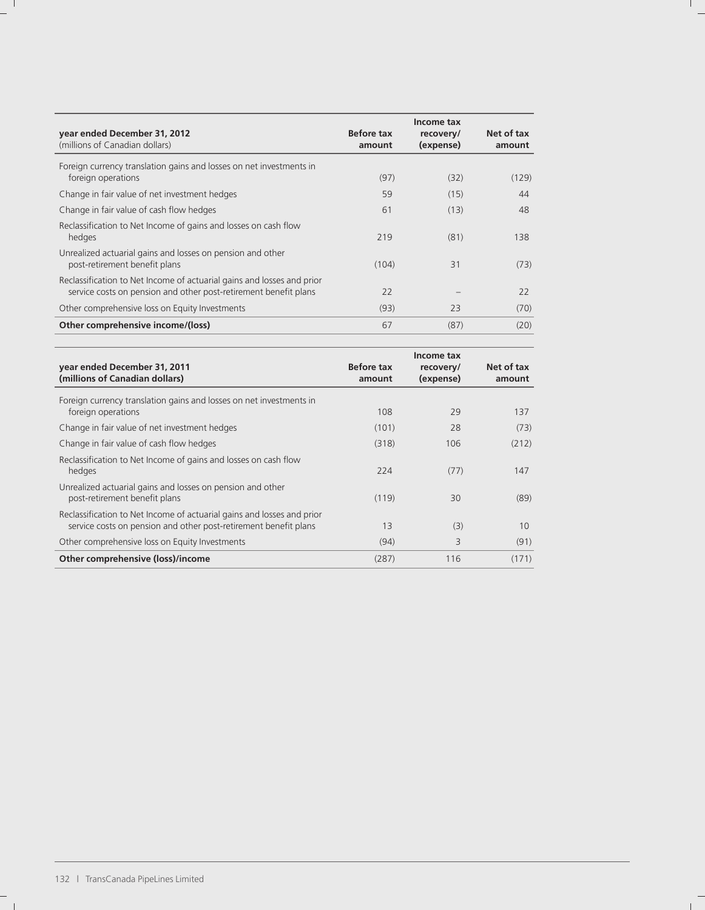| **year ended December 31, 2012**<br>(millions of Canadian dollars) | **Before tax amount** | **Income tax recovery/ (expense)** | **Net of tax amount** |
|---|---|---|---|
| Foreign currency translation gains and losses on net investments in foreign operations | (97) | (32) | (129) |
| Change in fair value of net investment hedges | 59 | (15) | 44 |
| Change in fair value of cash flow hedges | 61 | (13) | 48 |
| Reclassification to Net Income of gains and losses on cash flow hedges | 219 | (81) | 138 |
| Unrealized actuarial gains and losses on pension and other post-retirement benefit plans | (104) | 31 | (73) |
| Reclassification to Net Income of actuarial gains and losses and prior service costs on pension and other post-retirement benefit plans | 22 | – | 22 |
| Other comprehensive loss on Equity Investments | (93) | 23 | (70) |
| **Other comprehensive income/(loss)** | 67 | (87) | (20) |

| **year ended December 31, 2011**<br>**(millions of Canadian dollars)** | **Before tax amount** | **Income tax recovery/ (expense)** | **Net of tax amount** |
|---|---|---|---|
| Foreign currency translation gains and losses on net investments in foreign operations | 108 | 29 | 137 |
| Change in fair value of net investment hedges | (101) | 28 | (73) |
| Change in fair value of cash flow hedges | (318) | 106 | (212) |
| Reclassification to Net Income of gains and losses on cash flow hedges | 224 | (77) | 147 |
| Unrealized actuarial gains and losses on pension and other post-retirement benefit plans | (119) | 30 | (89) |
| Reclassification to Net Income of actuarial gains and losses and prior service costs on pension and other post-retirement benefit plans | 13 | (3) | 10 |
| Other comprehensive loss on Equity Investments | (94) | 3 | (91) |
| **Other comprehensive (loss)/income** | (287) | 116 | (171) |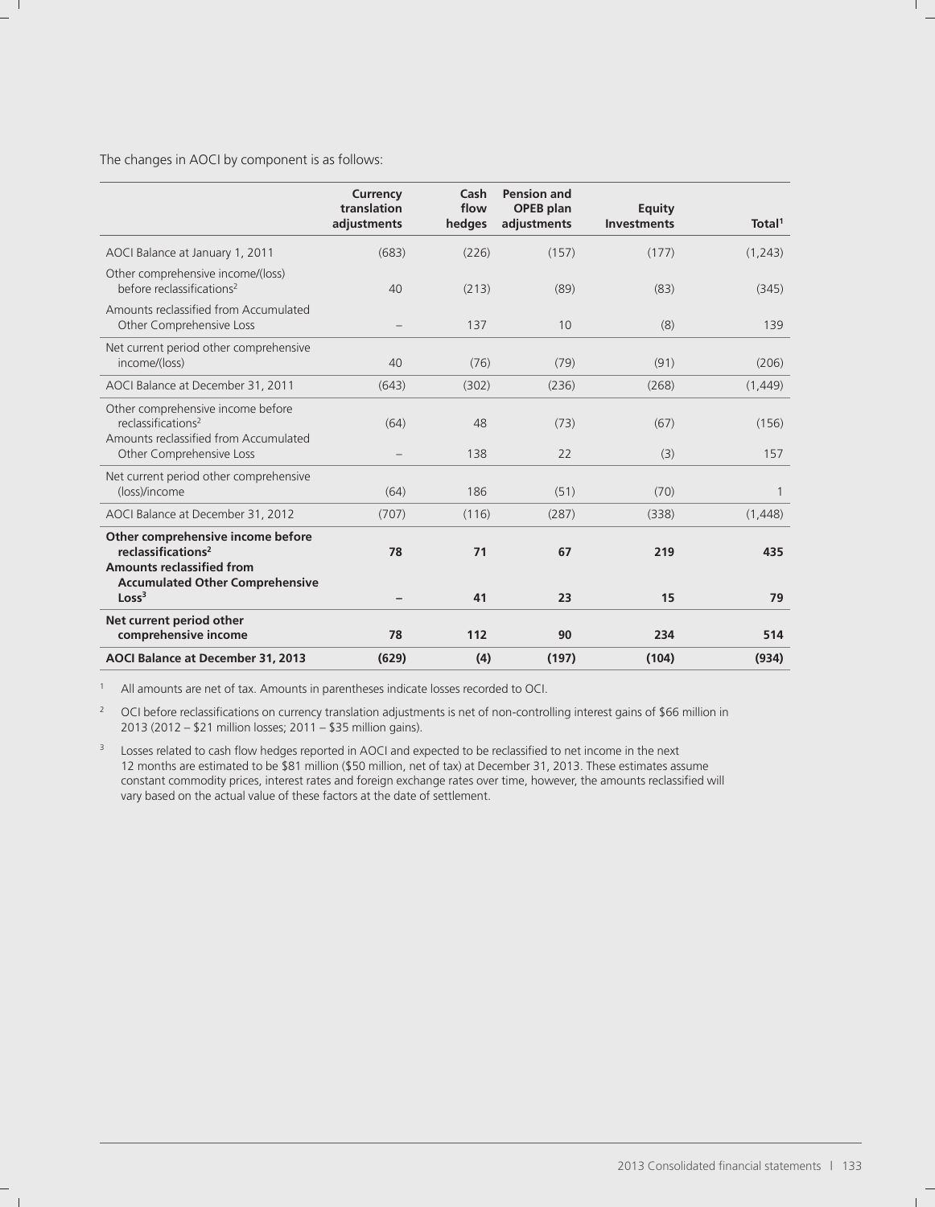The changes in AOCI by component is as follows:

| | Currency translation adjustments | Cash flow hedges | Pension and OPEB plan adjustments | Equity Investments | Total[1] |
|---|---|---|---|---|---|
| AOCI Balance at January 1, 2011 | (683) | (226) | (157) | (177) | (1,243) |
| Other comprehensive income/(loss) before reclassifications[2] | 40 | (213) | (89) | (83) | (345) |
| Amounts reclassified from Accumulated Other Comprehensive Loss | – | 137 | 10 | (8) | 139 |
| Net current period other comprehensive income/(loss) | 40 | (76) | (79) | (91) | (206) |
| AOCI Balance at December 31, 2011 | (643) | (302) | (236) | (268) | (1,449) |
| Other comprehensive income before reclassifications[2] | (64) | 48 | (73) | (67) | (156) |
| Amounts reclassified from Accumulated Other Comprehensive Loss | – | 138 | 22 | (3) | 157 |
| Net current period other comprehensive (loss)/income | (64) | 186 | (51) | (70) | 1 |
| AOCI Balance at December 31, 2012 | (707) | (116) | (287) | (338) | (1,448) |
| **Other comprehensive income before reclassifications[2]** | **78** | **71** | **67** | **219** | **435** |
| **Amounts reclassified from Accumulated Other Comprehensive Loss[3]** | **–** | **41** | **23** | **15** | **79** |
| **Net current period other comprehensive income** | **78** | **112** | **90** | **234** | **514** |
| **AOCI Balance at December 31, 2013** | **(629)** | **(4)** | **(197)** | **(104)** | **(934)** |

1 All amounts are net of tax. Amounts in parentheses indicate losses recorded to OCI.

2 OCI before reclassifications on currency translation adjustments is net of non-controlling interest gains of $66 million in 2013 (2012 – $21 million losses; 2011 – $35 million gains).

3 Losses related to cash flow hedges reported in AOCI and expected to be reclassified to net income in the next 12 months are estimated to be $81 million ($50 million, net of tax) at December 31, 2013. These estimates assume constant commodity prices, interest rates and foreign exchange rates over time, however, the amounts reclassified will vary based on the actual value of these factors at the date of settlement.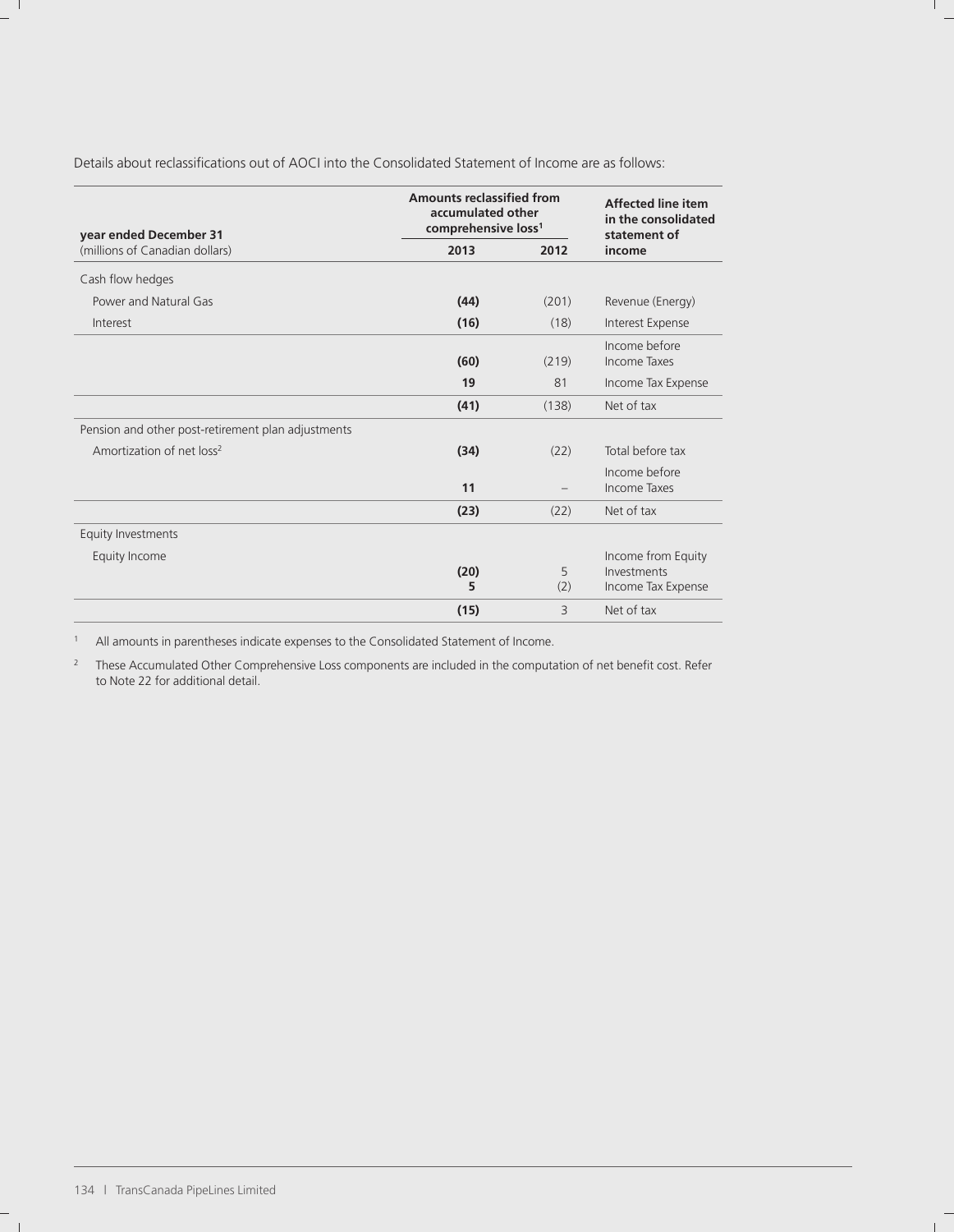Details about reclassifications out of AOCI into the Consolidated Statement of Income are as follows:

| year ended December 31<br>(millions of Canadian dollars) | Amounts reclassified from accumulated other comprehensive loss[1] | | Affected line item in the consolidated statement of income |
|---|---|---|---|
| | **2013** | **2012** | |
| Cash flow hedges | | | |
| Power and Natural Gas | **(44)** | (201) | Revenue (Energy) |
| Interest | **(16)** | (18) | Interest Expense |
| | **(60)** | (219) | Income before Income Taxes |
| | **19** | 81 | Income Tax Expense |
| | **(41)** | (138) | Net of tax |
| Pension and other post-retirement plan adjustments | | | |
| Amortization of net loss[2] | **(34)** | (22) | Total before tax |
| | **11** | – | Income before Income Taxes |
| | **(23)** | (22) | Net of tax |
| Equity Investments | | | |
| Equity Income | **(20)** | 5 | Income from Equity Investments |
| | **5** | (2) | Income Tax Expense |
| | **(15)** | 3 | Net of tax |

1 All amounts in parentheses indicate expenses to the Consolidated Statement of Income.

2 These Accumulated Other Comprehensive Loss components are included in the computation of net benefit cost. Refer to Note 22 for additional detail.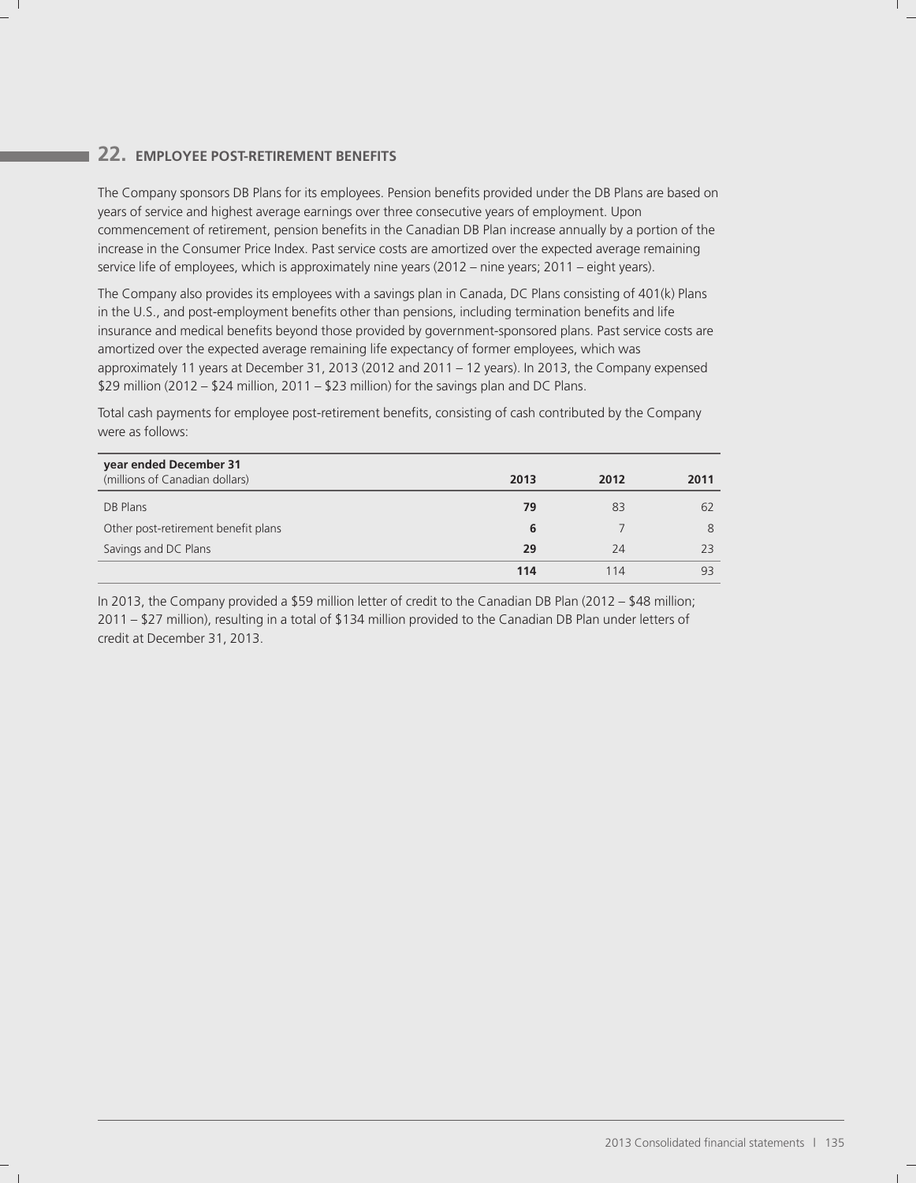## 22. EMPLOYEE POST-RETIREMENT BENEFITS

The Company sponsors DB Plans for its employees. Pension benefits provided under the DB Plans are based on years of service and highest average earnings over three consecutive years of employment. Upon commencement of retirement, pension benefits in the Canadian DB Plan increase annually by a portion of the increase in the Consumer Price Index. Past service costs are amortized over the expected average remaining service life of employees, which is approximately nine years (2012 – nine years; 2011 – eight years).

The Company also provides its employees with a savings plan in Canada, DC Plans consisting of 401(k) Plans in the U.S., and post-employment benefits other than pensions, including termination benefits and life insurance and medical benefits beyond those provided by government-sponsored plans. Past service costs are amortized over the expected average remaining life expectancy of former employees, which was approximately 11 years at December 31, 2013 (2012 and 2011 – 12 years). In 2013, the Company expensed $29 million (2012 – $24 million, 2011 – $23 million) for the savings plan and DC Plans.

Total cash payments for employee post-retirement benefits, consisting of cash contributed by the Company were as follows:

| **year ended December 31**<br>(millions of Canadian dollars) | **2013** | **2012** | **2011** |
|---|---|---|---|
| DB Plans | **79** | 83 | 62 |
| Other post-retirement benefit plans | **6** | 7 | 8 |
| Savings and DC Plans | **29** | 24 | 23 |
| | **114** | 114 | 93 |

In 2013, the Company provided a $59 million letter of credit to the Canadian DB Plan (2012 – $48 million; 2011 – $27 million), resulting in a total of $134 million provided to the Canadian DB Plan under letters of credit at December 31, 2013.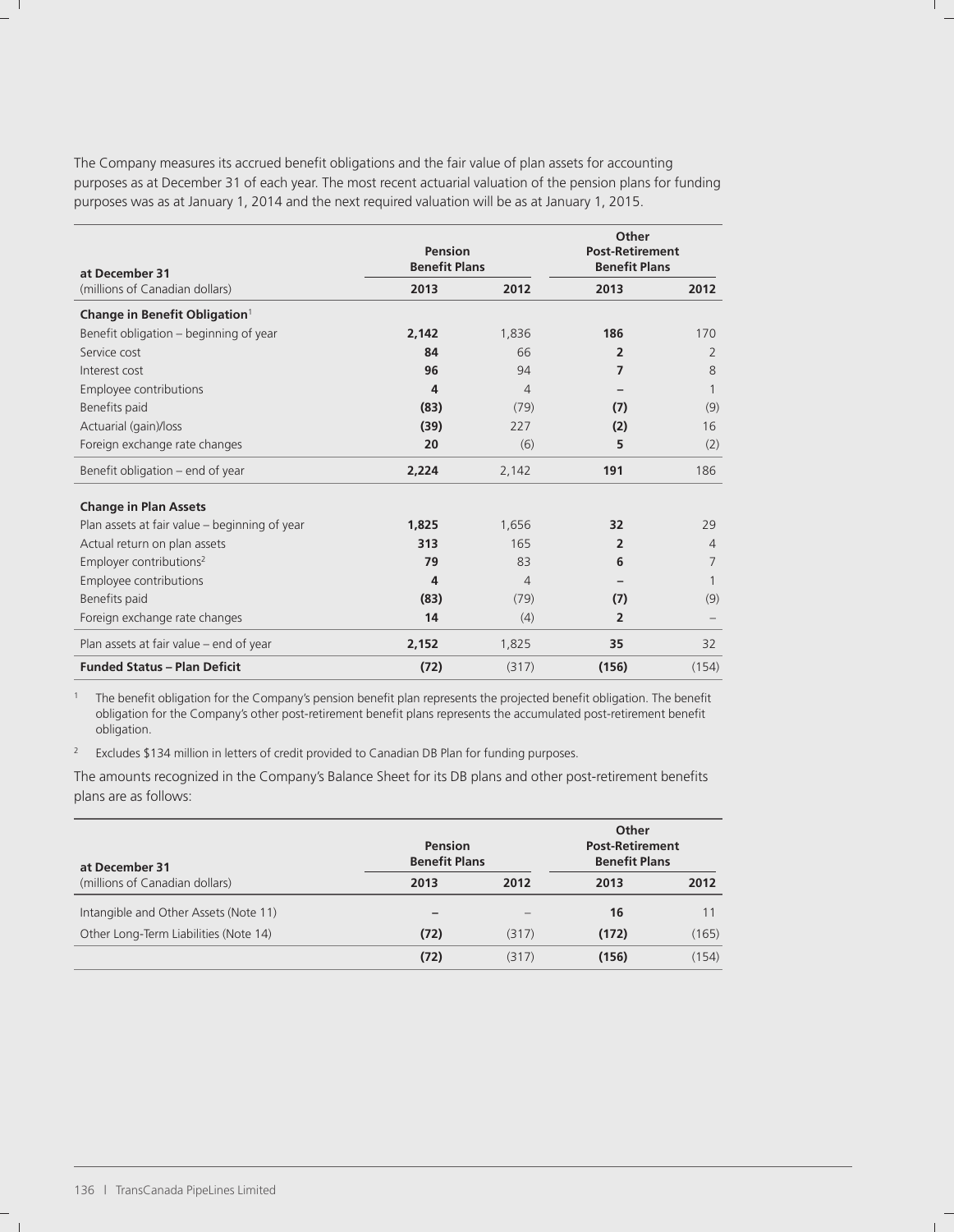The Company measures its accrued benefit obligations and the fair value of plan assets for accounting purposes as at December 31 of each year. The most recent actuarial valuation of the pension plans for funding purposes was as at January 1, 2014 and the next required valuation will be as at January 1, 2015.

| at December 31 | Pension Benefit Plans | | Other Post-Retirement Benefit Plans | |
|---|---|---|---|---|
| (millions of Canadian dollars) | **2013** | 2012 | **2013** | 2012 |
| **Change in Benefit Obligation**[1] | | | | |
| Benefit obligation – beginning of year | **2,142** | 1,836 | **186** | 170 |
| Service cost | **84** | 66 | **2** | 2 |
| Interest cost | **96** | 94 | **7** | 8 |
| Employee contributions | **4** | 4 | **–** | 1 |
| Benefits paid | **(83)** | (79) | **(7)** | (9) |
| Actuarial (gain)/loss | **(39)** | 227 | **(2)** | 16 |
| Foreign exchange rate changes | **20** | (6) | **5** | (2) |
| Benefit obligation – end of year | **2,224** | 2,142 | **191** | 186 |
| **Change in Plan Assets** | | | | |
| Plan assets at fair value – beginning of year | **1,825** | 1,656 | **32** | 29 |
| Actual return on plan assets | **313** | 165 | **2** | 4 |
| Employer contributions[2] | **79** | 83 | **6** | 7 |
| Employee contributions | **4** | 4 | **–** | 1 |
| Benefits paid | **(83)** | (79) | **(7)** | (9) |
| Foreign exchange rate changes | **14** | (4) | **2** | – |
| Plan assets at fair value – end of year | **2,152** | 1,825 | **35** | 32 |
| **Funded Status – Plan Deficit** | **(72)** | (317) | **(156)** | (154) |

1 The benefit obligation for the Company's pension benefit plan represents the projected benefit obligation. The benefit obligation for the Company's other post-retirement benefit plans represents the accumulated post-retirement benefit obligation.

2 Excludes $134 million in letters of credit provided to Canadian DB Plan for funding purposes.

The amounts recognized in the Company's Balance Sheet for its DB plans and other post-retirement benefits plans are as follows:

| at December 31 | Pension Benefit Plans | | Other Post-Retirement Benefit Plans | |
|---|---|---|---|---|
| (millions of Canadian dollars) | **2013** | 2012 | **2013** | 2012 |
| Intangible and Other Assets (Note 11) | **–** | – | **16** | 11 |
| Other Long-Term Liabilities (Note 14) | **(72)** | (317) | **(172)** | (165) |
| | **(72)** | (317) | **(156)** | (154) |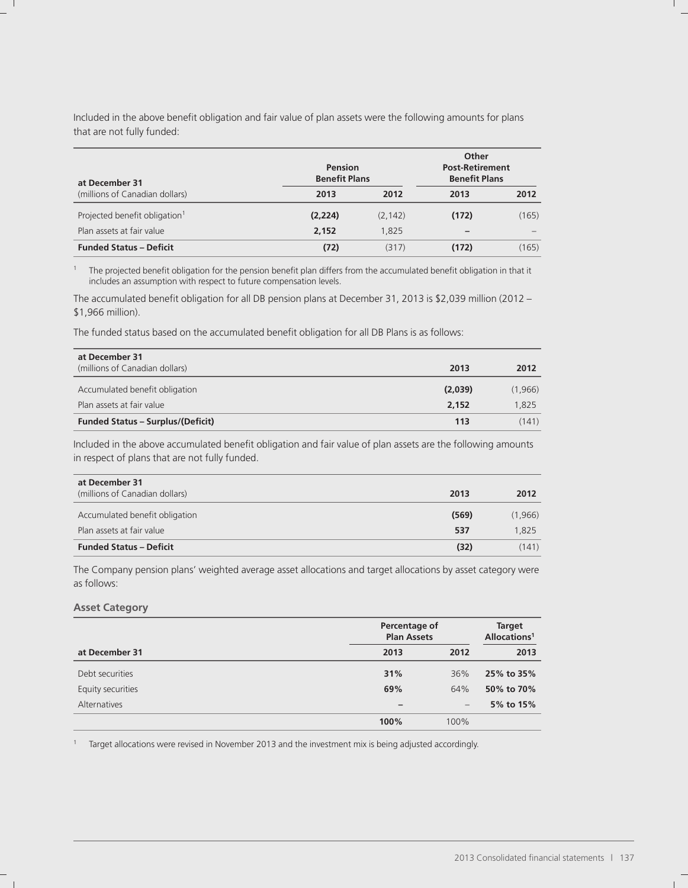Included in the above benefit obligation and fair value of plan assets were the following amounts for plans that are not fully funded:

| at December 31 (millions of Canadian dollars) | Pension Benefit Plans | | Other Post-Retirement Benefit Plans | |
|---|---|---|---|---|
| | **2013** | **2012** | **2013** | **2012** |
| Projected benefit obligation[1] | **(2,224)** | (2,142) | **(172)** | (165) |
| Plan assets at fair value | **2,152** | 1,825 | **–** | – |
| **Funded Status – Deficit** | **(72)** | (317) | **(172)** | (165) |

[1] The projected benefit obligation for the pension benefit plan differs from the accumulated benefit obligation in that it includes an assumption with respect to future compensation levels.

The accumulated benefit obligation for all DB pension plans at December 31, 2013 is $2,039 million (2012 – $1,966 million).

The funded status based on the accumulated benefit obligation for all DB Plans is as follows:

| at December 31 (millions of Canadian dollars) | 2013 | 2012 |
|---|---|---|
| Accumulated benefit obligation | **(2,039)** | (1,966) |
| Plan assets at fair value | **2,152** | 1,825 |
| **Funded Status – Surplus/(Deficit)** | **113** | (141) |

Included in the above accumulated benefit obligation and fair value of plan assets are the following amounts in respect of plans that are not fully funded.

| at December 31 (millions of Canadian dollars) | 2013 | 2012 |
|---|---|---|
| Accumulated benefit obligation | **(569)** | (1,966) |
| Plan assets at fair value | **537** | 1,825 |
| **Funded Status – Deficit** | **(32)** | (141) |

The Company pension plans' weighted average asset allocations and target allocations by asset category were as follows:

### Asset Category

| at December 31 | Percentage of Plan Assets | | Target Allocations[1] |
|---|---|---|---|
| | **2013** | **2012** | **2013** |
| Debt securities | **31%** | 36% | **25% to 35%** |
| Equity securities | **69%** | 64% | **50% to 70%** |
| Alternatives | **–** | – | **5% to 15%** |
| | **100%** | 100% | |

[1] Target allocations were revised in November 2013 and the investment mix is being adjusted accordingly.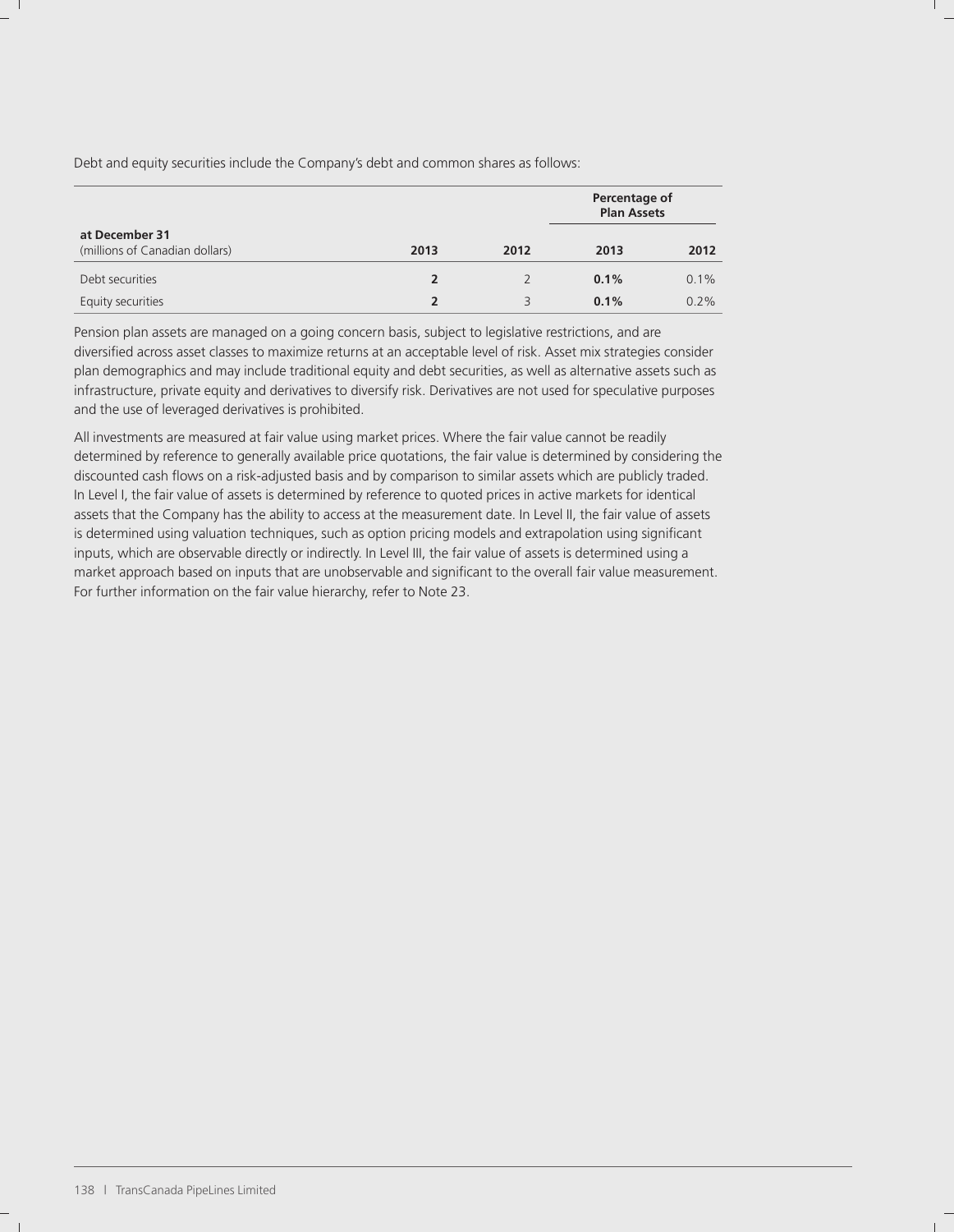Debt and equity securities include the Company's debt and common shares as follows:

| at December 31<br>(millions of Canadian dollars) | 2013 | 2012 | Percentage of Plan Assets<br>2013 | <br>2012 |
|---|---|---|---|---|
| Debt securities | **2** | 2 | **0.1%** | 0.1% |
| Equity securities | **2** | 3 | **0.1%** | 0.2% |

Pension plan assets are managed on a going concern basis, subject to legislative restrictions, and are diversified across asset classes to maximize returns at an acceptable level of risk. Asset mix strategies consider plan demographics and may include traditional equity and debt securities, as well as alternative assets such as infrastructure, private equity and derivatives to diversify risk. Derivatives are not used for speculative purposes and the use of leveraged derivatives is prohibited.

All investments are measured at fair value using market prices. Where the fair value cannot be readily determined by reference to generally available price quotations, the fair value is determined by considering the discounted cash flows on a risk-adjusted basis and by comparison to similar assets which are publicly traded. In Level I, the fair value of assets is determined by reference to quoted prices in active markets for identical assets that the Company has the ability to access at the measurement date. In Level II, the fair value of assets is determined using valuation techniques, such as option pricing models and extrapolation using significant inputs, which are observable directly or indirectly. In Level III, the fair value of assets is determined using a market approach based on inputs that are unobservable and significant to the overall fair value measurement. For further information on the fair value hierarchy, refer to Note 23.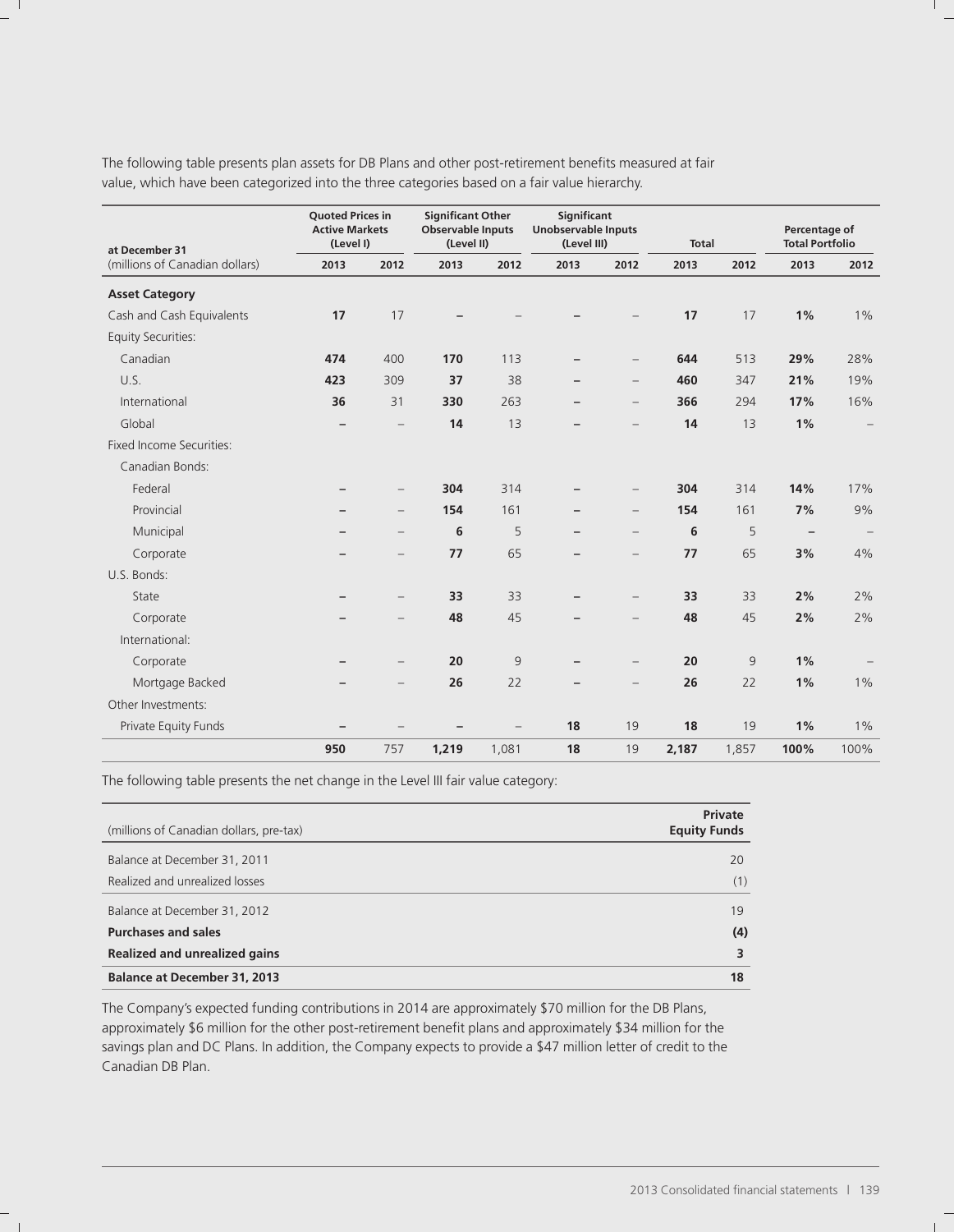The following table presents plan assets for DB Plans and other post-retirement benefits measured at fair value, which have been categorized into the three categories based on a fair value hierarchy.

| at December 31 (millions of Canadian dollars) | Quoted Prices in Active Markets (Level I) | | Significant Other Observable Inputs (Level II) | | Significant Unobservable Inputs (Level III) | | Total | | Percentage of Total Portfolio | |
|---|---|---|---|---|---|---|---|---|---|---|
| | **2013** | 2012 | **2013** | 2012 | **2013** | 2012 | **2013** | 2012 | **2013** | 2012 |
| **Asset Category** | | | | | | | | | | |
| Cash and Cash Equivalents | **17** | 17 | **–** | – | **–** | – | **17** | 17 | **1%** | 1% |
| Equity Securities: | | | | | | | | | | |
| Canadian | **474** | 400 | **170** | 113 | **–** | – | **644** | 513 | **29%** | 28% |
| U.S. | **423** | 309 | **37** | 38 | **–** | – | **460** | 347 | **21%** | 19% |
| International | **36** | 31 | **330** | 263 | **–** | – | **366** | 294 | **17%** | 16% |
| Global | **–** | – | **14** | 13 | **–** | – | **14** | 13 | **1%** | – |
| Fixed Income Securities: | | | | | | | | | | |
| Canadian Bonds: | | | | | | | | | | |
| Federal | **–** | – | **304** | 314 | **–** | – | **304** | 314 | **14%** | 17% |
| Provincial | **–** | – | **154** | 161 | **–** | – | **154** | 161 | **7%** | 9% |
| Municipal | **–** | – | **6** | 5 | **–** | – | **6** | 5 | **–** | – |
| Corporate | **–** | – | **77** | 65 | **–** | – | **77** | 65 | **3%** | 4% |
| U.S. Bonds: | | | | | | | | | | |
| State | **–** | – | **33** | 33 | **–** | – | **33** | 33 | **2%** | 2% |
| Corporate | **–** | – | **48** | 45 | **–** | – | **48** | 45 | **2%** | 2% |
| International: | | | | | | | | | | |
| Corporate | **–** | – | **20** | 9 | **–** | – | **20** | 9 | **1%** | – |
| Mortgage Backed | **–** | – | **26** | 22 | **–** | – | **26** | 22 | **1%** | 1% |
| Other Investments: | | | | | | | | | | |
| Private Equity Funds | **–** | – | **–** | – | **18** | 19 | **18** | 19 | **1%** | 1% |
| | **950** | 757 | **1,219** | 1,081 | **18** | 19 | **2,187** | 1,857 | **100%** | 100% |

The following table presents the net change in the Level III fair value category:

| (millions of Canadian dollars, pre-tax) | Private Equity Funds |
|---|---|
| Balance at December 31, 2011 | 20 |
| Realized and unrealized losses | (1) |
| Balance at December 31, 2012 | 19 |
| **Purchases and sales** | **(4)** |
| **Realized and unrealized gains** | **3** |
| **Balance at December 31, 2013** | **18** |

The Company's expected funding contributions in 2014 are approximately $70 million for the DB Plans, approximately $6 million for the other post-retirement benefit plans and approximately $34 million for the savings plan and DC Plans. In addition, the Company expects to provide a $47 million letter of credit to the Canadian DB Plan.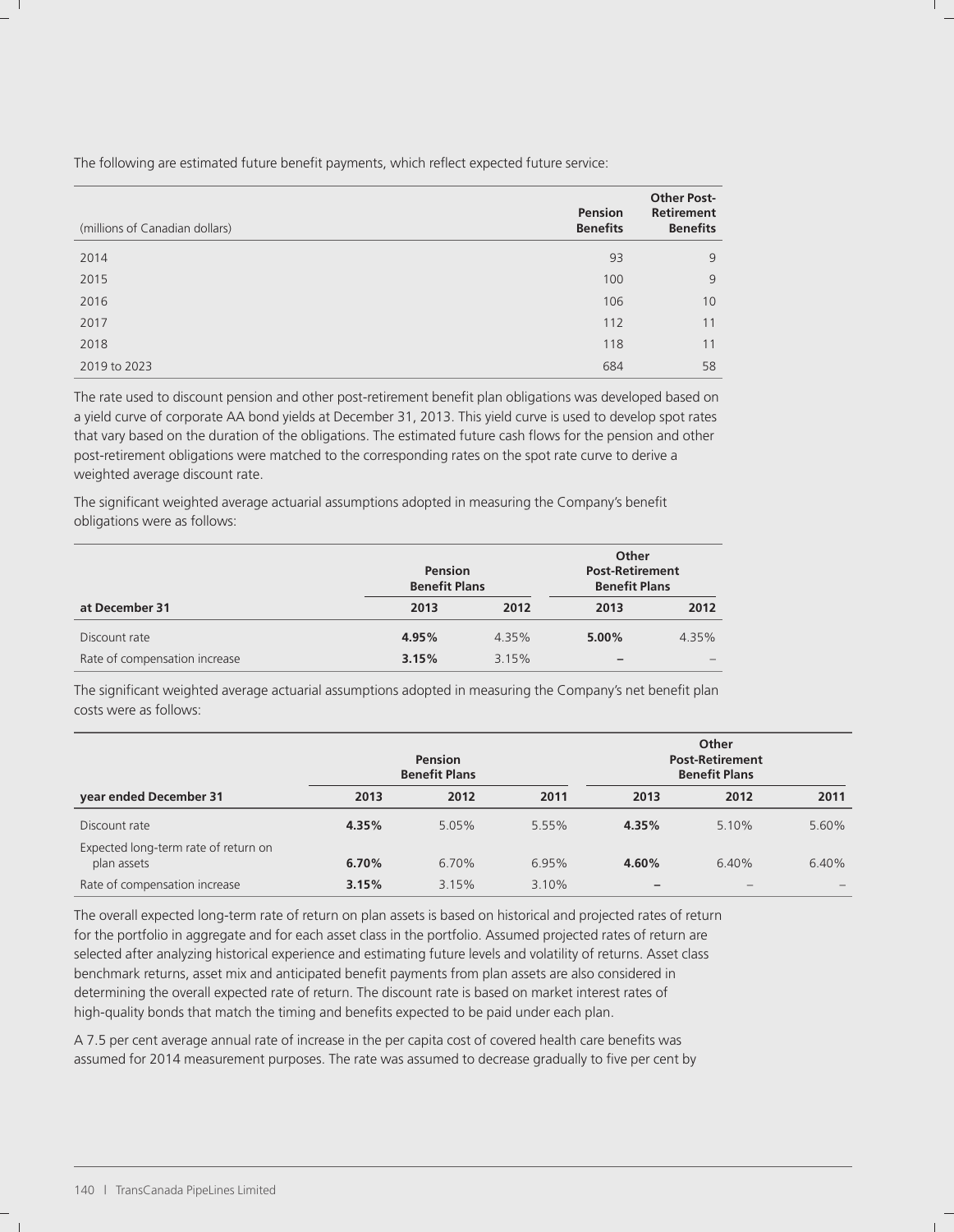The following are estimated future benefit payments, which reflect expected future service:

| (millions of Canadian dollars) | Pension Benefits | Other Post-Retirement Benefits |
|---|---|---|
| 2014 | 93 | 9 |
| 2015 | 100 | 9 |
| 2016 | 106 | 10 |
| 2017 | 112 | 11 |
| 2018 | 118 | 11 |
| 2019 to 2023 | 684 | 58 |

The rate used to discount pension and other post-retirement benefit plan obligations was developed based on a yield curve of corporate AA bond yields at December 31, 2013. This yield curve is used to develop spot rates that vary based on the duration of the obligations. The estimated future cash flows for the pension and other post-retirement obligations were matched to the corresponding rates on the spot rate curve to derive a weighted average discount rate.

The significant weighted average actuarial assumptions adopted in measuring the Company's benefit obligations were as follows:

| | Pension Benefit Plans | | Other Post-Retirement Benefit Plans | |
|---|---|---|---|---|
| **at December 31** | **2013** | **2012** | **2013** | **2012** |
| Discount rate | **4.95%** | 4.35% | **5.00%** | 4.35% |
| Rate of compensation increase | **3.15%** | 3.15% | **–** | – |

The significant weighted average actuarial assumptions adopted in measuring the Company's net benefit plan costs were as follows:

| | Pension Benefit Plans | | | Other Post-Retirement Benefit Plans | | |
|---|---|---|---|---|---|---|
| **year ended December 31** | **2013** | **2012** | **2011** | **2013** | **2012** | **2011** |
| Discount rate | **4.35%** | 5.05% | 5.55% | **4.35%** | 5.10% | 5.60% |
| Expected long-term rate of return on plan assets | **6.70%** | 6.70% | 6.95% | **4.60%** | 6.40% | 6.40% |
| Rate of compensation increase | **3.15%** | 3.15% | 3.10% | **–** | – | – |

The overall expected long-term rate of return on plan assets is based on historical and projected rates of return for the portfolio in aggregate and for each asset class in the portfolio. Assumed projected rates of return are selected after analyzing historical experience and estimating future levels and volatility of returns. Asset class benchmark returns, asset mix and anticipated benefit payments from plan assets are also considered in determining the overall expected rate of return. The discount rate is based on market interest rates of high-quality bonds that match the timing and benefits expected to be paid under each plan.

A 7.5 per cent average annual rate of increase in the per capita cost of covered health care benefits was assumed for 2014 measurement purposes. The rate was assumed to decrease gradually to five per cent by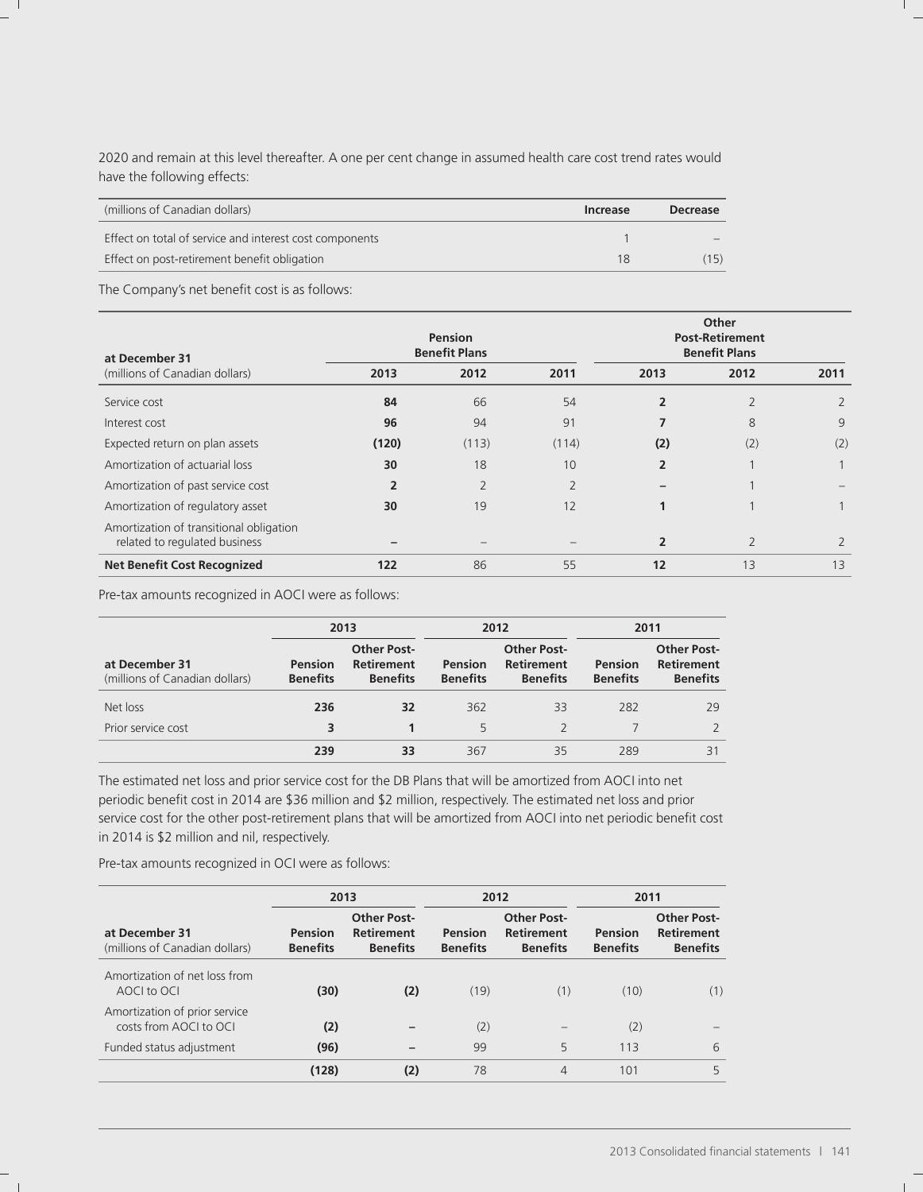2020 and remain at this level thereafter. A one per cent change in assumed health care cost trend rates would have the following effects:

| (millions of Canadian dollars) | Increase | Decrease |
|---|---|---|
| Effect on total of service and interest cost components | 1 | – |
| Effect on post-retirement benefit obligation | 18 | (15) |

The Company's net benefit cost is as follows:

| at December 31<br>(millions of Canadian dollars) | Pension Benefit Plans 2013 | Pension Benefit Plans 2012 | Pension Benefit Plans 2011 | Other Post-Retirement Benefit Plans 2013 | Other Post-Retirement Benefit Plans 2012 | Other Post-Retirement Benefit Plans 2011 |
|---|---|---|---|---|---|---|
| Service cost | **84** | 66 | 54 | **2** | 2 | 2 |
| Interest cost | **96** | 94 | 91 | **7** | 8 | 9 |
| Expected return on plan assets | **(120)** | (113) | (114) | **(2)** | (2) | (2) |
| Amortization of actuarial loss | **30** | 18 | 10 | **2** | 1 | 1 |
| Amortization of past service cost | **2** | 2 | 2 | **–** | 1 | – |
| Amortization of regulatory asset | **30** | 19 | 12 | **1** | 1 | 1 |
| Amortization of transitional obligation related to regulated business | **–** | – | – | **2** | 2 | 2 |
| **Net Benefit Cost Recognized** | **122** | 86 | 55 | **12** | 13 | 13 |

Pre-tax amounts recognized in AOCI were as follows:

| at December 31<br>(millions of Canadian dollars) | 2013 Pension Benefits | 2013 Other Post-Retirement Benefits | 2012 Pension Benefits | 2012 Other Post-Retirement Benefits | 2011 Pension Benefits | 2011 Other Post-Retirement Benefits |
|---|---|---|---|---|---|---|
| Net loss | **236** | **32** | 362 | 33 | 282 | 29 |
| Prior service cost | **3** | **1** | 5 | 2 | 7 | 2 |
| | **239** | **33** | 367 | 35 | 289 | 31 |

The estimated net loss and prior service cost for the DB Plans that will be amortized from AOCI into net periodic benefit cost in 2014 are $36 million and $2 million, respectively. The estimated net loss and prior service cost for the other post-retirement plans that will be amortized from AOCI into net periodic benefit cost in 2014 is $2 million and nil, respectively.

Pre-tax amounts recognized in OCI were as follows:

| at December 31<br>(millions of Canadian dollars) | 2013 Pension Benefits | 2013 Other Post-Retirement Benefits | 2012 Pension Benefits | 2012 Other Post-Retirement Benefits | 2011 Pension Benefits | 2011 Other Post-Retirement Benefits |
|---|---|---|---|---|---|---|
| Amortization of net loss from AOCI to OCI | **(30)** | **(2)** | (19) | (1) | (10) | (1) |
| Amortization of prior service costs from AOCI to OCI | **(2)** | **–** | (2) | – | (2) | – |
| Funded status adjustment | **(96)** | **–** | 99 | 5 | 113 | 6 |
| | **(128)** | **(2)** | 78 | 4 | 101 | 5 |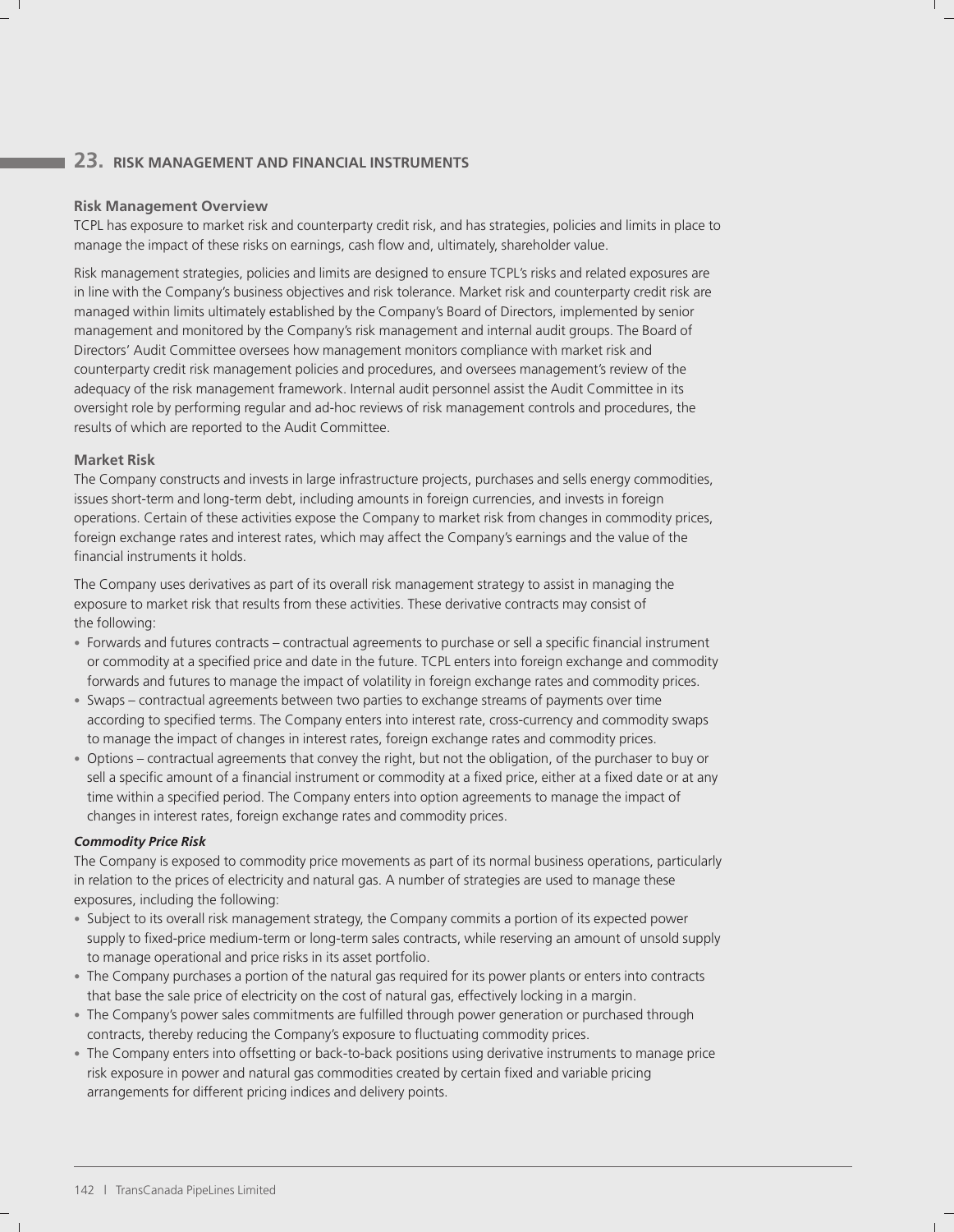## 23. RISK MANAGEMENT AND FINANCIAL INSTRUMENTS

### Risk Management Overview

TCPL has exposure to market risk and counterparty credit risk, and has strategies, policies and limits in place to manage the impact of these risks on earnings, cash flow and, ultimately, shareholder value.

Risk management strategies, policies and limits are designed to ensure TCPL's risks and related exposures are in line with the Company's business objectives and risk tolerance. Market risk and counterparty credit risk are managed within limits ultimately established by the Company's Board of Directors, implemented by senior management and monitored by the Company's risk management and internal audit groups. The Board of Directors' Audit Committee oversees how management monitors compliance with market risk and counterparty credit risk management policies and procedures, and oversees management's review of the adequacy of the risk management framework. Internal audit personnel assist the Audit Committee in its oversight role by performing regular and ad-hoc reviews of risk management controls and procedures, the results of which are reported to the Audit Committee.

### Market Risk

The Company constructs and invests in large infrastructure projects, purchases and sells energy commodities, issues short-term and long-term debt, including amounts in foreign currencies, and invests in foreign operations. Certain of these activities expose the Company to market risk from changes in commodity prices, foreign exchange rates and interest rates, which may affect the Company's earnings and the value of the financial instruments it holds.

The Company uses derivatives as part of its overall risk management strategy to assist in managing the exposure to market risk that results from these activities. These derivative contracts may consist of the following:

- Forwards and futures contracts – contractual agreements to purchase or sell a specific financial instrument or commodity at a specified price and date in the future. TCPL enters into foreign exchange and commodity forwards and futures to manage the impact of volatility in foreign exchange rates and commodity prices.
- Swaps – contractual agreements between two parties to exchange streams of payments over time according to specified terms. The Company enters into interest rate, cross-currency and commodity swaps to manage the impact of changes in interest rates, foreign exchange rates and commodity prices.
- Options – contractual agreements that convey the right, but not the obligation, of the purchaser to buy or sell a specific amount of a financial instrument or commodity at a fixed price, either at a fixed date or at any time within a specified period. The Company enters into option agreements to manage the impact of changes in interest rates, foreign exchange rates and commodity prices.

***Commodity Price Risk***

The Company is exposed to commodity price movements as part of its normal business operations, particularly in relation to the prices of electricity and natural gas. A number of strategies are used to manage these exposures, including the following:

- Subject to its overall risk management strategy, the Company commits a portion of its expected power supply to fixed-price medium-term or long-term sales contracts, while reserving an amount of unsold supply to manage operational and price risks in its asset portfolio.
- The Company purchases a portion of the natural gas required for its power plants or enters into contracts that base the sale price of electricity on the cost of natural gas, effectively locking in a margin.
- The Company's power sales commitments are fulfilled through power generation or purchased through contracts, thereby reducing the Company's exposure to fluctuating commodity prices.
- The Company enters into offsetting or back-to-back positions using derivative instruments to manage price risk exposure in power and natural gas commodities created by certain fixed and variable pricing arrangements for different pricing indices and delivery points.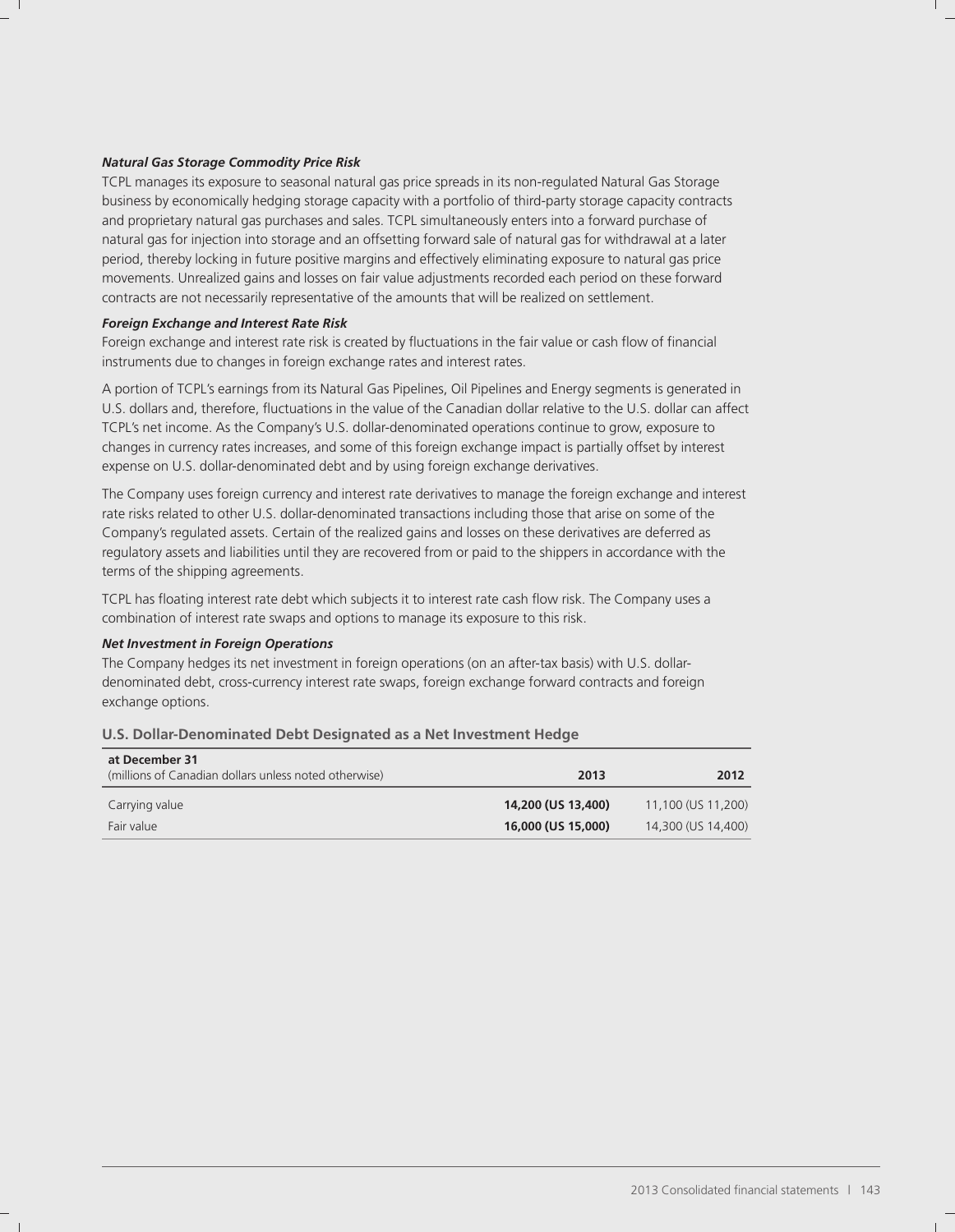***Natural Gas Storage Commodity Price Risk***

TCPL manages its exposure to seasonal natural gas price spreads in its non-regulated Natural Gas Storage business by economically hedging storage capacity with a portfolio of third-party storage capacity contracts and proprietary natural gas purchases and sales. TCPL simultaneously enters into a forward purchase of natural gas for injection into storage and an offsetting forward sale of natural gas for withdrawal at a later period, thereby locking in future positive margins and effectively eliminating exposure to natural gas price movements. Unrealized gains and losses on fair value adjustments recorded each period on these forward contracts are not necessarily representative of the amounts that will be realized on settlement.

***Foreign Exchange and Interest Rate Risk***

Foreign exchange and interest rate risk is created by fluctuations in the fair value or cash flow of financial instruments due to changes in foreign exchange rates and interest rates.

A portion of TCPL's earnings from its Natural Gas Pipelines, Oil Pipelines and Energy segments is generated in U.S. dollars and, therefore, fluctuations in the value of the Canadian dollar relative to the U.S. dollar can affect TCPL's net income. As the Company's U.S. dollar-denominated operations continue to grow, exposure to changes in currency rates increases, and some of this foreign exchange impact is partially offset by interest expense on U.S. dollar-denominated debt and by using foreign exchange derivatives.

The Company uses foreign currency and interest rate derivatives to manage the foreign exchange and interest rate risks related to other U.S. dollar-denominated transactions including those that arise on some of the Company's regulated assets. Certain of the realized gains and losses on these derivatives are deferred as regulatory assets and liabilities until they are recovered from or paid to the shippers in accordance with the terms of the shipping agreements.

TCPL has floating interest rate debt which subjects it to interest rate cash flow risk. The Company uses a combination of interest rate swaps and options to manage its exposure to this risk.

***Net Investment in Foreign Operations***

The Company hedges its net investment in foreign operations (on an after-tax basis) with U.S. dollar-denominated debt, cross-currency interest rate swaps, foreign exchange forward contracts and foreign exchange options.

**U.S. Dollar-Denominated Debt Designated as a Net Investment Hedge**

| **at December 31**<br>(millions of Canadian dollars unless noted otherwise) | **2013** | **2012** |
|---|---|---|
| Carrying value | **14,200 (US 13,400)** | 11,100 (US 11,200) |
| Fair value | **16,000 (US 15,000)** | 14,300 (US 14,400) |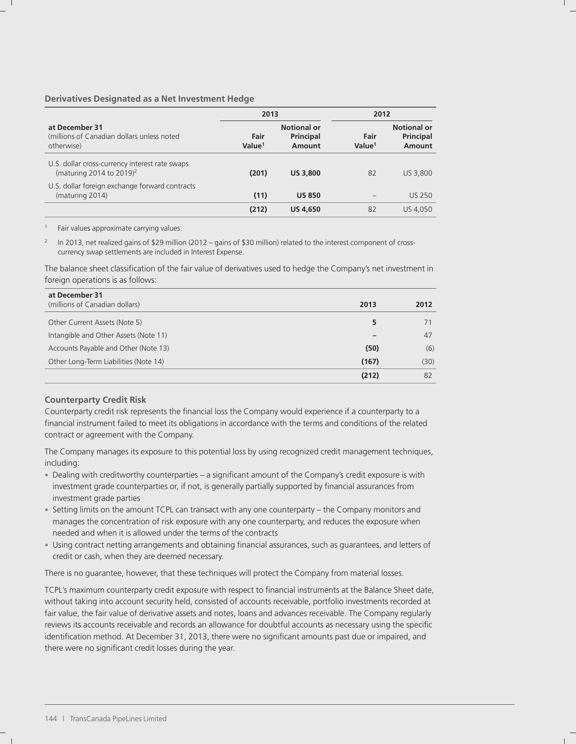### Derivatives Designated as a Net Investment Hedge

| at December 31<br>(millions of Canadian dollars unless noted otherwise) | 2013 | | 2012 | |
|---|---|---|---|---|
| | Fair Value[1] | Notional or Principal Amount | Fair Value[1] | Notional or Principal Amount |
| U.S. dollar cross-currency interest rate swaps (maturing 2014 to 2019)[2] | **(201)** | **US 3,800** | 82 | US 3,800 |
| U.S. dollar foreign exchange forward contracts (maturing 2014) | **(11)** | **US 850** | – | US 250 |
| | **(212)** | **US 4,650** | 82 | US 4,050 |

1 Fair values approximate carrying values.

2 In 2013, net realized gains of $29 million (2012 – gains of $30 million) related to the interest component of cross-currency swap settlements are included in Interest Expense.

The balance sheet classification of the fair value of derivatives used to hedge the Company's net investment in foreign operations is as follows:

| at December 31<br>(millions of Canadian dollars) | 2013 | 2012 |
|---|---|---|
| Other Current Assets (Note 5) | **5** | 71 |
| Intangible and Other Assets (Note 11) | **–** | 47 |
| Accounts Payable and Other (Note 13) | **(50)** | (6) |
| Other Long-Term Liabilities (Note 14) | **(167)** | (30) |
| | **(212)** | 82 |

### Counterparty Credit Risk

Counterparty credit risk represents the financial loss the Company would experience if a counterparty to a financial instrument failed to meet its obligations in accordance with the terms and conditions of the related contract or agreement with the Company.

The Company manages its exposure to this potential loss by using recognized credit management techniques, including:

- Dealing with creditworthy counterparties – a significant amount of the Company's credit exposure is with investment grade counterparties or, if not, is generally partially supported by financial assurances from investment grade parties
- Setting limits on the amount TCPL can transact with any one counterparty – the Company monitors and manages the concentration of risk exposure with any one counterparty, and reduces the exposure when needed and when it is allowed under the terms of the contracts
- Using contract netting arrangements and obtaining financial assurances, such as guarantees, and letters of credit or cash, when they are deemed necessary.

There is no guarantee, however, that these techniques will protect the Company from material losses.

TCPL's maximum counterparty credit exposure with respect to financial instruments at the Balance Sheet date, without taking into account security held, consisted of accounts receivable, portfolio investments recorded at fair value, the fair value of derivative assets and notes, loans and advances receivable. The Company regularly reviews its accounts receivable and records an allowance for doubtful accounts as necessary using the specific identification method. At December 31, 2013, there were no significant amounts past due or impaired, and there were no significant credit losses during the year.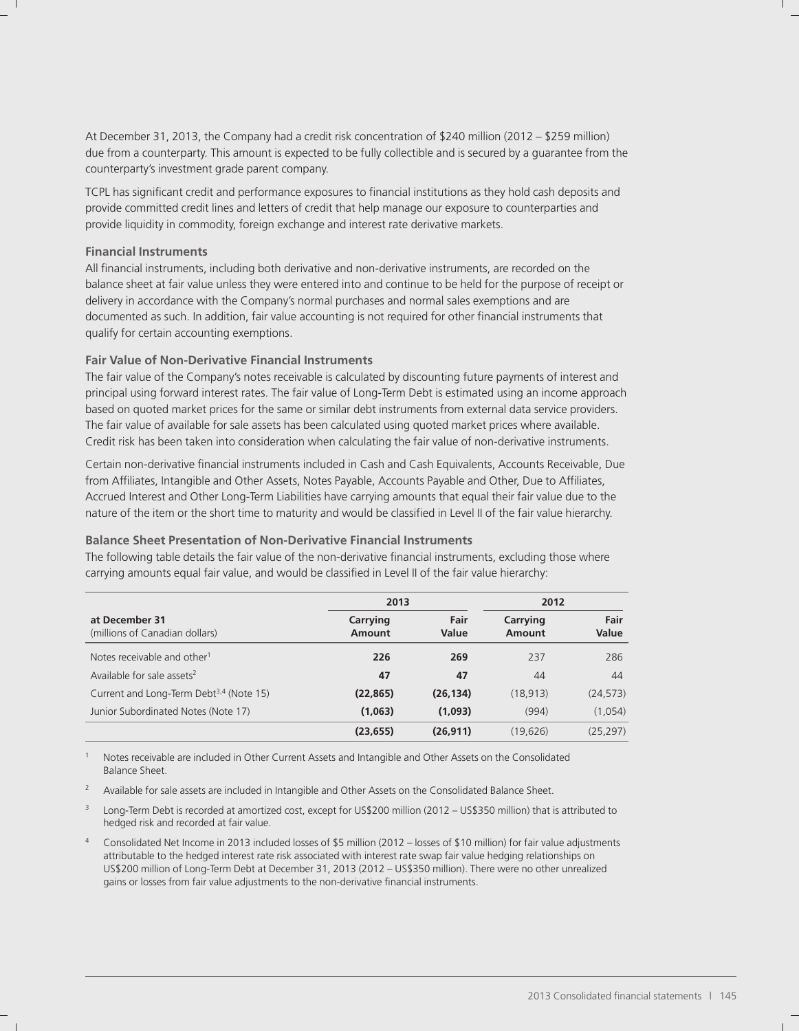At December 31, 2013, the Company had a credit risk concentration of $240 million (2012 – $259 million) due from a counterparty. This amount is expected to be fully collectible and is secured by a guarantee from the counterparty's investment grade parent company.

TCPL has significant credit and performance exposures to financial institutions as they hold cash deposits and provide committed credit lines and letters of credit that help manage our exposure to counterparties and provide liquidity in commodity, foreign exchange and interest rate derivative markets.

**Financial Instruments**

All financial instruments, including both derivative and non-derivative instruments, are recorded on the balance sheet at fair value unless they were entered into and continue to be held for the purpose of receipt or delivery in accordance with the Company's normal purchases and normal sales exemptions and are documented as such. In addition, fair value accounting is not required for other financial instruments that qualify for certain accounting exemptions.

**Fair Value of Non-Derivative Financial Instruments**

The fair value of the Company's notes receivable is calculated by discounting future payments of interest and principal using forward interest rates. The fair value of Long-Term Debt is estimated using an income approach based on quoted market prices for the same or similar debt instruments from external data service providers. The fair value of available for sale assets has been calculated using quoted market prices where available. Credit risk has been taken into consideration when calculating the fair value of non-derivative instruments.

Certain non-derivative financial instruments included in Cash and Cash Equivalents, Accounts Receivable, Due from Affiliates, Intangible and Other Assets, Notes Payable, Accounts Payable and Other, Due to Affiliates, Accrued Interest and Other Long-Term Liabilities have carrying amounts that equal their fair value due to the nature of the item or the short time to maturity and would be classified in Level II of the fair value hierarchy.

**Balance Sheet Presentation of Non-Derivative Financial Instruments**

The following table details the fair value of the non-derivative financial instruments, excluding those where carrying amounts equal fair value, and would be classified in Level II of the fair value hierarchy:

| at December 31 (millions of Canadian dollars) | 2013 | | 2012 | |
|---|---|---|---|---|
| | **Carrying Amount** | **Fair Value** | **Carrying Amount** | **Fair Value** |
| Notes receivable and other[1] | **226** | **269** | 237 | 286 |
| Available for sale assets[2] | **47** | **47** | 44 | 44 |
| Current and Long-Term Debt[3,4] (Note 15) | **(22,865)** | **(26,134)** | (18,913) | (24,573) |
| Junior Subordinated Notes (Note 17) | **(1,063)** | **(1,093)** | (994) | (1,054) |
| | **(23,655)** | **(26,911)** | (19,626) | (25,297) |

1. Notes receivable are included in Other Current Assets and Intangible and Other Assets on the Consolidated Balance Sheet.
2. Available for sale assets are included in Intangible and Other Assets on the Consolidated Balance Sheet.
3. Long-Term Debt is recorded at amortized cost, except for US$200 million (2012 – US$350 million) that is attributed to hedged risk and recorded at fair value.
4. Consolidated Net Income in 2013 included losses of $5 million (2012 – losses of $10 million) for fair value adjustments attributable to the hedged interest rate risk associated with interest rate swap fair value hedging relationships on US$200 million of Long-Term Debt at December 31, 2013 (2012 – US$350 million). There were no other unrealized gains or losses from fair value adjustments to the non-derivative financial instruments.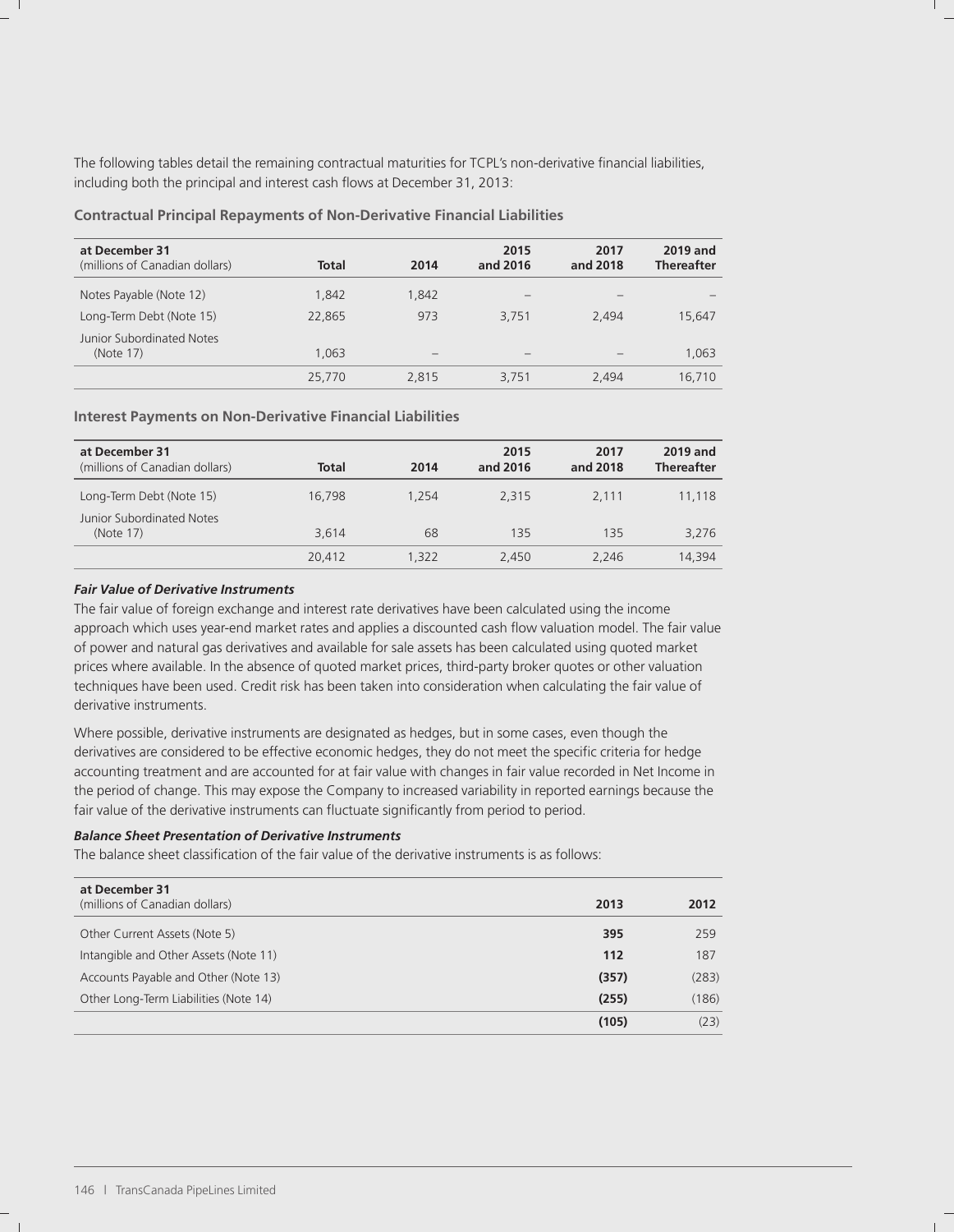The following tables detail the remaining contractual maturities for TCPL's non-derivative financial liabilities, including both the principal and interest cash flows at December 31, 2013:

**Contractual Principal Repayments of Non-Derivative Financial Liabilities**

| at December 31 (millions of Canadian dollars) | Total | 2014 | 2015 and 2016 | 2017 and 2018 | 2019 and Thereafter |
|---|---|---|---|---|---|
| Notes Payable (Note 12) | 1,842 | 1,842 | – | – | – |
| Long-Term Debt (Note 15) | 22,865 | 973 | 3,751 | 2,494 | 15,647 |
| Junior Subordinated Notes (Note 17) | 1,063 | – | – | – | 1,063 |
| | 25,770 | 2,815 | 3,751 | 2,494 | 16,710 |

**Interest Payments on Non-Derivative Financial Liabilities**

| at December 31 (millions of Canadian dollars) | Total | 2014 | 2015 and 2016 | 2017 and 2018 | 2019 and Thereafter |
|---|---|---|---|---|---|
| Long-Term Debt (Note 15) | 16,798 | 1,254 | 2,315 | 2,111 | 11,118 |
| Junior Subordinated Notes (Note 17) | 3,614 | 68 | 135 | 135 | 3,276 |
| | 20,412 | 1,322 | 2,450 | 2,246 | 14,394 |

***Fair Value of Derivative Instruments***

The fair value of foreign exchange and interest rate derivatives have been calculated using the income approach which uses year-end market rates and applies a discounted cash flow valuation model. The fair value of power and natural gas derivatives and available for sale assets has been calculated using quoted market prices where available. In the absence of quoted market prices, third-party broker quotes or other valuation techniques have been used. Credit risk has been taken into consideration when calculating the fair value of derivative instruments.

Where possible, derivative instruments are designated as hedges, but in some cases, even though the derivatives are considered to be effective economic hedges, they do not meet the specific criteria for hedge accounting treatment and are accounted for at fair value with changes in fair value recorded in Net Income in the period of change. This may expose the Company to increased variability in reported earnings because the fair value of the derivative instruments can fluctuate significantly from period to period.

***Balance Sheet Presentation of Derivative Instruments***

The balance sheet classification of the fair value of the derivative instruments is as follows:

| at December 31 (millions of Canadian dollars) | 2013 | 2012 |
|---|---|---|
| Other Current Assets (Note 5) | **395** | 259 |
| Intangible and Other Assets (Note 11) | **112** | 187 |
| Accounts Payable and Other (Note 13) | **(357)** | (283) |
| Other Long-Term Liabilities (Note 14) | **(255)** | (186) |
| | **(105)** | (23) |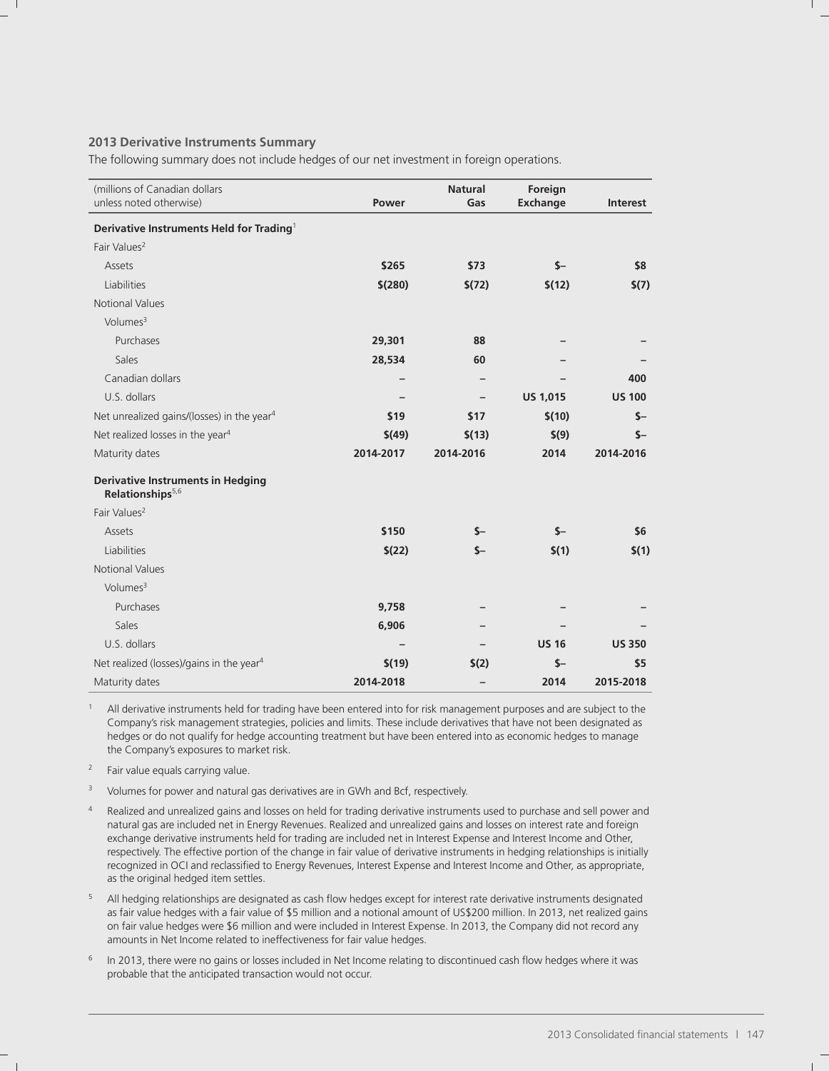### 2013 Derivative Instruments Summary

The following summary does not include hedges of our net investment in foreign operations.

| (millions of Canadian dollars unless noted otherwise) | Power | Natural Gas | Foreign Exchange | Interest |
|---|---|---|---|---|
| **Derivative Instruments Held for Trading**[1] | | | | |
| Fair Values[2] | | | | |
| Assets | **$265** | **$73** | **$–** | **$8** |
| Liabilities | **$(280)** | **$(72)** | **$(12)** | **$(7)** |
| Notional Values | | | | |
| Volumes[3] | | | | |
| Purchases | **29,301** | **88** | **–** | **–** |
| Sales | **28,534** | **60** | **–** | **–** |
| Canadian dollars | **–** | **–** | **–** | **400** |
| U.S. dollars | **–** | **–** | **US 1,015** | **US 100** |
| Net unrealized gains/(losses) in the year[4] | **$19** | **$17** | **$(10)** | **$–** |
| Net realized losses in the year[4] | **$(49)** | **$(13)** | **$(9)** | **$–** |
| Maturity dates | **2014-2017** | **2014-2016** | **2014** | **2014-2016** |
| **Derivative Instruments in Hedging Relationships**[5,6] | | | | |
| Fair Values[2] | | | | |
| Assets | **$150** | **$–** | **$–** | **$6** |
| Liabilities | **$(22)** | **$–** | **$(1)** | **$(1)** |
| Notional Values | | | | |
| Volumes[3] | | | | |
| Purchases | **9,758** | **–** | **–** | **–** |
| Sales | **6,906** | **–** | **–** | **–** |
| U.S. dollars | **–** | **–** | **US 16** | **US 350** |
| Net realized (losses)/gains in the year[4] | **$(19)** | **$(2)** | **$–** | **$5** |
| Maturity dates | **2014-2018** | **–** | **2014** | **2015-2018** |

[1] All derivative instruments held for trading have been entered into for risk management purposes and are subject to the Company's risk management strategies, policies and limits. These include derivatives that have not been designated as hedges or do not qualify for hedge accounting treatment but have been entered into as economic hedges to manage the Company's exposures to market risk.

[2] Fair value equals carrying value.

[3] Volumes for power and natural gas derivatives are in GWh and Bcf, respectively.

[4] Realized and unrealized gains and losses on held for trading derivative instruments used to purchase and sell power and natural gas are included net in Energy Revenues. Realized and unrealized gains and losses on interest rate and foreign exchange derivative instruments held for trading are included net in Interest Expense and Interest Income and Other, respectively. The effective portion of the change in fair value of derivative instruments in hedging relationships is initially recognized in OCI and reclassified to Energy Revenues, Interest Expense and Interest Income and Other, as appropriate, as the original hedged item settles.

[5] All hedging relationships are designated as cash flow hedges except for interest rate derivative instruments designated as fair value hedges with a fair value of $5 million and a notional amount of US$200 million. In 2013, net realized gains on fair value hedges were $6 million and were included in Interest Expense. In 2013, the Company did not record any amounts in Net Income related to ineffectiveness for fair value hedges.

[6] In 2013, there were no gains or losses included in Net Income relating to discontinued cash flow hedges where it was probable that the anticipated transaction would not occur.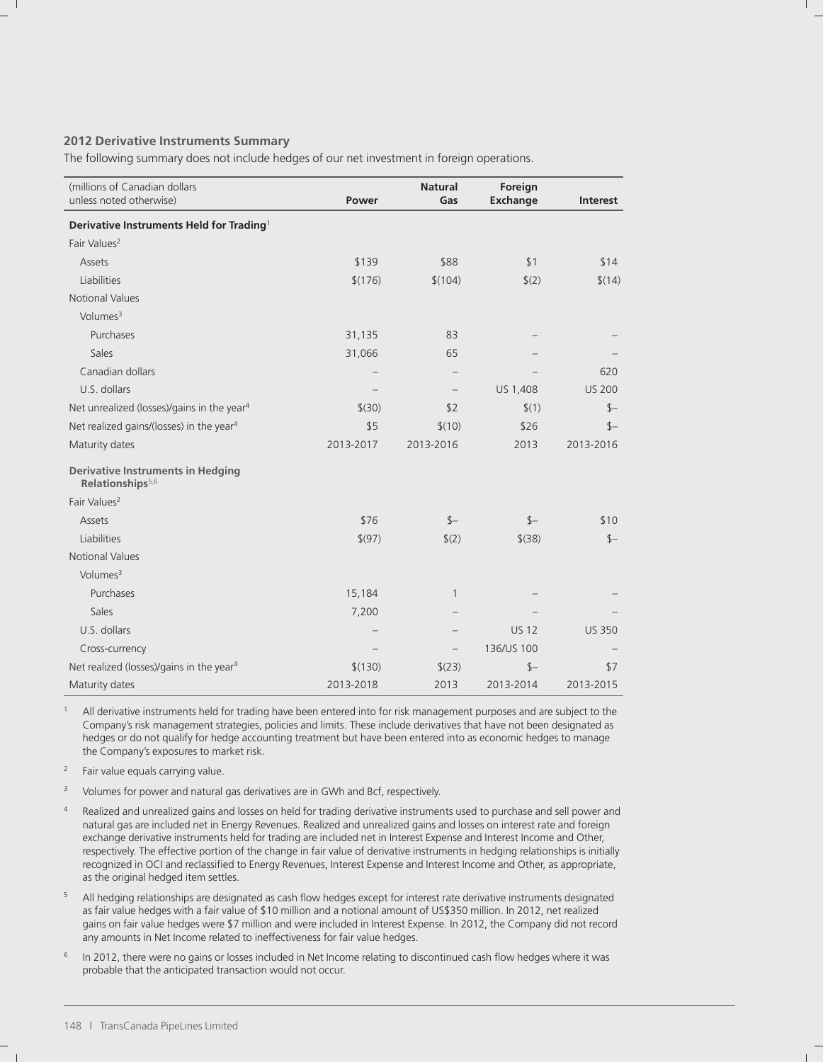### 2012 Derivative Instruments Summary

The following summary does not include hedges of our net investment in foreign operations.

| (millions of Canadian dollars unless noted otherwise) | Power | Natural Gas | Foreign Exchange | Interest |
|---|---|---|---|---|
| **Derivative Instruments Held for Trading**[1] | | | | |
| Fair Values[2] | | | | |
| Assets | $139 | $88 | $1 | $14 |
| Liabilities | $(176) | $(104) | $(2) | $(14) |
| Notional Values | | | | |
| Volumes[3] | | | | |
| Purchases | 31,135 | 83 | – | – |
| Sales | 31,066 | 65 | – | – |
| Canadian dollars | – | – | – | 620 |
| U.S. dollars | – | – | US 1,408 | US 200 |
| Net unrealized (losses)/gains in the year[4] | $(30) | $2 | $(1) | $– |
| Net realized gains/(losses) in the year[4] | $5 | $(10) | $26 | $– |
| Maturity dates | 2013-2017 | 2013-2016 | 2013 | 2013-2016 |
| **Derivative Instruments in Hedging Relationships**[5,6] | | | | |
| Fair Values[2] | | | | |
| Assets | $76 | $– | $– | $10 |
| Liabilities | $(97) | $(2) | $(38) | $– |
| Notional Values | | | | |
| Volumes[3] | | | | |
| Purchases | 15,184 | 1 | – | – |
| Sales | 7,200 | – | – | – |
| U.S. dollars | – | – | US 12 | US 350 |
| Cross-currency | – | – | 136/US 100 | – |
| Net realized (losses)/gains in the year[4] | $(130) | $(23) | $– | $7 |
| Maturity dates | 2013-2018 | 2013 | 2013-2014 | 2013-2015 |

1 All derivative instruments held for trading have been entered into for risk management purposes and are subject to the Company's risk management strategies, policies and limits. These include derivatives that have not been designated as hedges or do not qualify for hedge accounting treatment but have been entered into as economic hedges to manage the Company's exposures to market risk.

2 Fair value equals carrying value.

3 Volumes for power and natural gas derivatives are in GWh and Bcf, respectively.

4 Realized and unrealized gains and losses on held for trading derivative instruments used to purchase and sell power and natural gas are included net in Energy Revenues. Realized and unrealized gains and losses on interest rate and foreign exchange derivative instruments held for trading are included net in Interest Expense and Interest Income and Other, respectively. The effective portion of the change in fair value of derivative instruments in hedging relationships is initially recognized in OCI and reclassified to Energy Revenues, Interest Expense and Interest Income and Other, as appropriate, as the original hedged item settles.

5 All hedging relationships are designated as cash flow hedges except for interest rate derivative instruments designated as fair value hedges with a fair value of $10 million and a notional amount of US$350 million. In 2012, net realized gains on fair value hedges were $7 million and were included in Interest Expense. In 2012, the Company did not record any amounts in Net Income related to ineffectiveness for fair value hedges.

6 In 2012, there were no gains or losses included in Net Income relating to discontinued cash flow hedges where it was probable that the anticipated transaction would not occur.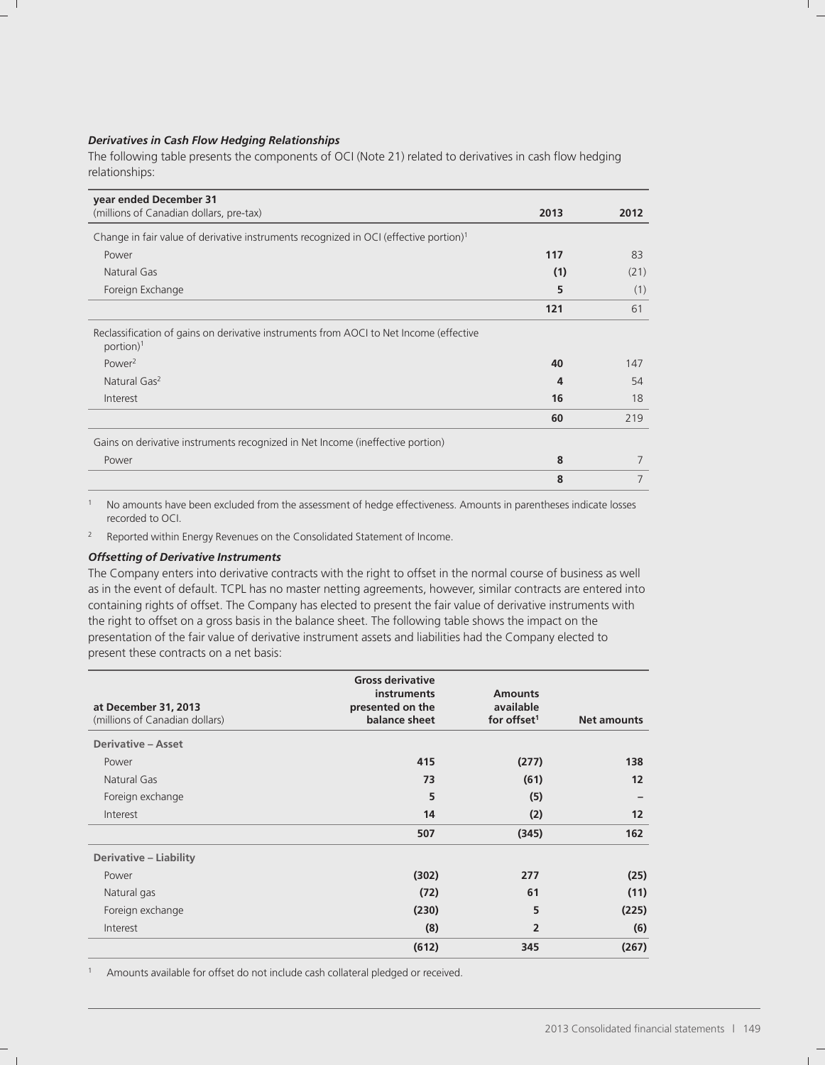***Derivatives in Cash Flow Hedging Relationships***

The following table presents the components of OCI (Note 21) related to derivatives in cash flow hedging relationships:

| **year ended December 31**<br>(millions of Canadian dollars, pre-tax) | **2013** | **2012** |
|---|---|---|
| Change in fair value of derivative instruments recognized in OCI (effective portion)[1] | | |
| Power | **117** | 83 |
| Natural Gas | **(1)** | (21) |
| Foreign Exchange | **5** | (1) |
| | **121** | 61 |
| Reclassification of gains on derivative instruments from AOCI to Net Income (effective portion)[1] | | |
| Power[2] | **40** | 147 |
| Natural Gas[2] | **4** | 54 |
| Interest | **16** | 18 |
| | **60** | 219 |
| Gains on derivative instruments recognized in Net Income (ineffective portion) | | |
| Power | **8** | 7 |
| | **8** | 7 |

1 No amounts have been excluded from the assessment of hedge effectiveness. Amounts in parentheses indicate losses recorded to OCI.

2 Reported within Energy Revenues on the Consolidated Statement of Income.

***Offsetting of Derivative Instruments***

The Company enters into derivative contracts with the right to offset in the normal course of business as well as in the event of default. TCPL has no master netting agreements, however, similar contracts are entered into containing rights of offset. The Company has elected to present the fair value of derivative instruments with the right to offset on a gross basis in the balance sheet. The following table shows the impact on the presentation of the fair value of derivative instrument assets and liabilities had the Company elected to present these contracts on a net basis:

| **at December 31, 2013**<br>(millions of Canadian dollars) | **Gross derivative instruments presented on the balance sheet** | **Amounts available for offset[1]** | **Net amounts** |
|---|---|---|---|
| **Derivative – Asset** | | | |
| Power | **415** | **(277)** | **138** |
| Natural Gas | **73** | **(61)** | **12** |
| Foreign exchange | **5** | **(5)** | **–** |
| Interest | **14** | **(2)** | **12** |
| | **507** | **(345)** | **162** |
| **Derivative – Liability** | | | |
| Power | **(302)** | **277** | **(25)** |
| Natural gas | **(72)** | **61** | **(11)** |
| Foreign exchange | **(230)** | **5** | **(225)** |
| Interest | **(8)** | **2** | **(6)** |
| | **(612)** | **345** | **(267)** |

1 Amounts available for offset do not include cash collateral pledged or received.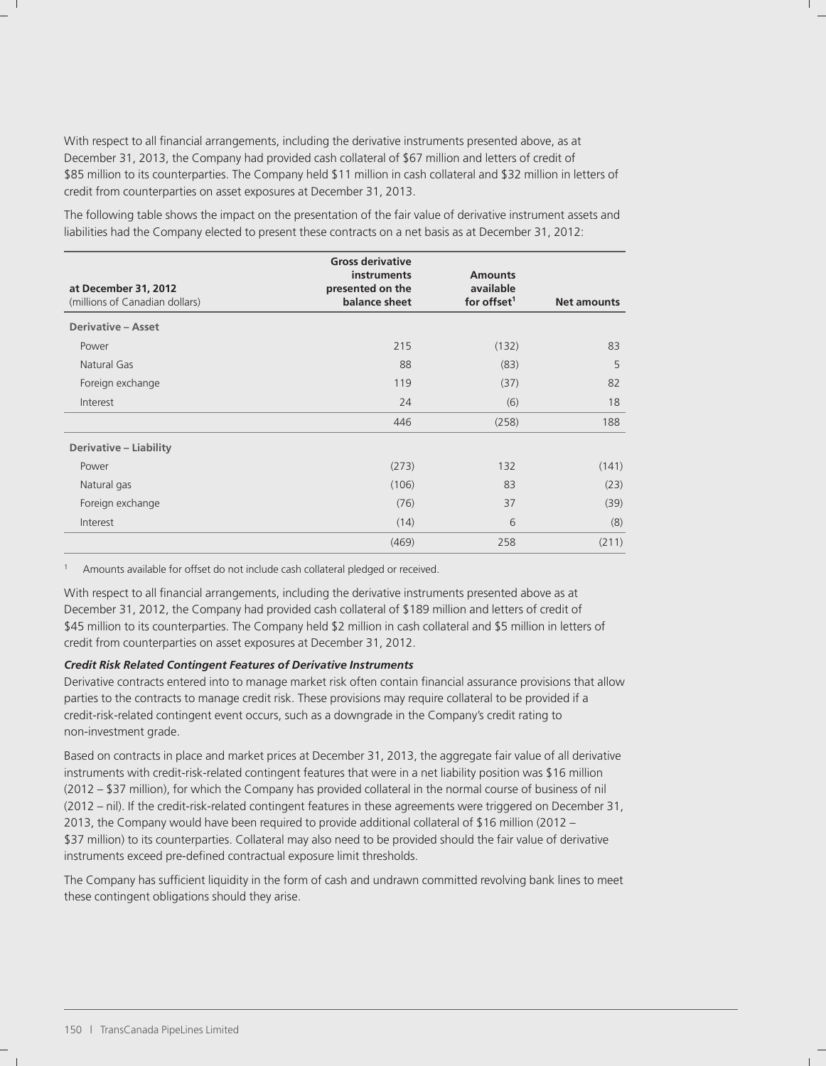With respect to all financial arrangements, including the derivative instruments presented above, as at December 31, 2013, the Company had provided cash collateral of $67 million and letters of credit of $85 million to its counterparties. The Company held $11 million in cash collateral and $32 million in letters of credit from counterparties on asset exposures at December 31, 2013.

The following table shows the impact on the presentation of the fair value of derivative instrument assets and liabilities had the Company elected to present these contracts on a net basis as at December 31, 2012:

| at December 31, 2012 (millions of Canadian dollars) | Gross derivative instruments presented on the balance sheet | Amounts available for offset[1] | Net amounts |
|---|---|---|---|
| **Derivative – Asset** | | | |
| Power | 215 | (132) | 83 |
| Natural Gas | 88 | (83) | 5 |
| Foreign exchange | 119 | (37) | 82 |
| Interest | 24 | (6) | 18 |
| | 446 | (258) | 188 |
| **Derivative – Liability** | | | |
| Power | (273) | 132 | (141) |
| Natural gas | (106) | 83 | (23) |
| Foreign exchange | (76) | 37 | (39) |
| Interest | (14) | 6 | (8) |
| | (469) | 258 | (211) |

[1] Amounts available for offset do not include cash collateral pledged or received.

With respect to all financial arrangements, including the derivative instruments presented above as at December 31, 2012, the Company had provided cash collateral of $189 million and letters of credit of $45 million to its counterparties. The Company held $2 million in cash collateral and $5 million in letters of credit from counterparties on asset exposures at December 31, 2012.

***Credit Risk Related Contingent Features of Derivative Instruments***

Derivative contracts entered into to manage market risk often contain financial assurance provisions that allow parties to the contracts to manage credit risk. These provisions may require collateral to be provided if a credit-risk-related contingent event occurs, such as a downgrade in the Company's credit rating to non-investment grade.

Based on contracts in place and market prices at December 31, 2013, the aggregate fair value of all derivative instruments with credit-risk-related contingent features that were in a net liability position was $16 million (2012 – $37 million), for which the Company has provided collateral in the normal course of business of nil (2012 – nil). If the credit-risk-related contingent features in these agreements were triggered on December 31, 2013, the Company would have been required to provide additional collateral of $16 million (2012 – $37 million) to its counterparties. Collateral may also need to be provided should the fair value of derivative instruments exceed pre-defined contractual exposure limit thresholds.

The Company has sufficient liquidity in the form of cash and undrawn committed revolving bank lines to meet these contingent obligations should they arise.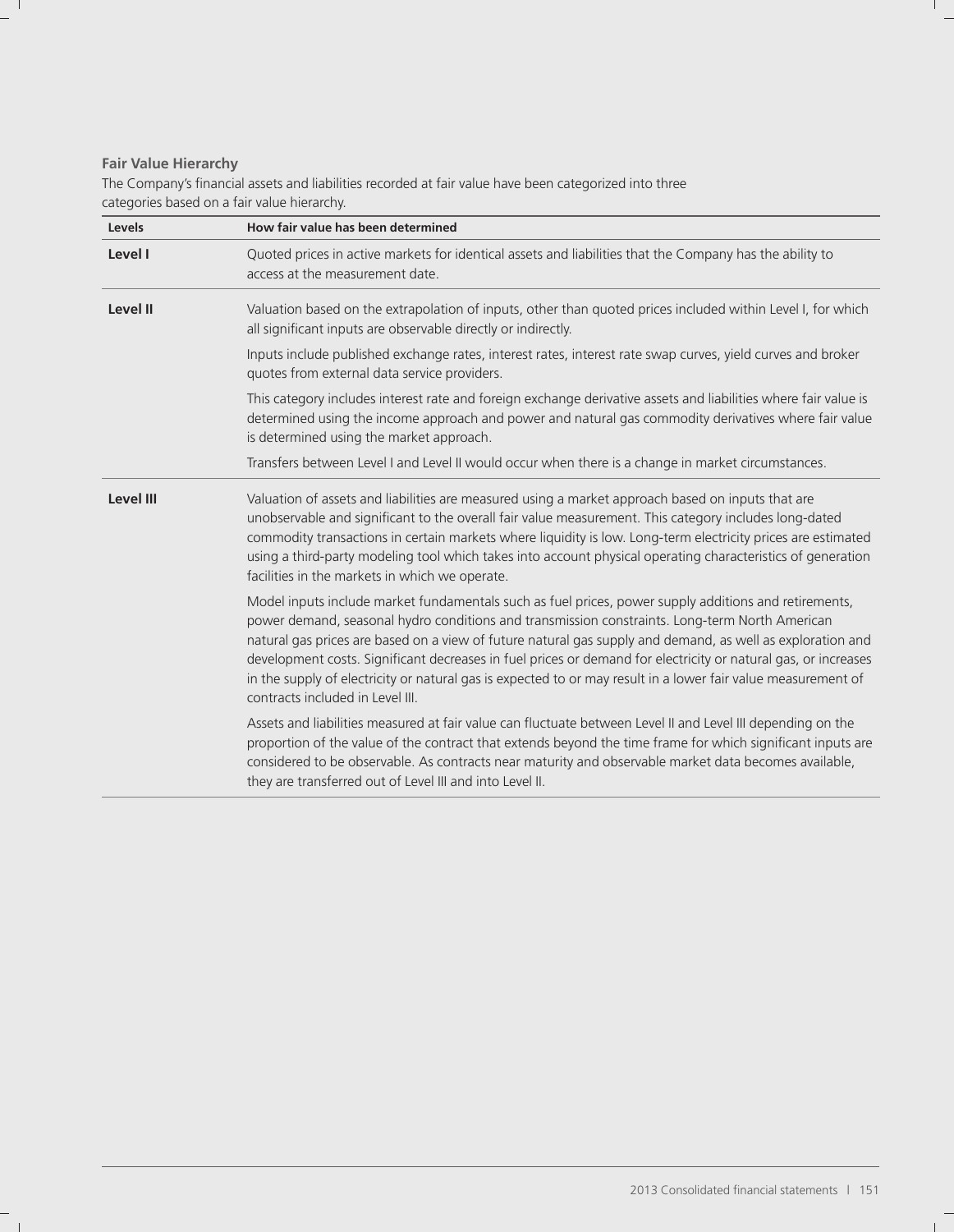### Fair Value Hierarchy

The Company's financial assets and liabilities recorded at fair value have been categorized into three categories based on a fair value hierarchy.

| Levels | How fair value has been determined |
|---|---|
| **Level I** | Quoted prices in active markets for identical assets and liabilities that the Company has the ability to access at the measurement date. |
| **Level II** | Valuation based on the extrapolation of inputs, other than quoted prices included within Level I, for which all significant inputs are observable directly or indirectly.<br><br>Inputs include published exchange rates, interest rates, interest rate swap curves, yield curves and broker quotes from external data service providers.<br><br>This category includes interest rate and foreign exchange derivative assets and liabilities where fair value is determined using the income approach and power and natural gas commodity derivatives where fair value is determined using the market approach.<br><br>Transfers between Level I and Level II would occur when there is a change in market circumstances. |
| **Level III** | Valuation of assets and liabilities are measured using a market approach based on inputs that are unobservable and significant to the overall fair value measurement. This category includes long-dated commodity transactions in certain markets where liquidity is low. Long-term electricity prices are estimated using a third-party modeling tool which takes into account physical operating characteristics of generation facilities in the markets in which we operate.<br><br>Model inputs include market fundamentals such as fuel prices, power supply additions and retirements, power demand, seasonal hydro conditions and transmission constraints. Long-term North American natural gas prices are based on a view of future natural gas supply and demand, as well as exploration and development costs. Significant decreases in fuel prices or demand for electricity or natural gas, or increases in the supply of electricity or natural gas is expected to or may result in a lower fair value measurement of contracts included in Level III.<br><br>Assets and liabilities measured at fair value can fluctuate between Level II and Level III depending on the proportion of the value of the contract that extends beyond the time frame for which significant inputs are considered to be observable. As contracts near maturity and observable market data becomes available, they are transferred out of Level III and into Level II. |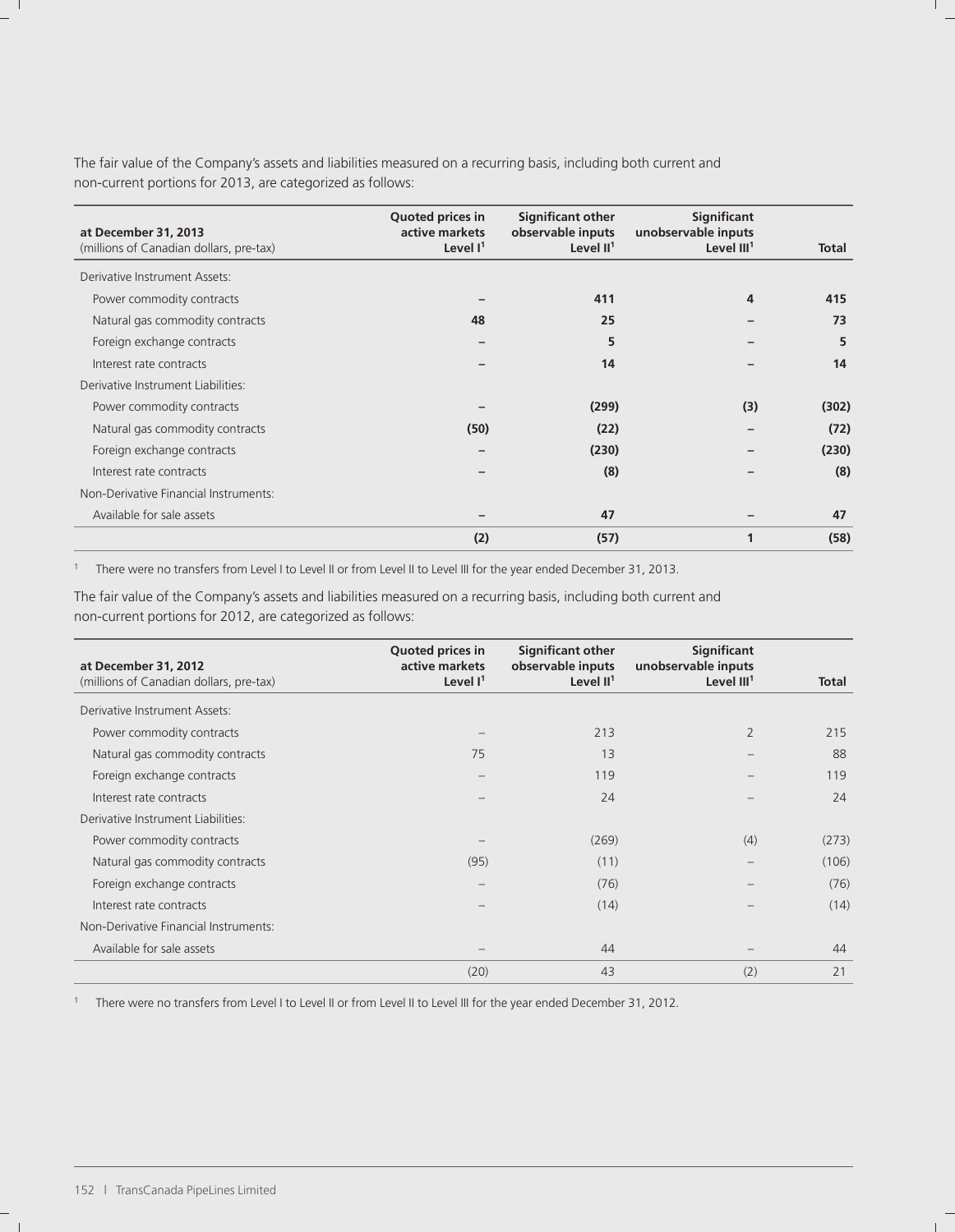The fair value of the Company's assets and liabilities measured on a recurring basis, including both current and non-current portions for 2013, are categorized as follows:

| at December 31, 2013 (millions of Canadian dollars, pre-tax) | Quoted prices in active markets Level I[1] | Significant other observable inputs Level II[1] | Significant unobservable inputs Level III[1] | Total |
|---|---|---|---|---|
| Derivative Instrument Assets: | | | | |
| Power commodity contracts | – | 411 | 4 | 415 |
| Natural gas commodity contracts | 48 | 25 | – | 73 |
| Foreign exchange contracts | – | 5 | – | 5 |
| Interest rate contracts | – | 14 | – | 14 |
| Derivative Instrument Liabilities: | | | | |
| Power commodity contracts | – | (299) | (3) | (302) |
| Natural gas commodity contracts | (50) | (22) | – | (72) |
| Foreign exchange contracts | – | (230) | – | (230) |
| Interest rate contracts | – | (8) | – | (8) |
| Non-Derivative Financial Instruments: | | | | |
| Available for sale assets | – | 47 | – | 47 |
| | (2) | (57) | 1 | (58) |

1 There were no transfers from Level I to Level II or from Level II to Level III for the year ended December 31, 2013.

The fair value of the Company's assets and liabilities measured on a recurring basis, including both current and non-current portions for 2012, are categorized as follows:

| at December 31, 2012 (millions of Canadian dollars, pre-tax) | Quoted prices in active markets Level I[1] | Significant other observable inputs Level II[1] | Significant unobservable inputs Level III[1] | Total |
|---|---|---|---|---|
| Derivative Instrument Assets: | | | | |
| Power commodity contracts | – | 213 | 2 | 215 |
| Natural gas commodity contracts | 75 | 13 | – | 88 |
| Foreign exchange contracts | – | 119 | – | 119 |
| Interest rate contracts | – | 24 | – | 24 |
| Derivative Instrument Liabilities: | | | | |
| Power commodity contracts | – | (269) | (4) | (273) |
| Natural gas commodity contracts | (95) | (11) | – | (106) |
| Foreign exchange contracts | – | (76) | – | (76) |
| Interest rate contracts | – | (14) | – | (14) |
| Non-Derivative Financial Instruments: | | | | |
| Available for sale assets | – | 44 | – | 44 |
| | (20) | 43 | (2) | 21 |

1 There were no transfers from Level I to Level II or from Level II to Level III for the year ended December 31, 2012.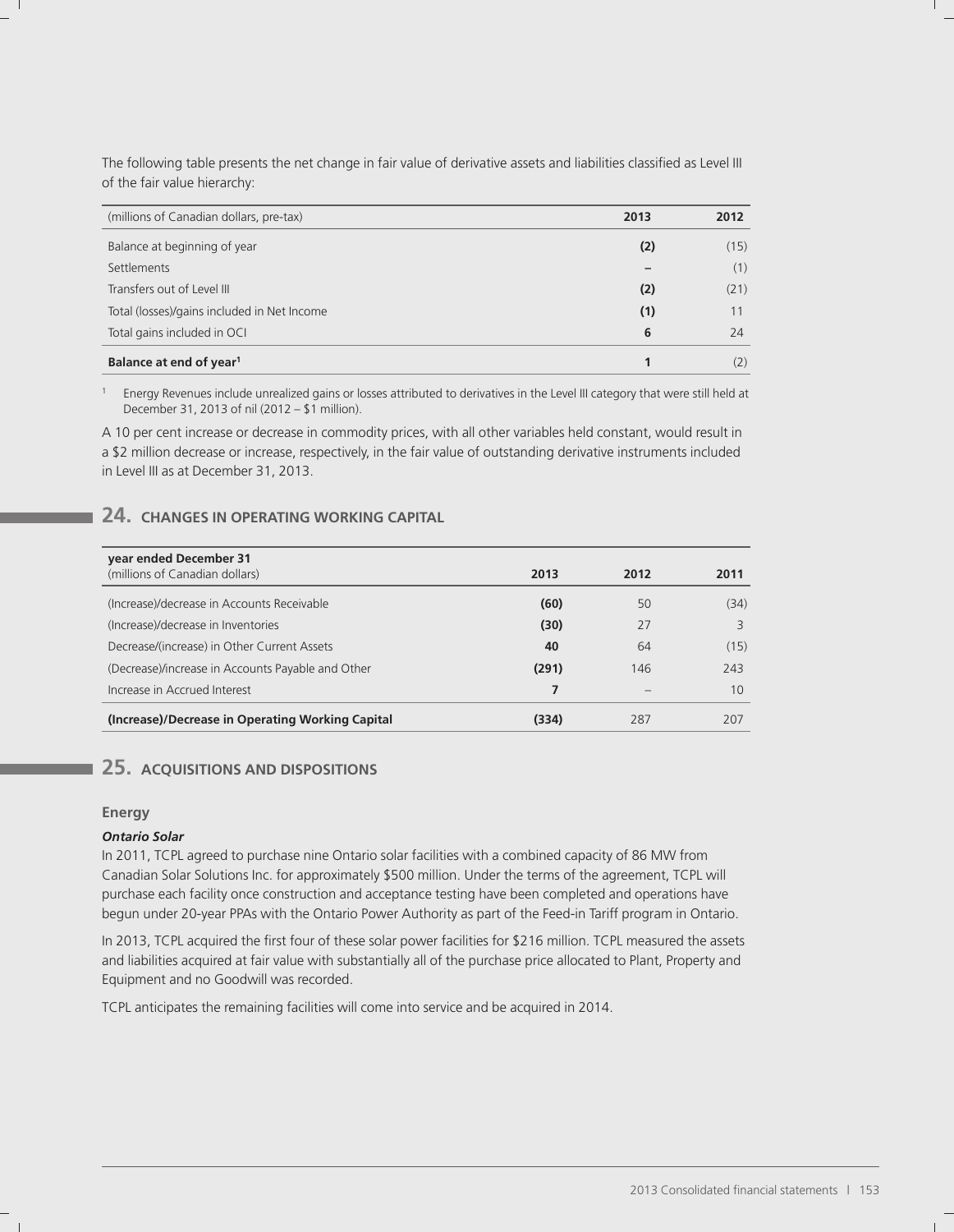The following table presents the net change in fair value of derivative assets and liabilities classified as Level III of the fair value hierarchy:

| (millions of Canadian dollars, pre-tax) | 2013 | 2012 |
|---|---|---|
| Balance at beginning of year | **(2)** | (15) |
| Settlements | **–** | (1) |
| Transfers out of Level III | **(2)** | (21) |
| Total (losses)/gains included in Net Income | **(1)** | 11 |
| Total gains included in OCI | **6** | 24 |
| **Balance at end of year**[1] | **1** | (2) |

[1] Energy Revenues include unrealized gains or losses attributed to derivatives in the Level III category that were still held at December 31, 2013 of nil (2012 – $1 million).

A 10 per cent increase or decrease in commodity prices, with all other variables held constant, would result in a $2 million decrease or increase, respectively, in the fair value of outstanding derivative instruments included in Level III as at December 31, 2013.

## 24. CHANGES IN OPERATING WORKING CAPITAL

| **year ended December 31** (millions of Canadian dollars) | 2013 | 2012 | 2011 |
|---|---|---|---|
| (Increase)/decrease in Accounts Receivable | **(60)** | 50 | (34) |
| (Increase)/decrease in Inventories | **(30)** | 27 | 3 |
| Decrease/(increase) in Other Current Assets | **40** | 64 | (15) |
| (Decrease)/increase in Accounts Payable and Other | **(291)** | 146 | 243 |
| Increase in Accrued Interest | **7** | – | 10 |
| **(Increase)/Decrease in Operating Working Capital** | **(334)** | 287 | 207 |

## 25. ACQUISITIONS AND DISPOSITIONS

### Energy

***Ontario Solar***

In 2011, TCPL agreed to purchase nine Ontario solar facilities with a combined capacity of 86 MW from Canadian Solar Solutions Inc. for approximately $500 million. Under the terms of the agreement, TCPL will purchase each facility once construction and acceptance testing have been completed and operations have begun under 20-year PPAs with the Ontario Power Authority as part of the Feed-in Tariff program in Ontario.

In 2013, TCPL acquired the first four of these solar power facilities for $216 million. TCPL measured the assets and liabilities acquired at fair value with substantially all of the purchase price allocated to Plant, Property and Equipment and no Goodwill was recorded.

TCPL anticipates the remaining facilities will come into service and be acquired in 2014.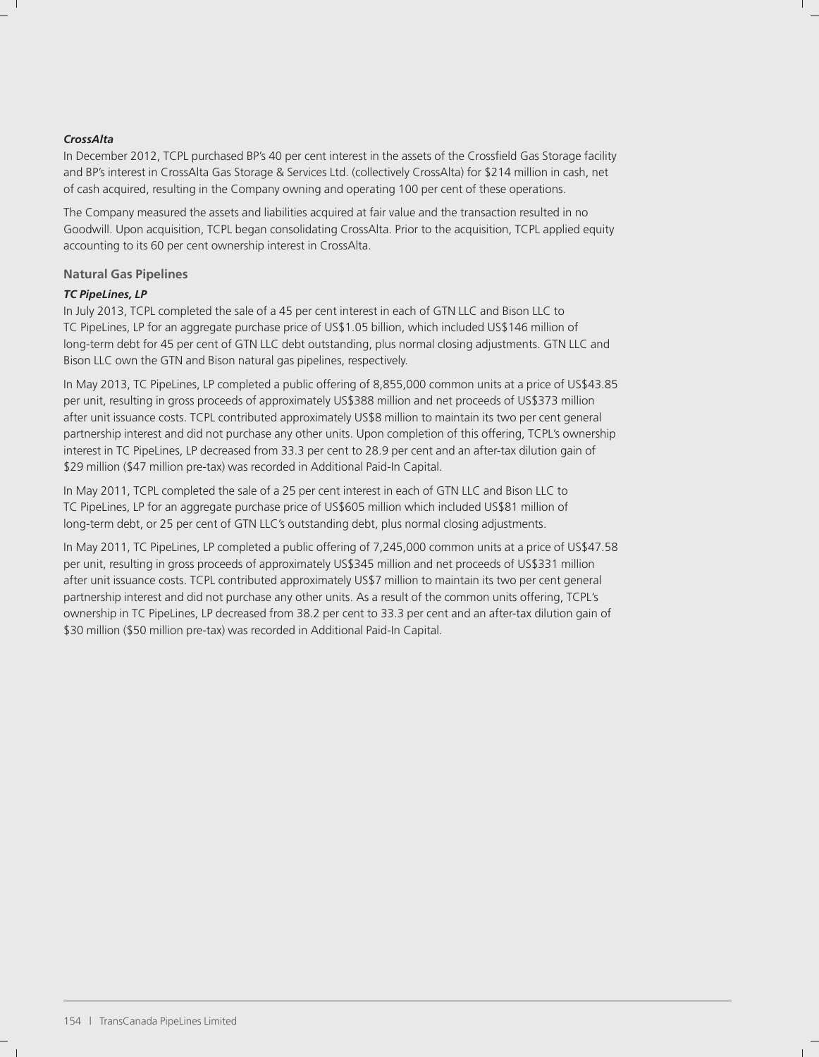***CrossAlta***

In December 2012, TCPL purchased BP's 40 per cent interest in the assets of the Crossfield Gas Storage facility and BP's interest in CrossAlta Gas Storage & Services Ltd. (collectively CrossAlta) for $214 million in cash, net of cash acquired, resulting in the Company owning and operating 100 per cent of these operations.

The Company measured the assets and liabilities acquired at fair value and the transaction resulted in no Goodwill. Upon acquisition, TCPL began consolidating CrossAlta. Prior to the acquisition, TCPL applied equity accounting to its 60 per cent ownership interest in CrossAlta.

### Natural Gas Pipelines

***TC PipeLines, LP***

In July 2013, TCPL completed the sale of a 45 per cent interest in each of GTN LLC and Bison LLC to TC PipeLines, LP for an aggregate purchase price of US$1.05 billion, which included US$146 million of long-term debt for 45 per cent of GTN LLC debt outstanding, plus normal closing adjustments. GTN LLC and Bison LLC own the GTN and Bison natural gas pipelines, respectively.

In May 2013, TC PipeLines, LP completed a public offering of 8,855,000 common units at a price of US$43.85 per unit, resulting in gross proceeds of approximately US$388 million and net proceeds of US$373 million after unit issuance costs. TCPL contributed approximately US$8 million to maintain its two per cent general partnership interest and did not purchase any other units. Upon completion of this offering, TCPL's ownership interest in TC PipeLines, LP decreased from 33.3 per cent to 28.9 per cent and an after-tax dilution gain of $29 million ($47 million pre-tax) was recorded in Additional Paid-In Capital.

In May 2011, TCPL completed the sale of a 25 per cent interest in each of GTN LLC and Bison LLC to TC PipeLines, LP for an aggregate purchase price of US$605 million which included US$81 million of long-term debt, or 25 per cent of GTN LLC's outstanding debt, plus normal closing adjustments.

In May 2011, TC PipeLines, LP completed a public offering of 7,245,000 common units at a price of US$47.58 per unit, resulting in gross proceeds of approximately US$345 million and net proceeds of US$331 million after unit issuance costs. TCPL contributed approximately US$7 million to maintain its two per cent general partnership interest and did not purchase any other units. As a result of the common units offering, TCPL's ownership in TC PipeLines, LP decreased from 38.2 per cent to 33.3 per cent and an after-tax dilution gain of $30 million ($50 million pre-tax) was recorded in Additional Paid-In Capital.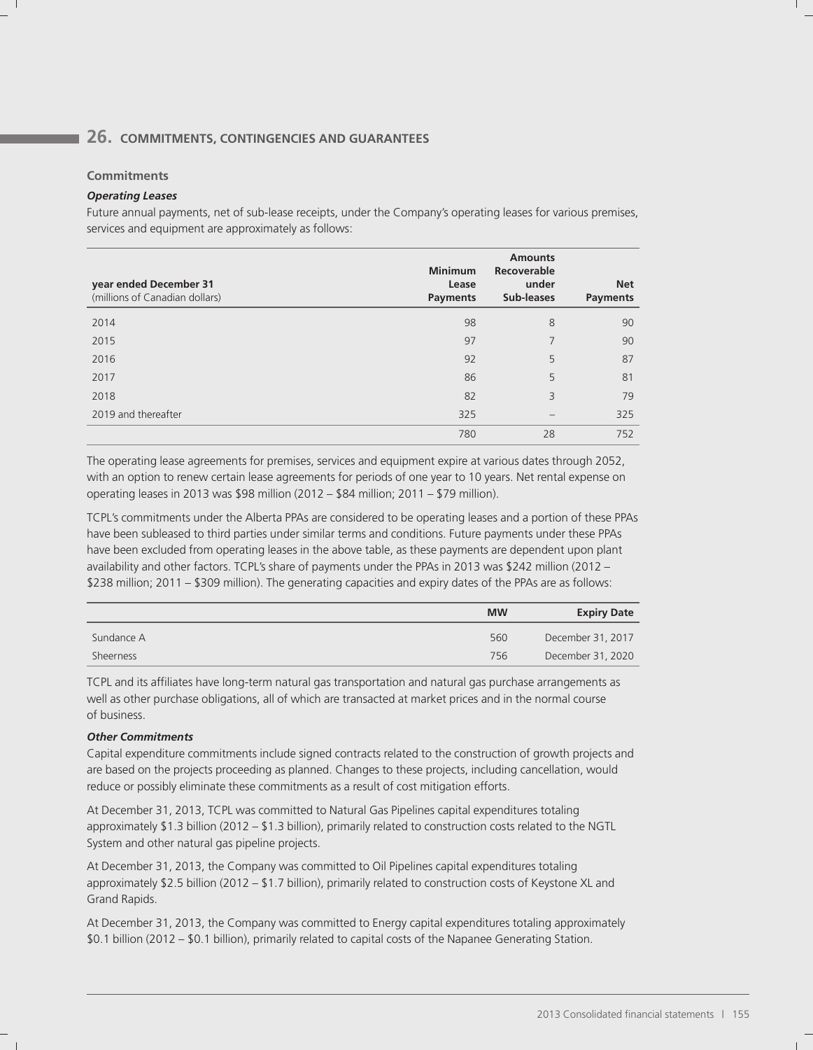## 26. COMMITMENTS, CONTINGENCIES AND GUARANTEES

### Commitments

***Operating Leases***

Future annual payments, net of sub-lease receipts, under the Company's operating leases for various premises, services and equipment are approximately as follows:

| year ended December 31 (millions of Canadian dollars) | Minimum Lease Payments | Amounts Recoverable under Sub-leases | Net Payments |
|---|---|---|---|
| 2014 | 98 | 8 | 90 |
| 2015 | 97 | 7 | 90 |
| 2016 | 92 | 5 | 87 |
| 2017 | 86 | 5 | 81 |
| 2018 | 82 | 3 | 79 |
| 2019 and thereafter | 325 | – | 325 |
| | 780 | 28 | 752 |

The operating lease agreements for premises, services and equipment expire at various dates through 2052, with an option to renew certain lease agreements for periods of one year to 10 years. Net rental expense on operating leases in 2013 was $98 million (2012 – $84 million; 2011 – $79 million).

TCPL's commitments under the Alberta PPAs are considered to be operating leases and a portion of these PPAs have been subleased to third parties under similar terms and conditions. Future payments under these PPAs have been excluded from operating leases in the above table, as these payments are dependent upon plant availability and other factors. TCPL's share of payments under the PPAs in 2013 was $242 million (2012 – $238 million; 2011 – $309 million). The generating capacities and expiry dates of the PPAs are as follows:

| | MW | Expiry Date |
|---|---|---|
| Sundance A | 560 | December 31, 2017 |
| Sheerness | 756 | December 31, 2020 |

TCPL and its affiliates have long-term natural gas transportation and natural gas purchase arrangements as well as other purchase obligations, all of which are transacted at market prices and in the normal course of business.

***Other Commitments***

Capital expenditure commitments include signed contracts related to the construction of growth projects and are based on the projects proceeding as planned. Changes to these projects, including cancellation, would reduce or possibly eliminate these commitments as a result of cost mitigation efforts.

At December 31, 2013, TCPL was committed to Natural Gas Pipelines capital expenditures totaling approximately $1.3 billion (2012 – $1.3 billion), primarily related to construction costs related to the NGTL System and other natural gas pipeline projects.

At December 31, 2013, the Company was committed to Oil Pipelines capital expenditures totaling approximately $2.5 billion (2012 – $1.7 billion), primarily related to construction costs of Keystone XL and Grand Rapids.

At December 31, 2013, the Company was committed to Energy capital expenditures totaling approximately $0.1 billion (2012 – $0.1 billion), primarily related to capital costs of the Napanee Generating Station.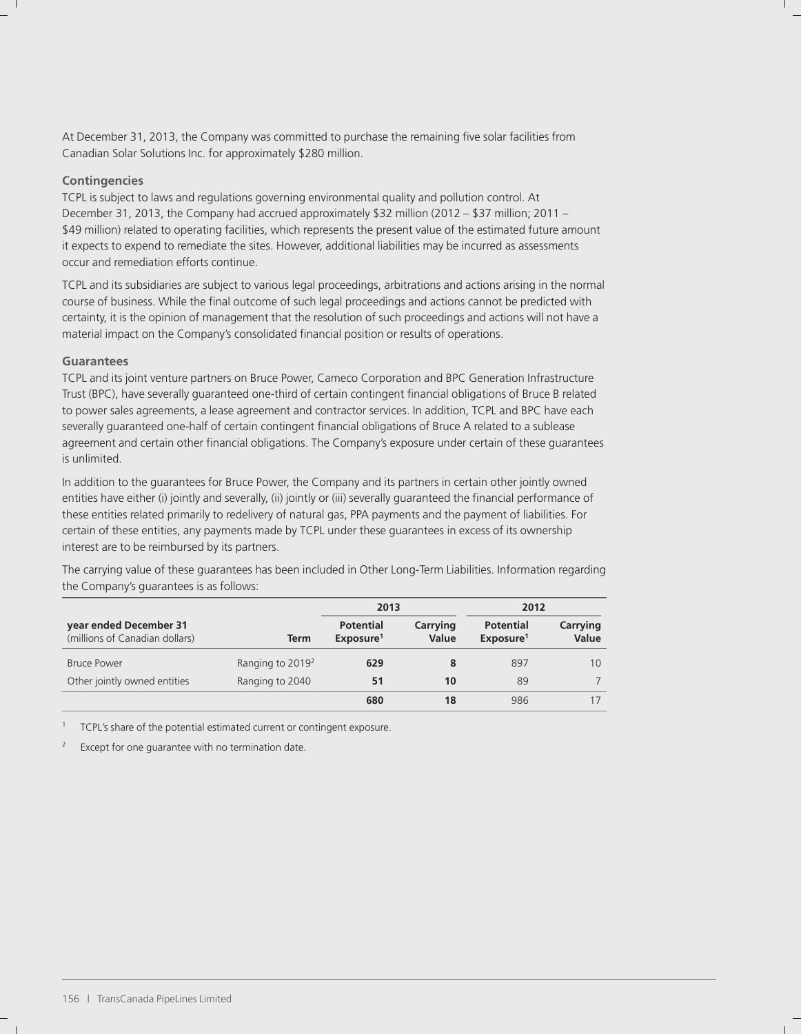At December 31, 2013, the Company was committed to purchase the remaining five solar facilities from Canadian Solar Solutions Inc. for approximately $280 million.

### Contingencies

TCPL is subject to laws and regulations governing environmental quality and pollution control. At December 31, 2013, the Company had accrued approximately $32 million (2012 – $37 million; 2011 – $49 million) related to operating facilities, which represents the present value of the estimated future amount it expects to expend to remediate the sites. However, additional liabilities may be incurred as assessments occur and remediation efforts continue.

TCPL and its subsidiaries are subject to various legal proceedings, arbitrations and actions arising in the normal course of business. While the final outcome of such legal proceedings and actions cannot be predicted with certainty, it is the opinion of management that the resolution of such proceedings and actions will not have a material impact on the Company's consolidated financial position or results of operations.

### Guarantees

TCPL and its joint venture partners on Bruce Power, Cameco Corporation and BPC Generation Infrastructure Trust (BPC), have severally guaranteed one-third of certain contingent financial obligations of Bruce B related to power sales agreements, a lease agreement and contractor services. In addition, TCPL and BPC have each severally guaranteed one-half of certain contingent financial obligations of Bruce A related to a sublease agreement and certain other financial obligations. The Company's exposure under certain of these guarantees is unlimited.

In addition to the guarantees for Bruce Power, the Company and its partners in certain other jointly owned entities have either (i) jointly and severally, (ii) jointly or (iii) severally guaranteed the financial performance of these entities related primarily to redelivery of natural gas, PPA payments and the payment of liabilities. For certain of these entities, any payments made by TCPL under these guarantees in excess of its ownership interest are to be reimbursed by its partners.

The carrying value of these guarantees has been included in Other Long-Term Liabilities. Information regarding the Company's guarantees is as follows:

| | | 2013 | | 2012 | |
|---|---|---|---|---|---|
| **year ended December 31** (millions of Canadian dollars) | **Term** | **Potential Exposure[1]** | **Carrying Value** | **Potential Exposure[1]** | **Carrying Value** |
| Bruce Power | Ranging to 2019[2] | **629** | **8** | 897 | 10 |
| Other jointly owned entities | Ranging to 2040 | **51** | **10** | 89 | 7 |
| | | **680** | **18** | 986 | 17 |

[1] TCPL's share of the potential estimated current or contingent exposure.

[2] Except for one guarantee with no termination date.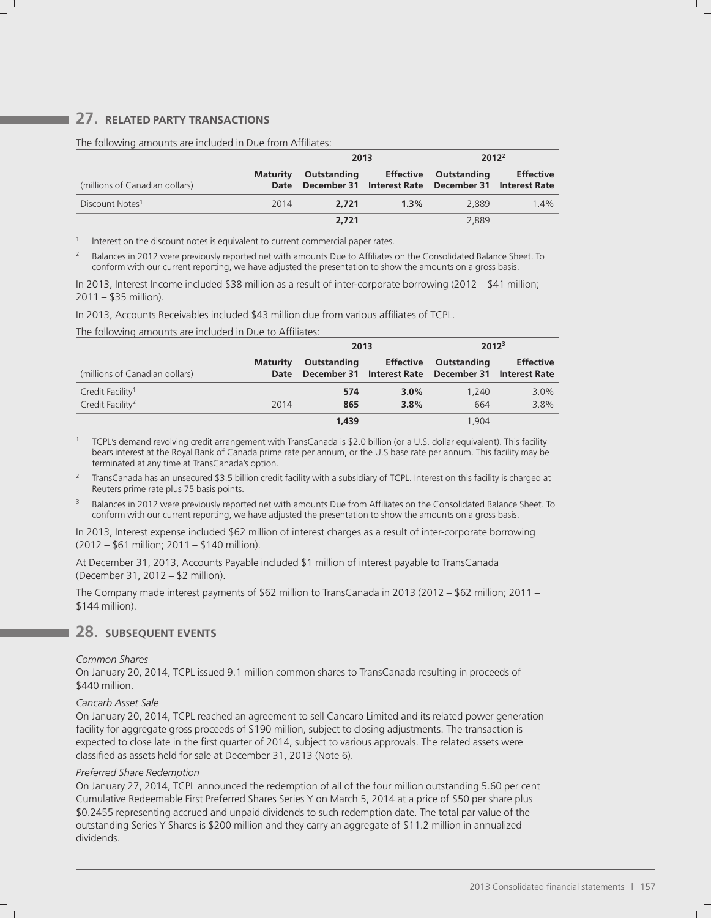## 27. RELATED PARTY TRANSACTIONS

The following amounts are included in Due from Affiliates:

| | | 2013 | | 2012[2] | |
|---|---|---|---|---|---|
| (millions of Canadian dollars) | Maturity Date | Outstanding December 31 | Effective Interest Rate | Outstanding December 31 | Effective Interest Rate |
| Discount Notes[1] | 2014 | **2,721** | **1.3%** | 2,889 | 1.4% |
| | | **2,721** | | 2,889 | |

[1] Interest on the discount notes is equivalent to current commercial paper rates.

[2] Balances in 2012 were previously reported net with amounts Due to Affiliates on the Consolidated Balance Sheet. To conform with our current reporting, we have adjusted the presentation to show the amounts on a gross basis.

In 2013, Interest Income included $38 million as a result of inter-corporate borrowing (2012 – $41 million; 2011 – $35 million).

In 2013, Accounts Receivables included $43 million due from various affiliates of TCPL.

The following amounts are included in Due to Affiliates:

| | | 2013 | | 2012[3] | |
|---|---|---|---|---|---|
| (millions of Canadian dollars) | Maturity Date | Outstanding December 31 | Effective Interest Rate | Outstanding December 31 | Effective Interest Rate |
| Credit Facility[1] | | **574** | **3.0%** | 1,240 | 3.0% |
| Credit Facility[2] | 2014 | **865** | **3.8%** | 664 | 3.8% |
| | | **1,439** | | 1,904 | |

[1] TCPL's demand revolving credit arrangement with TransCanada is $2.0 billion (or a U.S. dollar equivalent). This facility bears interest at the Royal Bank of Canada prime rate per annum, or the U.S base rate per annum. This facility may be terminated at any time at TransCanada's option.

[2] TransCanada has an unsecured $3.5 billion credit facility with a subsidiary of TCPL. Interest on this facility is charged at Reuters prime rate plus 75 basis points.

[3] Balances in 2012 were previously reported net with amounts Due from Affiliates on the Consolidated Balance Sheet. To conform with our current reporting, we have adjusted the presentation to show the amounts on a gross basis.

In 2013, Interest expense included $62 million of interest charges as a result of inter-corporate borrowing (2012 – $61 million; 2011 – $140 million).

At December 31, 2013, Accounts Payable included $1 million of interest payable to TransCanada (December 31, 2012 – $2 million).

The Company made interest payments of $62 million to TransCanada in 2013 (2012 – $62 million; 2011 – $144 million).

## 28. SUBSEQUENT EVENTS

*Common Shares*

On January 20, 2014, TCPL issued 9.1 million common shares to TransCanada resulting in proceeds of $440 million.

*Cancarb Asset Sale*

On January 20, 2014, TCPL reached an agreement to sell Cancarb Limited and its related power generation facility for aggregate gross proceeds of $190 million, subject to closing adjustments. The transaction is expected to close late in the first quarter of 2014, subject to various approvals. The related assets were classified as assets held for sale at December 31, 2013 (Note 6).

*Preferred Share Redemption*

On January 27, 2014, TCPL announced the redemption of all of the four million outstanding 5.60 per cent Cumulative Redeemable First Preferred Shares Series Y on March 5, 2014 at a price of $50 per share plus $0.2455 representing accrued and unpaid dividends to such redemption date. The total par value of the outstanding Series Y Shares is $200 million and they carry an aggregate of $11.2 million in annualized dividends.